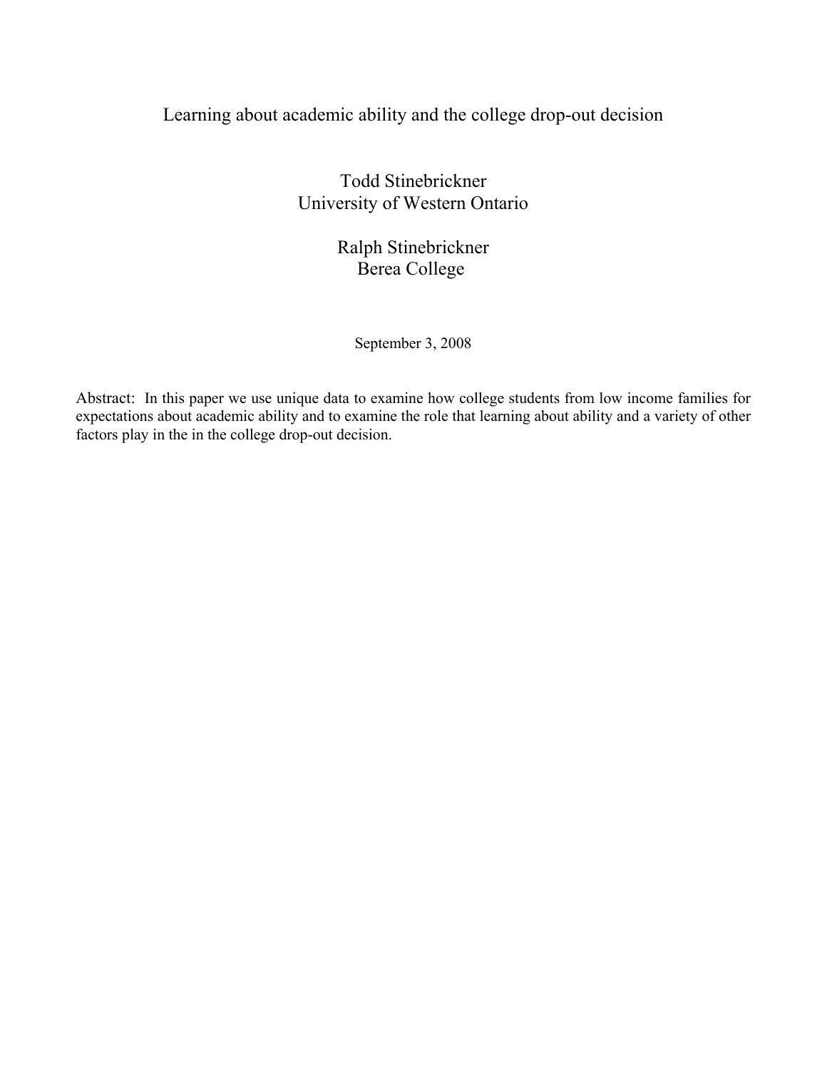# Learning about academic ability and the college drop-out decision

Todd Stinebrickner
University of Western Ontario

Ralph Stinebrickner
Berea College

September 3, 2008

Abstract: In this paper we use unique data to examine how college students from low income families for expectations about academic ability and to examine the role that learning about ability and a variety of other factors play in the in the college drop-out decision.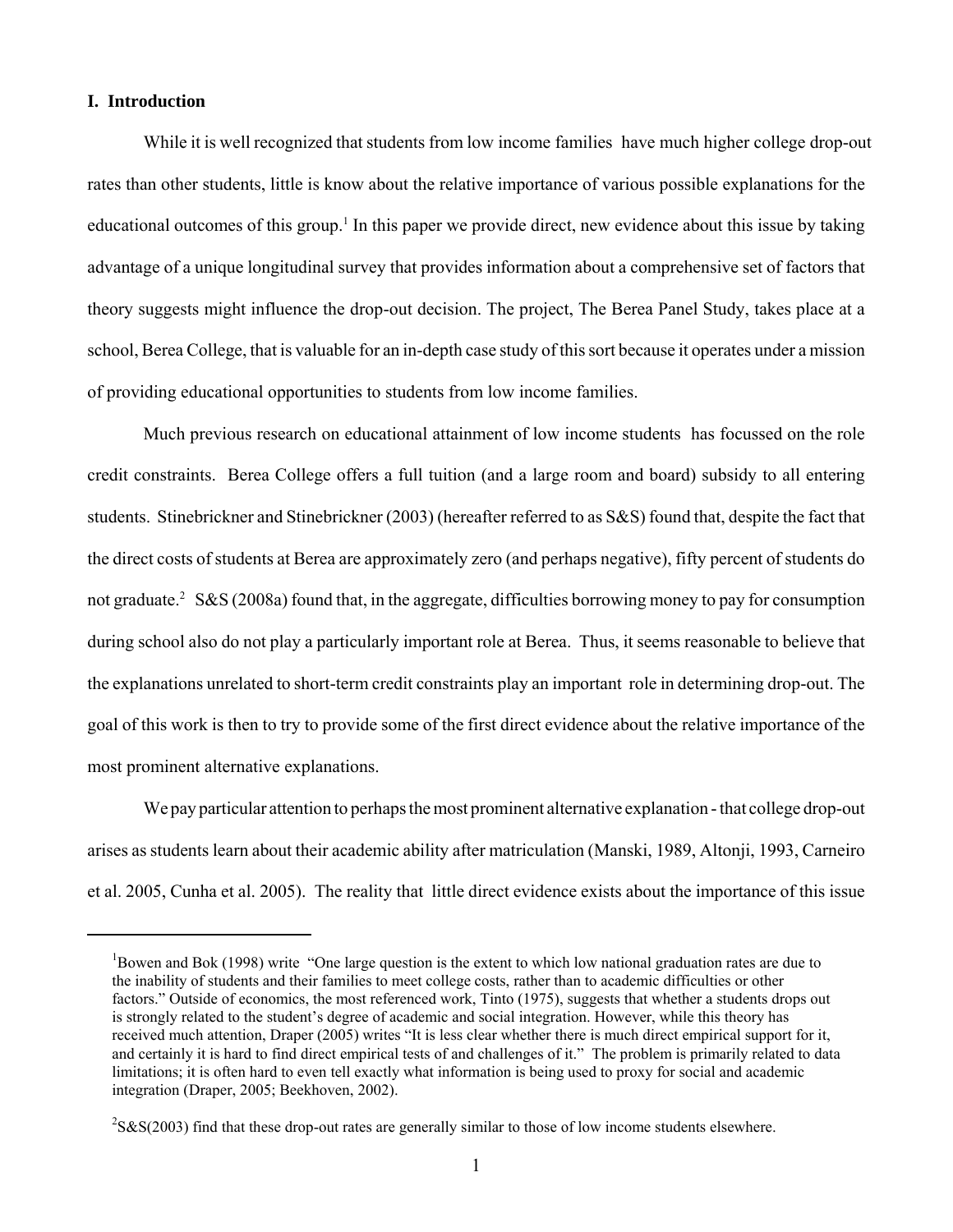## I. Introduction

While it is well recognized that students from low income families have much higher college drop-out rates than other students, little is know about the relative importance of various possible explanations for the educational outcomes of this group.[1] In this paper we provide direct, new evidence about this issue by taking advantage of a unique longitudinal survey that provides information about a comprehensive set of factors that theory suggests might influence the drop-out decision. The project, The Berea Panel Study, takes place at a school, Berea College, that is valuable for an in-depth case study of this sort because it operates under a mission of providing educational opportunities to students from low income families.

Much previous research on educational attainment of low income students has focussed on the role credit constraints. Berea College offers a full tuition (and a large room and board) subsidy to all entering students. Stinebrickner and Stinebrickner (2003) (hereafter referred to as S&S) found that, despite the fact that the direct costs of students at Berea are approximately zero (and perhaps negative), fifty percent of students do not graduate.[2] S&S (2008a) found that, in the aggregate, difficulties borrowing money to pay for consumption during school also do not play a particularly important role at Berea. Thus, it seems reasonable to believe that the explanations unrelated to short-term credit constraints play an important role in determining drop-out. The goal of this work is then to try to provide some of the first direct evidence about the relative importance of the most prominent alternative explanations.

We pay particular attention to perhaps the most prominent alternative explanation - that college drop-out arises as students learn about their academic ability after matriculation (Manski, 1989, Altonji, 1993, Carneiro et al. 2005, Cunha et al. 2005). The reality that little direct evidence exists about the importance of this issue

---

[1] Bowen and Bok (1998) write "One large question is the extent to which low national graduation rates are due to the inability of students and their families to meet college costs, rather than to academic difficulties or other factors." Outside of economics, the most referenced work, Tinto (1975), suggests that whether a students drops out is strongly related to the student's degree of academic and social integration. However, while this theory has received much attention, Draper (2005) writes "It is less clear whether there is much direct empirical support for it, and certainly it is hard to find direct empirical tests of and challenges of it." The problem is primarily related to data limitations; it is often hard to even tell exactly what information is being used to proxy for social and academic integration (Draper, 2005; Beekhoven, 2002).

[2] S&S(2003) find that these drop-out rates are generally similar to those of low income students elsewhere.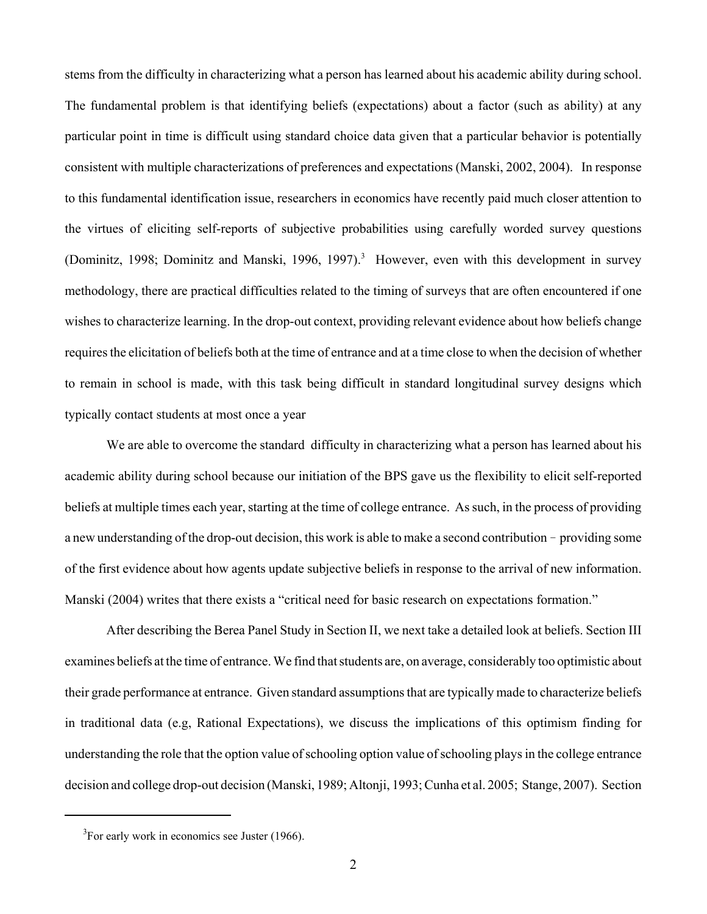stems from the difficulty in characterizing what a person has learned about his academic ability during school. The fundamental problem is that identifying beliefs (expectations) about a factor (such as ability) at any particular point in time is difficult using standard choice data given that a particular behavior is potentially consistent with multiple characterizations of preferences and expectations (Manski, 2002, 2004). In response to this fundamental identification issue, researchers in economics have recently paid much closer attention to the virtues of eliciting self-reports of subjective probabilities using carefully worded survey questions (Dominitz, 1998; Dominitz and Manski, 1996, 1997).[3] However, even with this development in survey methodology, there are practical difficulties related to the timing of surveys that are often encountered if one wishes to characterize learning. In the drop-out context, providing relevant evidence about how beliefs change requires the elicitation of beliefs both at the time of entrance and at a time close to when the decision of whether to remain in school is made, with this task being difficult in standard longitudinal survey designs which typically contact students at most once a year

We are able to overcome the standard difficulty in characterizing what a person has learned about his academic ability during school because our initiation of the BPS gave us the flexibility to elicit self-reported beliefs at multiple times each year, starting at the time of college entrance. As such, in the process of providing a new understanding of the drop-out decision, this work is able to make a second contribution - providing some of the first evidence about how agents update subjective beliefs in response to the arrival of new information. Manski (2004) writes that there exists a "critical need for basic research on expectations formation."

After describing the Berea Panel Study in Section II, we next take a detailed look at beliefs. Section III examines beliefs at the time of entrance. We find that students are, on average, considerably too optimistic about their grade performance at entrance. Given standard assumptions that are typically made to characterize beliefs in traditional data (e.g, Rational Expectations), we discuss the implications of this optimism finding for understanding the role that the option value of schooling option value of schooling plays in the college entrance decision and college drop-out decision (Manski, 1989; Altonji, 1993; Cunha et al. 2005; Stange, 2007). Section

[3]For early work in economics see Juster (1966).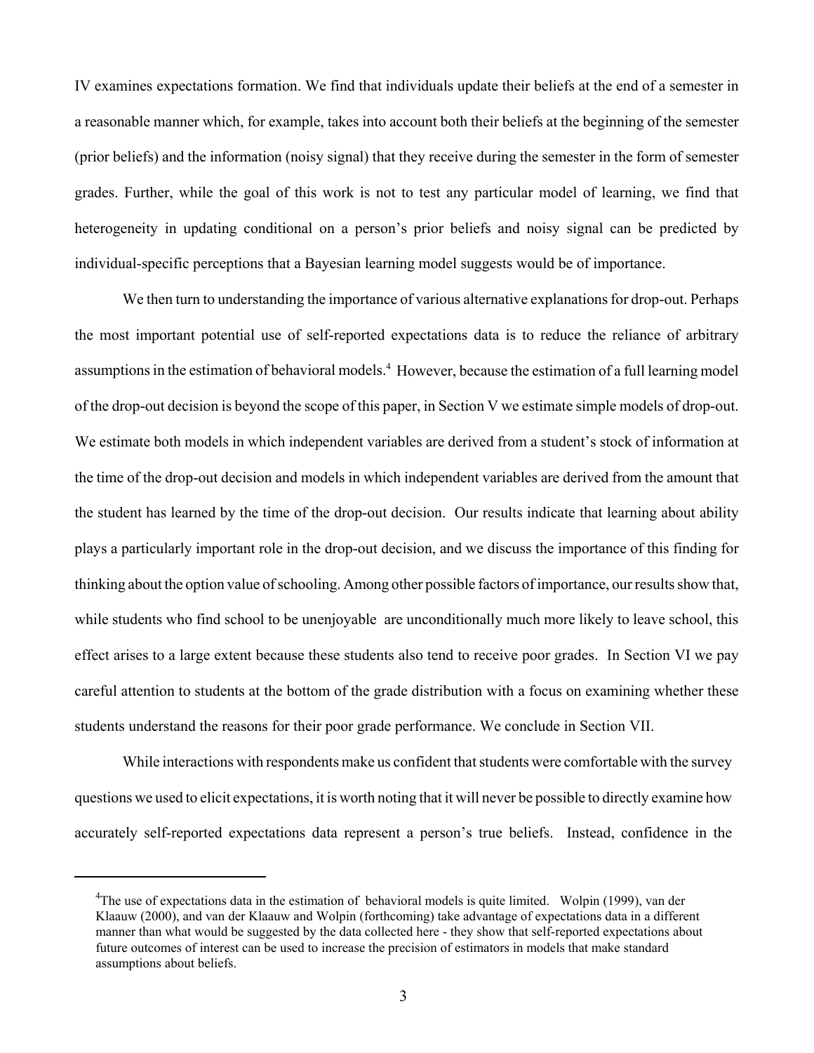IV examines expectations formation. We find that individuals update their beliefs at the end of a semester in a reasonable manner which, for example, takes into account both their beliefs at the beginning of the semester (prior beliefs) and the information (noisy signal) that they receive during the semester in the form of semester grades. Further, while the goal of this work is not to test any particular model of learning, we find that heterogeneity in updating conditional on a person's prior beliefs and noisy signal can be predicted by individual-specific perceptions that a Bayesian learning model suggests would be of importance.

We then turn to understanding the importance of various alternative explanations for drop-out. Perhaps the most important potential use of self-reported expectations data is to reduce the reliance of arbitrary assumptions in the estimation of behavioral models.[4] However, because the estimation of a full learning model of the drop-out decision is beyond the scope of this paper, in Section V we estimate simple models of drop-out. We estimate both models in which independent variables are derived from a student's stock of information at the time of the drop-out decision and models in which independent variables are derived from the amount that the student has learned by the time of the drop-out decision. Our results indicate that learning about ability plays a particularly important role in the drop-out decision, and we discuss the importance of this finding for thinking about the option value of schooling. Among other possible factors of importance, our results show that, while students who find school to be unenjoyable are unconditionally much more likely to leave school, this effect arises to a large extent because these students also tend to receive poor grades. In Section VI we pay careful attention to students at the bottom of the grade distribution with a focus on examining whether these students understand the reasons for their poor grade performance. We conclude in Section VII.

While interactions with respondents make us confident that students were comfortable with the survey questions we used to elicit expectations, it is worth noting that it will never be possible to directly examine how accurately self-reported expectations data represent a person's true beliefs. Instead, confidence in the

---

[4] The use of expectations data in the estimation of behavioral models is quite limited. Wolpin (1999), van der Klaauw (2000), and van der Klaauw and Wolpin (forthcoming) take advantage of expectations data in a different manner than what would be suggested by the data collected here - they show that self-reported expectations about future outcomes of interest can be used to increase the precision of estimators in models that make standard assumptions about beliefs.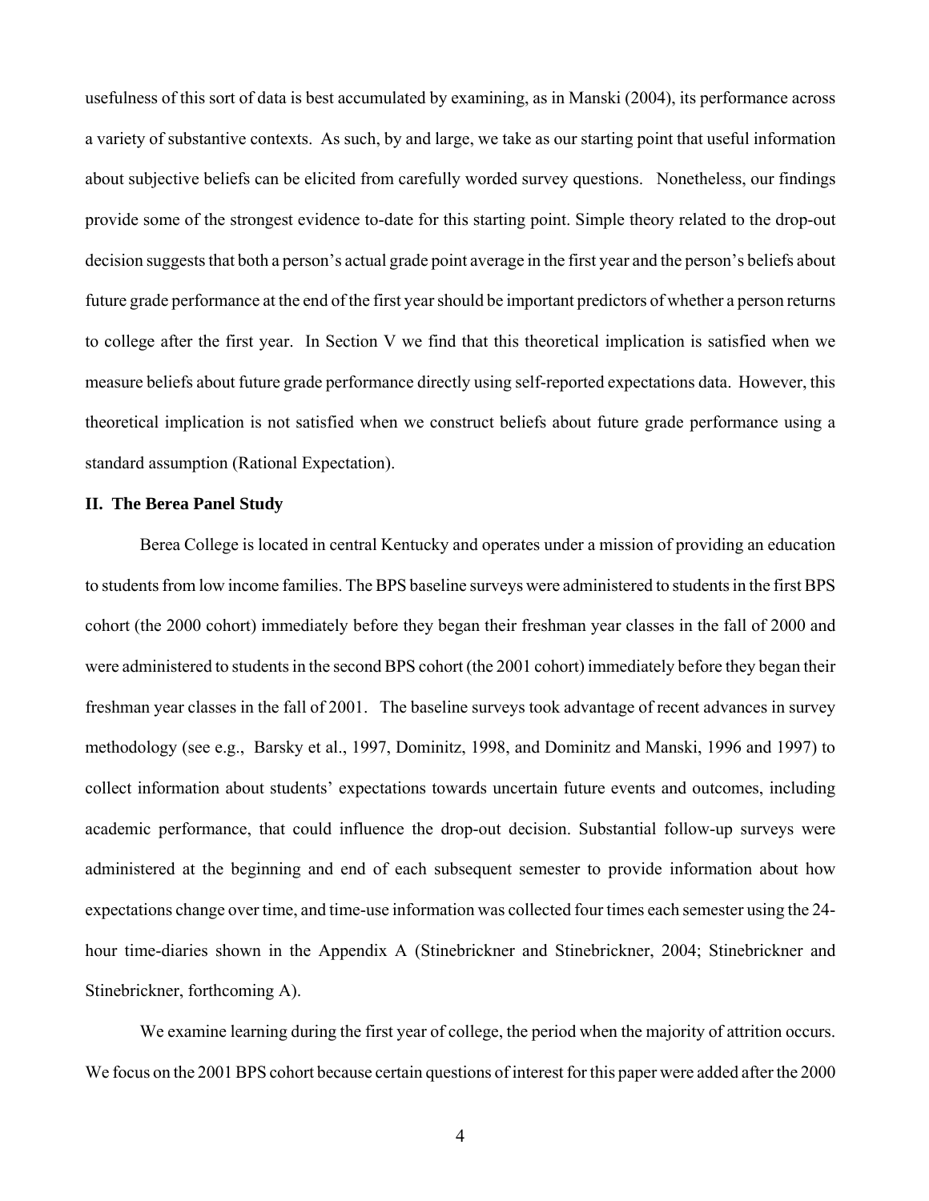usefulness of this sort of data is best accumulated by examining, as in Manski (2004), its performance across a variety of substantive contexts. As such, by and large, we take as our starting point that useful information about subjective beliefs can be elicited from carefully worded survey questions. Nonetheless, our findings provide some of the strongest evidence to-date for this starting point. Simple theory related to the drop-out decision suggests that both a person's actual grade point average in the first year and the person's beliefs about future grade performance at the end of the first year should be important predictors of whether a person returns to college after the first year. In Section V we find that this theoretical implication is satisfied when we measure beliefs about future grade performance directly using self-reported expectations data. However, this theoretical implication is not satisfied when we construct beliefs about future grade performance using a standard assumption (Rational Expectation).

## II. The Berea Panel Study

Berea College is located in central Kentucky and operates under a mission of providing an education to students from low income families. The BPS baseline surveys were administered to students in the first BPS cohort (the 2000 cohort) immediately before they began their freshman year classes in the fall of 2000 and were administered to students in the second BPS cohort (the 2001 cohort) immediately before they began their freshman year classes in the fall of 2001. The baseline surveys took advantage of recent advances in survey methodology (see e.g., Barsky et al., 1997, Dominitz, 1998, and Dominitz and Manski, 1996 and 1997) to collect information about students' expectations towards uncertain future events and outcomes, including academic performance, that could influence the drop-out decision. Substantial follow-up surveys were administered at the beginning and end of each subsequent semester to provide information about how expectations change over time, and time-use information was collected four times each semester using the 24-hour time-diaries shown in the Appendix A (Stinebrickner and Stinebrickner, 2004; Stinebrickner and Stinebrickner, forthcoming A).

We examine learning during the first year of college, the period when the majority of attrition occurs. We focus on the 2001 BPS cohort because certain questions of interest for this paper were added after the 2000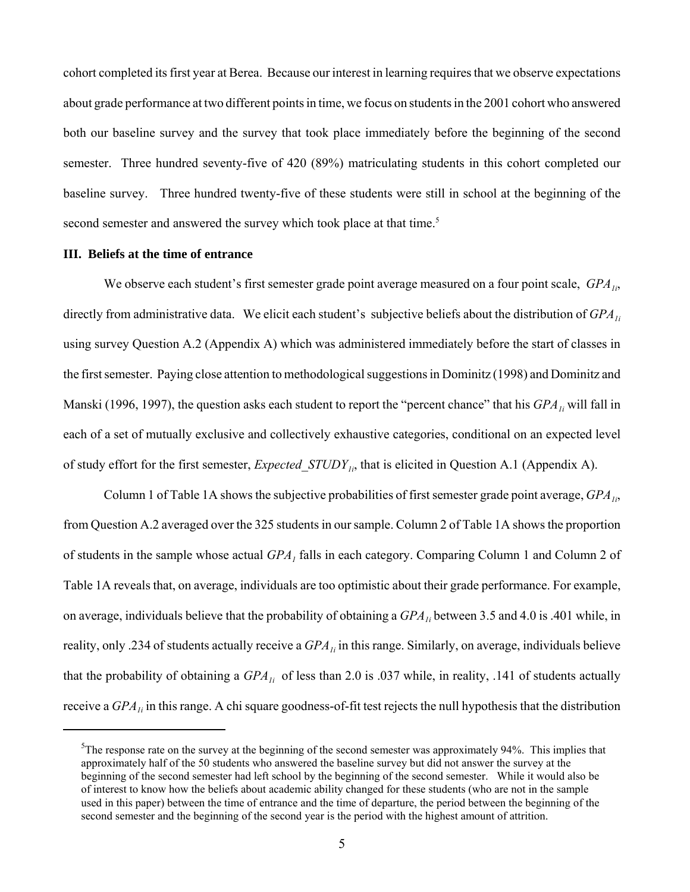cohort completed its first year at Berea. Because our interest in learning requires that we observe expectations about grade performance at two different points in time, we focus on students in the 2001 cohort who answered both our baseline survey and the survey that took place immediately before the beginning of the second semester. Three hundred seventy-five of 420 (89%) matriculating students in this cohort completed our baseline survey. Three hundred twenty-five of these students were still in school at the beginning of the second semester and answered the survey which took place at that time.[5]

### III. Beliefs at the time of entrance

We observe each student's first semester grade point average measured on a four point scale, $GPA_{1i}$, directly from administrative data. We elicit each student's subjective beliefs about the distribution of $GPA_{1i}$ using survey Question A.2 (Appendix A) which was administered immediately before the start of classes in the first semester. Paying close attention to methodological suggestions in Dominitz (1998) and Dominitz and Manski (1996, 1997), the question asks each student to report the "percent chance" that his $GPA_{1i}$ will fall in each of a set of mutually exclusive and collectively exhaustive categories, conditional on an expected level of study effort for the first semester, $Expected\_STUDY_{1i}$, that is elicited in Question A.1 (Appendix A).

Column 1 of Table 1A shows the subjective probabilities of first semester grade point average, $GPA_{1i}$, from Question A.2 averaged over the 325 students in our sample. Column 2 of Table 1A shows the proportion of students in the sample whose actual $GPA_1$ falls in each category. Comparing Column 1 and Column 2 of Table 1A reveals that, on average, individuals are too optimistic about their grade performance. For example, on average, individuals believe that the probability of obtaining a $GPA_{1i}$ between 3.5 and 4.0 is .401 while, in reality, only .234 of students actually receive a $GPA_{1i}$ in this range. Similarly, on average, individuals believe that the probability of obtaining a $GPA_{1i}$ of less than 2.0 is .037 while, in reality, .141 of students actually receive a $GPA_{1i}$ in this range. A chi square goodness-of-fit test rejects the null hypothesis that the distribution

[5] The response rate on the survey at the beginning of the second semester was approximately 94%. This implies that approximately half of the 50 students who answered the baseline survey but did not answer the survey at the beginning of the second semester had left school by the beginning of the second semester. While it would also be of interest to know how the beliefs about academic ability changed for these students (who are not in the sample used in this paper) between the time of entrance and the time of departure, the period between the beginning of the second semester and the beginning of the second year is the period with the highest amount of attrition.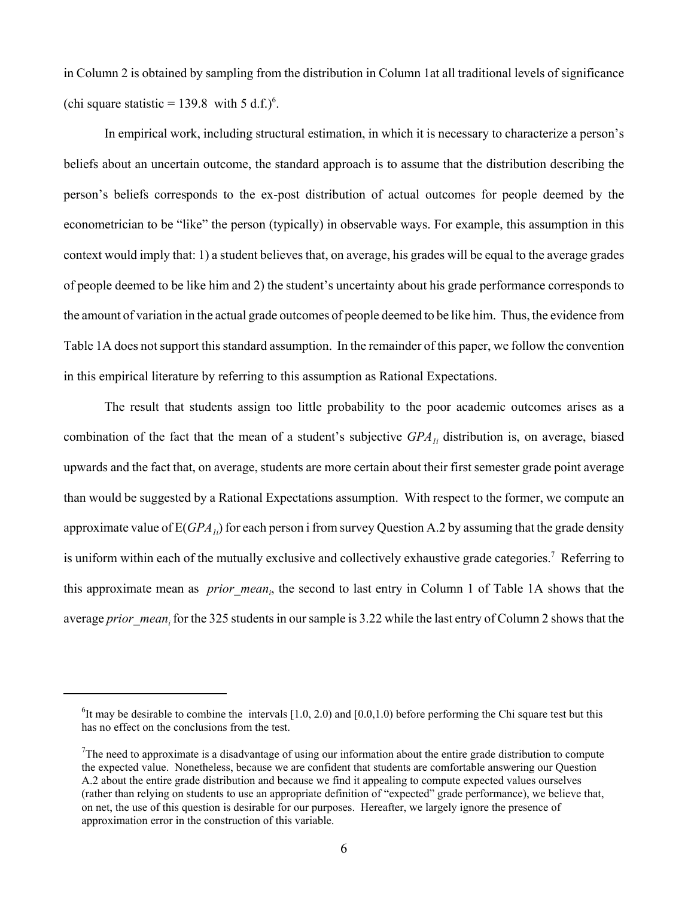in Column 2 is obtained by sampling from the distribution in Column 1at all traditional levels of significance (chi square statistic = 139.8 with 5 d.f.)[6].

In empirical work, including structural estimation, in which it is necessary to characterize a person's beliefs about an uncertain outcome, the standard approach is to assume that the distribution describing the person's beliefs corresponds to the ex-post distribution of actual outcomes for people deemed by the econometrician to be "like" the person (typically) in observable ways. For example, this assumption in this context would imply that: 1) a student believes that, on average, his grades will be equal to the average grades of people deemed to be like him and 2) the student's uncertainty about his grade performance corresponds to the amount of variation in the actual grade outcomes of people deemed to be like him. Thus, the evidence from Table 1A does not support this standard assumption. In the remainder of this paper, we follow the convention in this empirical literature by referring to this assumption as Rational Expectations.

The result that students assign too little probability to the poor academic outcomes arises as a combination of the fact that the mean of a student's subjective $GPA_{1i}$ distribution is, on average, biased upwards and the fact that, on average, students are more certain about their first semester grade point average than would be suggested by a Rational Expectations assumption. With respect to the former, we compute an approximate value of $E(GPA_{1i})$ for each person i from survey Question A.2 by assuming that the grade density is uniform within each of the mutually exclusive and collectively exhaustive grade categories.[7] Referring to this approximate mean as $prior\_mean_i$, the second to last entry in Column 1 of Table 1A shows that the average $prior\_mean_i$ for the 325 students in our sample is 3.22 while the last entry of Column 2 shows that the

---

[6]It may be desirable to combine the intervals [1.0, 2.0) and [0.0,1.0) before performing the Chi square test but this has no effect on the conclusions from the test.

[7]The need to approximate is a disadvantage of using our information about the entire grade distribution to compute the expected value. Nonetheless, because we are confident that students are comfortable answering our Question A.2 about the entire grade distribution and because we find it appealing to compute expected values ourselves (rather than relying on students to use an appropriate definition of "expected" grade performance), we believe that, on net, the use of this question is desirable for our purposes. Hereafter, we largely ignore the presence of approximation error in the construction of this variable.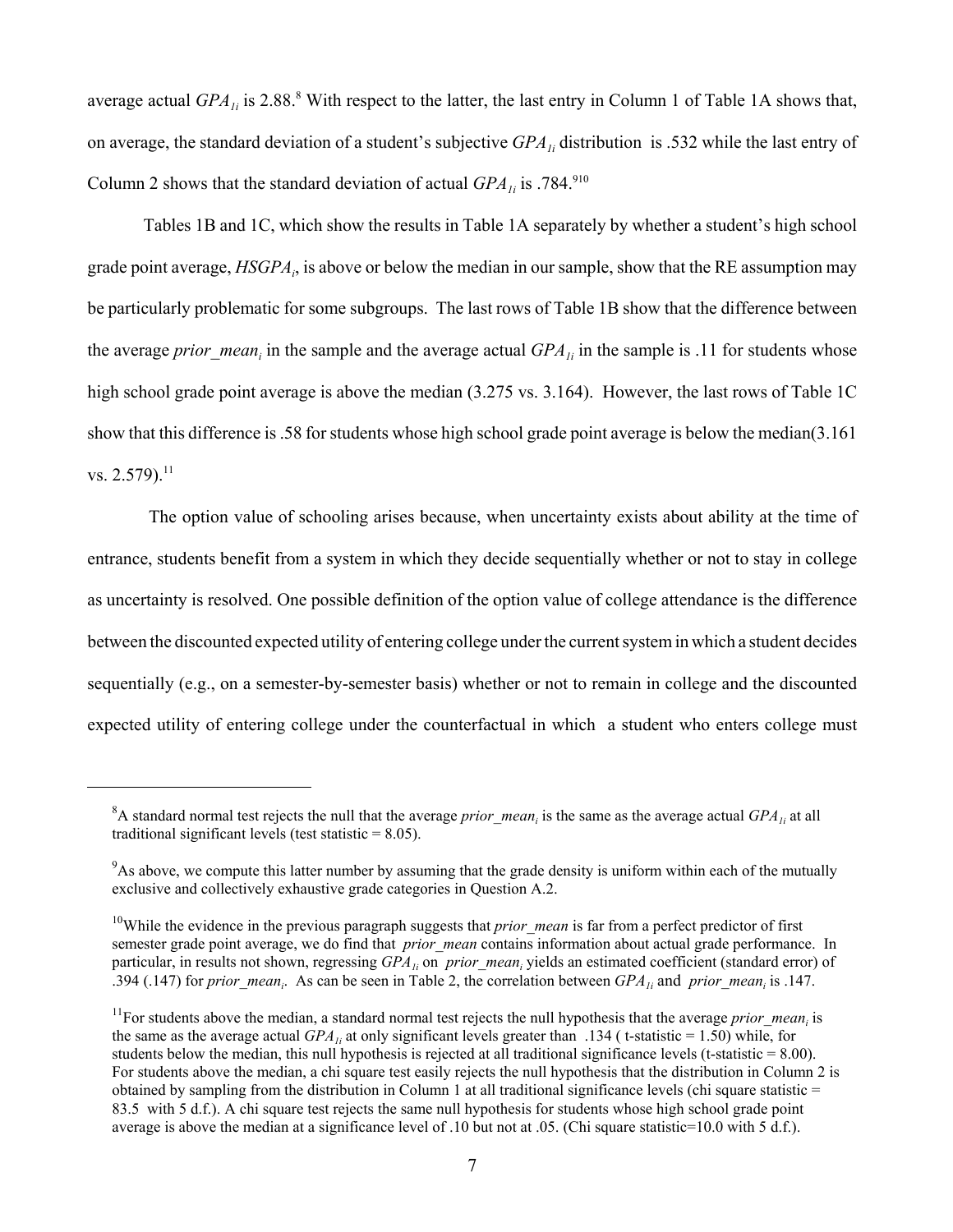average actual $GPA_{1i}$ is 2.88.[8] With respect to the latter, the last entry in Column 1 of Table 1A shows that, on average, the standard deviation of a student's subjective $GPA_{1i}$ distribution is .532 while the last entry of Column 2 shows that the standard deviation of actual $GPA_{1i}$ is .784.[9][10]

Tables 1B and 1C, which show the results in Table 1A separately by whether a student's high school grade point average, $HSGPA_i$, is above or below the median in our sample, show that the RE assumption may be particularly problematic for some subgroups. The last rows of Table 1B show that the difference between the average $prior\_mean_i$ in the sample and the average actual $GPA_{1i}$ in the sample is .11 for students whose high school grade point average is above the median (3.275 vs. 3.164). However, the last rows of Table 1C show that this difference is .58 for students whose high school grade point average is below the median(3.161 vs. 2.579).[11]

The option value of schooling arises because, when uncertainty exists about ability at the time of entrance, students benefit from a system in which they decide sequentially whether or not to stay in college as uncertainty is resolved. One possible definition of the option value of college attendance is the difference between the discounted expected utility of entering college under the current system in which a student decides sequentially (e.g., on a semester-by-semester basis) whether or not to remain in college and the discounted expected utility of entering college under the counterfactual in which a student who enters college must

---

[8]A standard normal test rejects the null that the average $prior\_mean_i$ is the same as the average actual $GPA_{1i}$ at all traditional significant levels (test statistic = 8.05).

[9]As above, we compute this latter number by assuming that the grade density is uniform within each of the mutually exclusive and collectively exhaustive grade categories in Question A.2.

[10]While the evidence in the previous paragraph suggests that *prior_mean* is far from a perfect predictor of first semester grade point average, we do find that *prior_mean* contains information about actual grade performance. In particular, in results not shown, regressing $GPA_{1i}$ on $prior\_mean_i$ yields an estimated coefficient (standard error) of .394 (.147) for $prior\_mean_i$. As can be seen in Table 2, the correlation between $GPA_{1i}$ and $prior\_mean_i$ is .147.

[11]For students above the median, a standard normal test rejects the null hypothesis that the average $prior\_mean_i$ is the same as the average actual $GPA_{1i}$ at only significant levels greater than .134 ( t-statistic = 1.50) while, for students below the median, this null hypothesis is rejected at all traditional significance levels (t-statistic = 8.00). For students above the median, a chi square test easily rejects the null hypothesis that the distribution in Column 2 is obtained by sampling from the distribution in Column 1 at all traditional significance levels (chi square statistic = 83.5 with 5 d.f.). A chi square test rejects the same null hypothesis for students whose high school grade point average is above the median at a significance level of .10 but not at .05. (Chi square statistic=10.0 with 5 d.f.).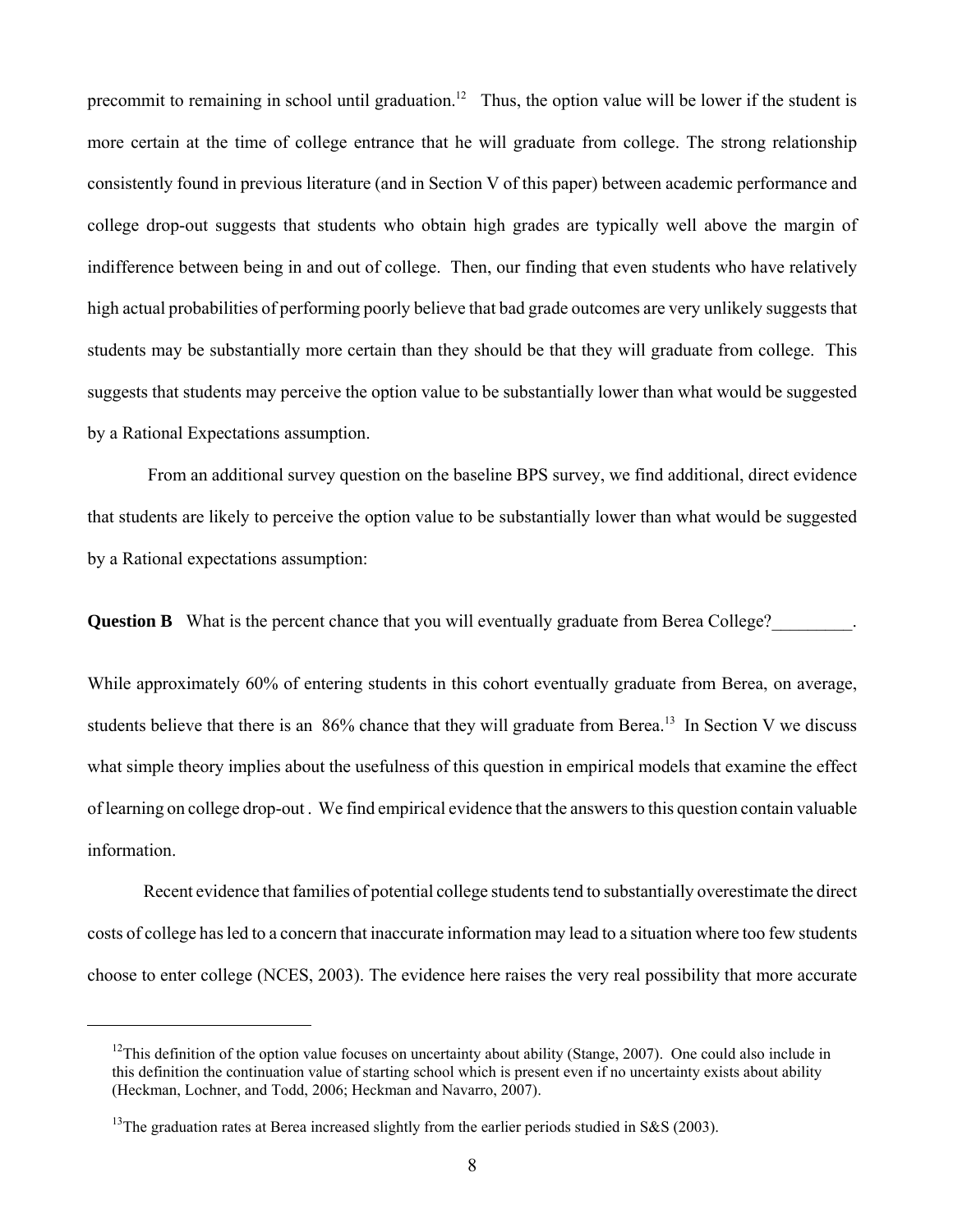precommit to remaining in school until graduation.[12] Thus, the option value will be lower if the student is more certain at the time of college entrance that he will graduate from college. The strong relationship consistently found in previous literature (and in Section V of this paper) between academic performance and college drop-out suggests that students who obtain high grades are typically well above the margin of indifference between being in and out of college. Then, our finding that even students who have relatively high actual probabilities of performing poorly believe that bad grade outcomes are very unlikely suggests that students may be substantially more certain than they should be that they will graduate from college. This suggests that students may perceive the option value to be substantially lower than what would be suggested by a Rational Expectations assumption.

From an additional survey question on the baseline BPS survey, we find additional, direct evidence that students are likely to perceive the option value to be substantially lower than what would be suggested by a Rational expectations assumption:

**Question B** What is the percent chance that you will eventually graduate from Berea College?_________.

While approximately 60% of entering students in this cohort eventually graduate from Berea, on average, students believe that there is an 86% chance that they will graduate from Berea.[13] In Section V we discuss what simple theory implies about the usefulness of this question in empirical models that examine the effect of learning on college drop-out . We find empirical evidence that the answers to this question contain valuable information.

Recent evidence that families of potential college students tend to substantially overestimate the direct costs of college has led to a concern that inaccurate information may lead to a situation where too few students choose to enter college (NCES, 2003). The evidence here raises the very real possibility that more accurate

---

[12] This definition of the option value focuses on uncertainty about ability (Stange, 2007). One could also include in this definition the continuation value of starting school which is present even if no uncertainty exists about ability (Heckman, Lochner, and Todd, 2006; Heckman and Navarro, 2007).

[13] The graduation rates at Berea increased slightly from the earlier periods studied in S&S (2003).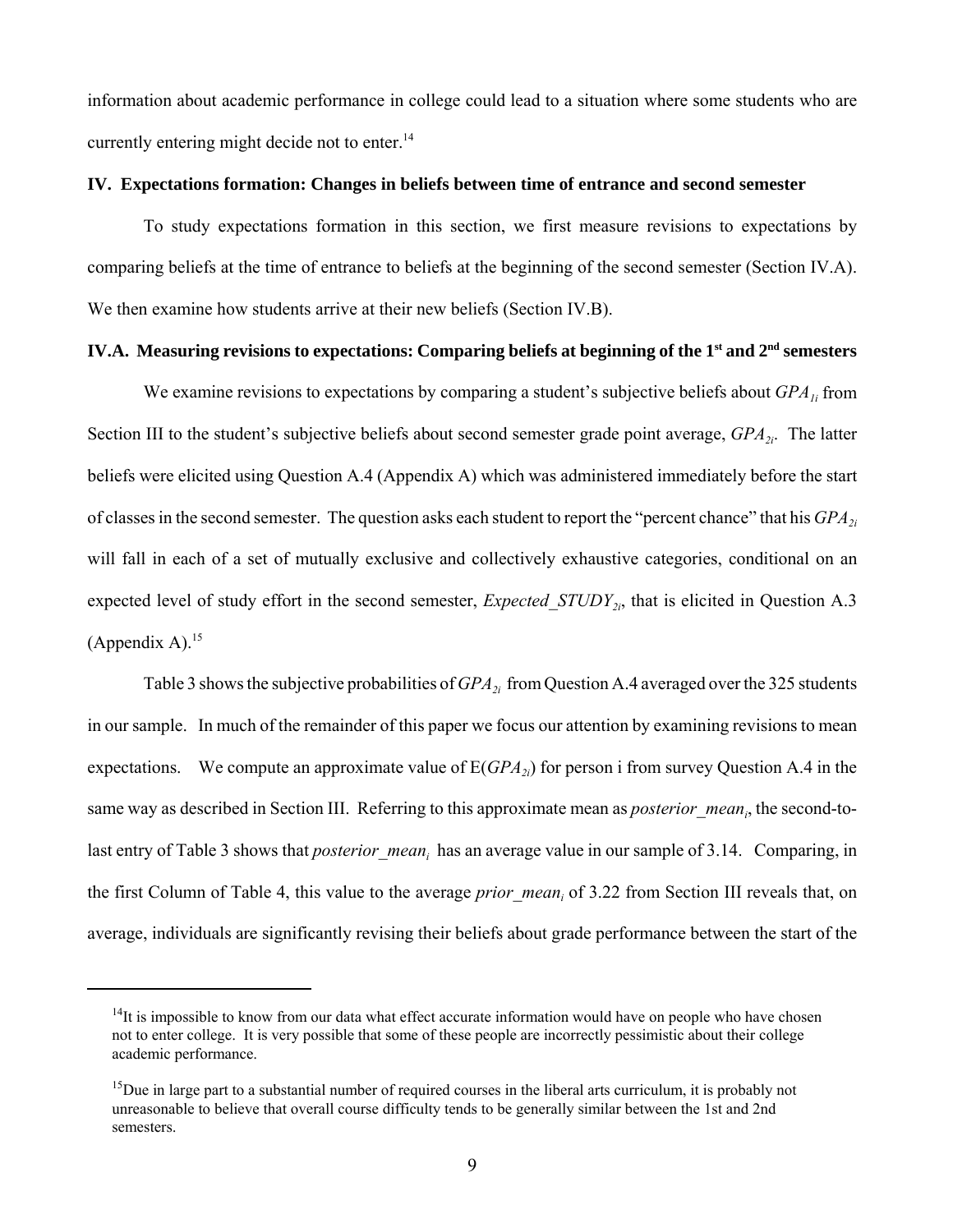information about academic performance in college could lead to a situation where some students who are currently entering might decide not to enter.[14]

## IV. Expectations formation: Changes in beliefs between time of entrance and second semester

To study expectations formation in this section, we first measure revisions to expectations by comparing beliefs at the time of entrance to beliefs at the beginning of the second semester (Section IV.A). We then examine how students arrive at their new beliefs (Section IV.B).

### IV.A. Measuring revisions to expectations: Comparing beliefs at beginning of the 1st and 2nd semesters

We examine revisions to expectations by comparing a student's subjective beliefs about $GPA_{1i}$ from Section III to the student's subjective beliefs about second semester grade point average, $GPA_{2i}$. The latter beliefs were elicited using Question A.4 (Appendix A) which was administered immediately before the start of classes in the second semester. The question asks each student to report the "percent chance" that his $GPA_{2i}$ will fall in each of a set of mutually exclusive and collectively exhaustive categories, conditional on an expected level of study effort in the second semester, $Expected\_STUDY_{2i}$, that is elicited in Question A.3 (Appendix A).[15]

Table 3 shows the subjective probabilities of $GPA_{2i}$ from Question A.4 averaged over the 325 students in our sample. In much of the remainder of this paper we focus our attention by examining revisions to mean expectations. We compute an approximate value of $E(GPA_{2i})$ for person i from survey Question A.4 in the same way as described in Section III. Referring to this approximate mean as $posterior\_mean_i$, the second-to-last entry of Table 3 shows that $posterior\_mean_i$ has an average value in our sample of 3.14. Comparing, in the first Column of Table 4, this value to the average $prior\_mean_i$ of 3.22 from Section III reveals that, on average, individuals are significantly revising their beliefs about grade performance between the start of the

---

[14]It is impossible to know from our data what effect accurate information would have on people who have chosen not to enter college. It is very possible that some of these people are incorrectly pessimistic about their college academic performance.

[15]Due in large part to a substantial number of required courses in the liberal arts curriculum, it is probably not unreasonable to believe that overall course difficulty tends to be generally similar between the 1st and 2nd semesters.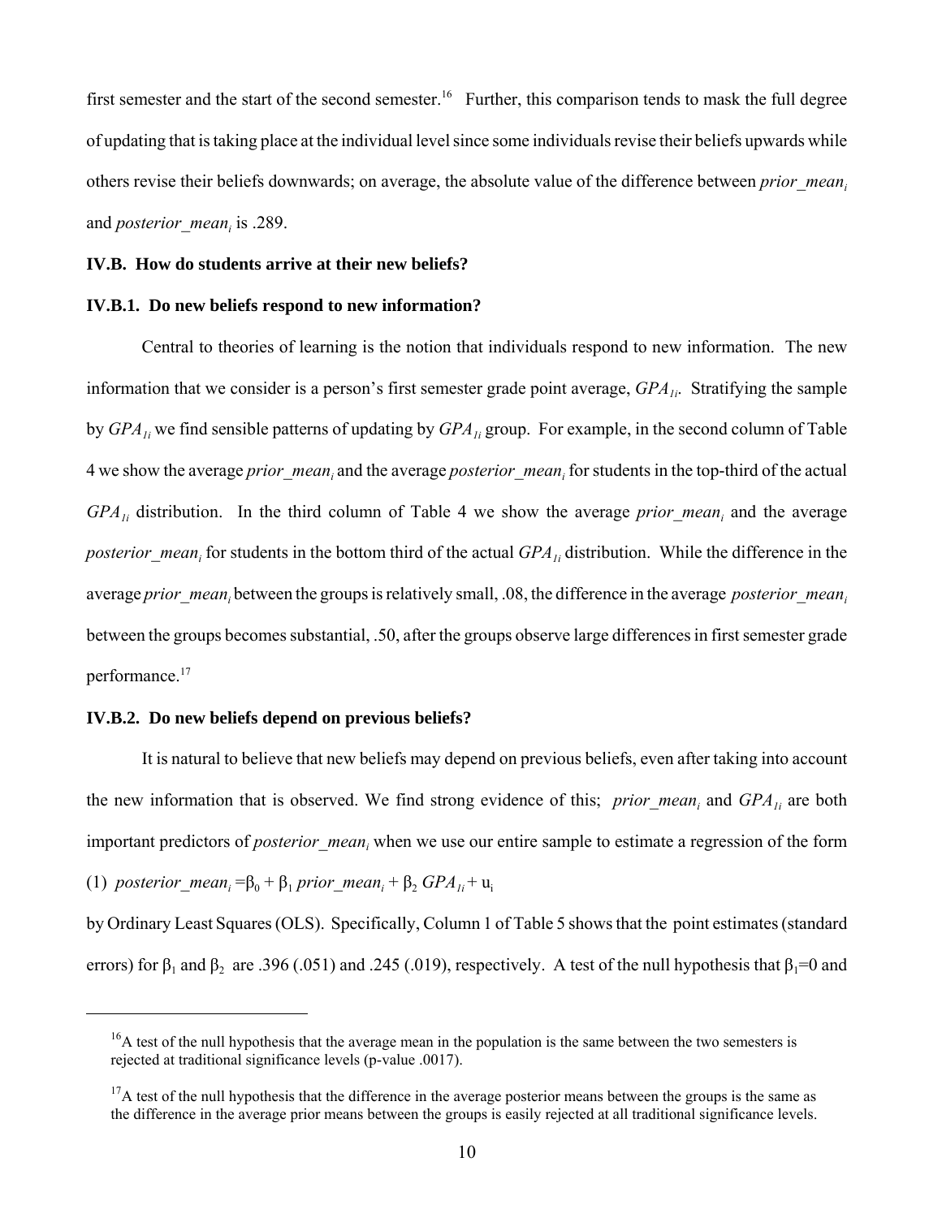first semester and the start of the second semester.[16] Further, this comparison tends to mask the full degree of updating that is taking place at the individual level since some individuals revise their beliefs upwards while others revise their beliefs downwards; on average, the absolute value of the difference between $prior\_mean_i$ and $posterior\_mean_i$ is .289.

### IV.B. How do students arrive at their new beliefs?

#### IV.B.1. Do new beliefs respond to new information?

Central to theories of learning is the notion that individuals respond to new information. The new information that we consider is a person's first semester grade point average, $GPA_{1i}$. Stratifying the sample by $GPA_{1i}$ we find sensible patterns of updating by $GPA_{1i}$ group. For example, in the second column of Table 4 we show the average $prior\_mean_i$ and the average $posterior\_mean_i$ for students in the top-third of the actual $GPA_{1i}$ distribution. In the third column of Table 4 we show the average $prior\_mean_i$ and the average $posterior\_mean_i$ for students in the bottom third of the actual $GPA_{1i}$ distribution. While the difference in the average $prior\_mean_i$ between the groups is relatively small, .08, the difference in the average $posterior\_mean_i$ between the groups becomes substantial, .50, after the groups observe large differences in first semester grade performance.[17]

#### IV.B.2. Do new beliefs depend on previous beliefs?

It is natural to believe that new beliefs may depend on previous beliefs, even after taking into account the new information that is observed. We find strong evidence of this; $prior\_mean_i$ and $GPA_{1i}$ are both important predictors of $posterior\_mean_i$ when we use our entire sample to estimate a regression of the form

(1) $posterior\_mean_i = \beta_0 + \beta_1\, prior\_mean_i + \beta_2\, GPA_{1i} + u_i$

by Ordinary Least Squares (OLS). Specifically, Column 1 of Table 5 shows that the point estimates (standard errors) for $\beta_1$ and $\beta_2$ are .396 (.051) and .245 (.019), respectively. A test of the null hypothesis that $\beta_1$=0 and

---

[16] A test of the null hypothesis that the average mean in the population is the same between the two semesters is rejected at traditional significance levels (p-value .0017).

[17] A test of the null hypothesis that the difference in the average posterior means between the groups is the same as the difference in the average prior means between the groups is easily rejected at all traditional significance levels.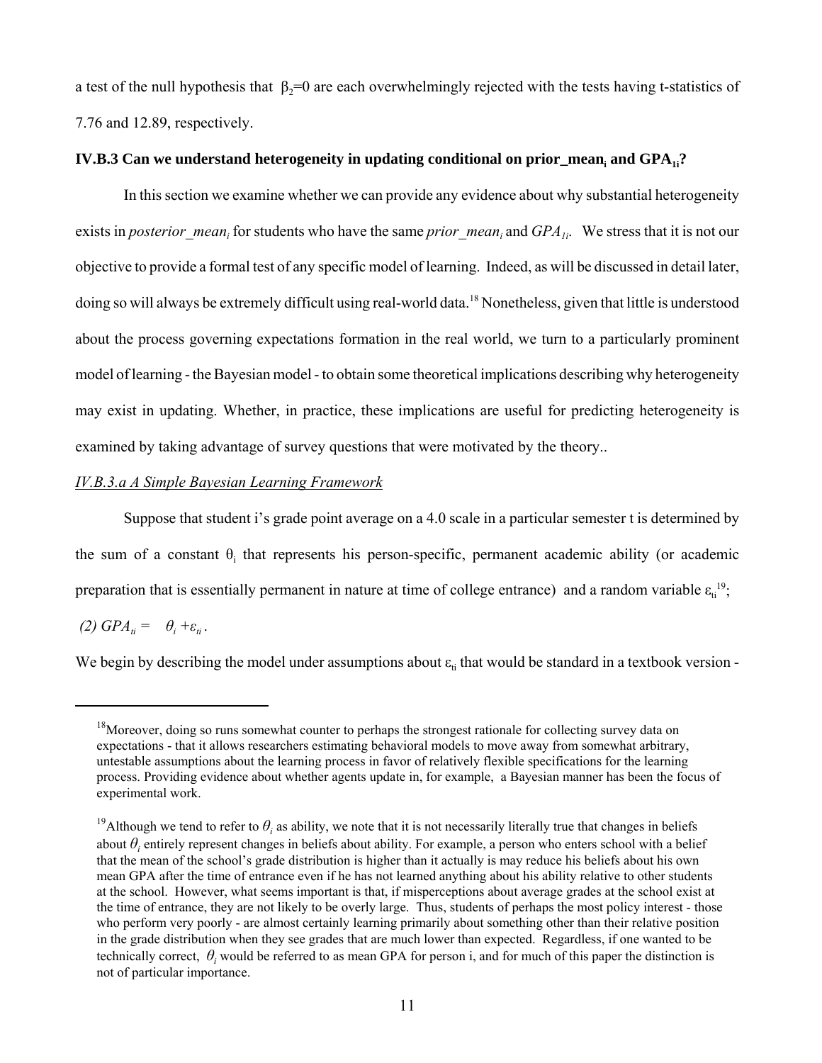a test of the null hypothesis that $\beta_2$=0 are each overwhelmingly rejected with the tests having t-statistics of 7.76 and 12.89, respectively.

### IV.B.3 Can we understand heterogeneity in updating conditional on prior_mean$_i$ and GPA$_{1i}$?

In this section we examine whether we can provide any evidence about why substantial heterogeneity exists in *posterior_mean$_i$* for students who have the same *prior_mean$_i$* and *$GPA_{1i}$*. We stress that it is not our objective to provide a formal test of any specific model of learning. Indeed, as will be discussed in detail later, doing so will always be extremely difficult using real-world data.[18] Nonetheless, given that little is understood about the process governing expectations formation in the real world, we turn to a particularly prominent model of learning - the Bayesian model - to obtain some theoretical implications describing why heterogeneity may exist in updating. Whether, in practice, these implications are useful for predicting heterogeneity is examined by taking advantage of survey questions that were motivated by the theory..

#### *IV.B.3.a A Simple Bayesian Learning Framework*

Suppose that student i's grade point average on a 4.0 scale in a particular semester t is determined by the sum of a constant $\theta_i$ that represents his person-specific, permanent academic ability (or academic preparation that is essentially permanent in nature at time of college entrance) and a random variable $\varepsilon_{ti}$[19];

$$(2)\ GPA_{ti} = \theta_i + \varepsilon_{ti}.$$

We begin by describing the model under assumptions about $\varepsilon_{ti}$ that would be standard in a textbook version -

---

[18]Moreover, doing so runs somewhat counter to perhaps the strongest rationale for collecting survey data on expectations - that it allows researchers estimating behavioral models to move away from somewhat arbitrary, untestable assumptions about the learning process in favor of relatively flexible specifications for the learning process. Providing evidence about whether agents update in, for example, a Bayesian manner has been the focus of experimental work.

[19]Although we tend to refer to $\theta_i$ as ability, we note that it is not necessarily literally true that changes in beliefs about $\theta_i$ entirely represent changes in beliefs about ability. For example, a person who enters school with a belief that the mean of the school's grade distribution is higher than it actually is may reduce his beliefs about his own mean GPA after the time of entrance even if he has not learned anything about his ability relative to other students at the school. However, what seems important is that, if misperceptions about average grades at the school exist at the time of entrance, they are not likely to be overly large. Thus, students of perhaps the most policy interest - those who perform very poorly - are almost certainly learning primarily about something other than their relative position in the grade distribution when they see grades that are much lower than expected. Regardless, if one wanted to be technically correct, $\theta_i$ would be referred to as mean GPA for person i, and for much of this paper the distinction is not of particular importance.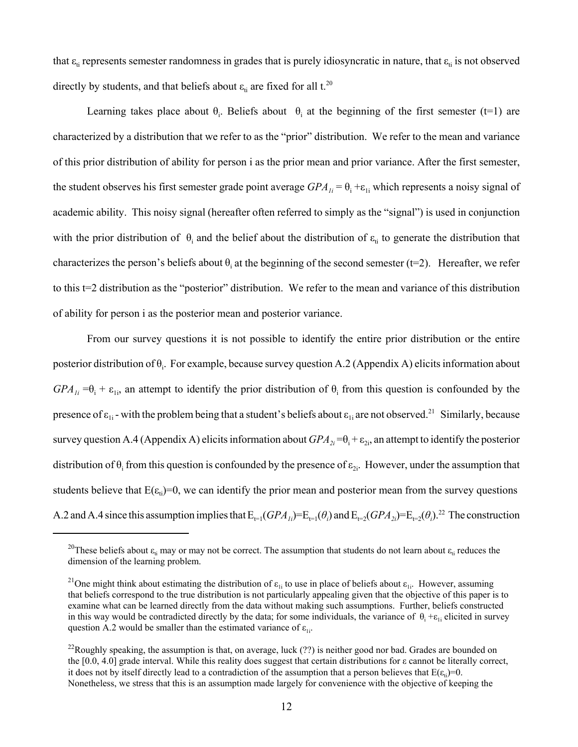that $\varepsilon_{ti}$ represents semester randomness in grades that is purely idiosyncratic in nature, that $\varepsilon_{ti}$ is not observed directly by students, and that beliefs about $\varepsilon_{ti}$ are fixed for all t.[20]

Learning takes place about $\theta_i$. Beliefs about $\theta_i$ at the beginning of the first semester (t=1) are characterized by a distribution that we refer to as the "prior" distribution. We refer to the mean and variance of this prior distribution of ability for person i as the prior mean and prior variance. After the first semester, the student observes his first semester grade point average $GPA_{1i} = \theta_i + \varepsilon_{1i}$ which represents a noisy signal of academic ability. This noisy signal (hereafter often referred to simply as the "signal") is used in conjunction with the prior distribution of $\theta_i$ and the belief about the distribution of $\varepsilon_{ti}$ to generate the distribution that characterizes the person's beliefs about $\theta_i$ at the beginning of the second semester (t=2). Hereafter, we refer to this t=2 distribution as the "posterior" distribution. We refer to the mean and variance of this distribution of ability for person i as the posterior mean and posterior variance.

From our survey questions it is not possible to identify the entire prior distribution or the entire posterior distribution of $\theta_i$. For example, because survey question A.2 (Appendix A) elicits information about $GPA_{1i} = \theta_i + \varepsilon_{1i}$, an attempt to identify the prior distribution of $\theta_i$ from this question is confounded by the presence of $\varepsilon_{1i}$ - with the problem being that a student's beliefs about $\varepsilon_{1i}$ are not observed.[21] Similarly, because survey question A.4 (Appendix A) elicits information about $GPA_{2i} = \theta_i + \varepsilon_{2i}$, an attempt to identify the posterior distribution of $\theta_i$ from this question is confounded by the presence of $\varepsilon_{2i}$. However, under the assumption that students believe that $E(\varepsilon_{ti})=0$, we can identify the prior mean and posterior mean from the survey questions A.2 and A.4 since this assumption implies that $E_{t=1}(GPA_{1i})=E_{t=1}(\theta_i)$ and $E_{t=2}(GPA_{2i})=E_{t=2}(\theta_i)$.[22] The construction

---

[20]These beliefs about $\varepsilon_{ti}$ may or may not be correct. The assumption that students do not learn about $\varepsilon_{ti}$ reduces the dimension of the learning problem.

[21]One might think about estimating the distribution of $\varepsilon_{1i}$ to use in place of beliefs about $\varepsilon_{1i}$. However, assuming that beliefs correspond to the true distribution is not particularly appealing given that the objective of this paper is to examine what can be learned directly from the data without making such assumptions. Further, beliefs constructed in this way would be contradicted directly by the data; for some individuals, the variance of $\theta_i + \varepsilon_{1i}$ elicited in survey question A.2 would be smaller than the estimated variance of $\varepsilon_{1i}$.

[22]Roughly speaking, the assumption is that, on average, luck (??) is neither good nor bad. Grades are bounded on the [0.0, 4.0] grade interval. While this reality does suggest that certain distributions for $\varepsilon$ cannot be literally correct, it does not by itself directly lead to a contradiction of the assumption that a person believes that $E(\varepsilon_{ti})=0$. Nonetheless, we stress that this is an assumption made largely for convenience with the objective of keeping the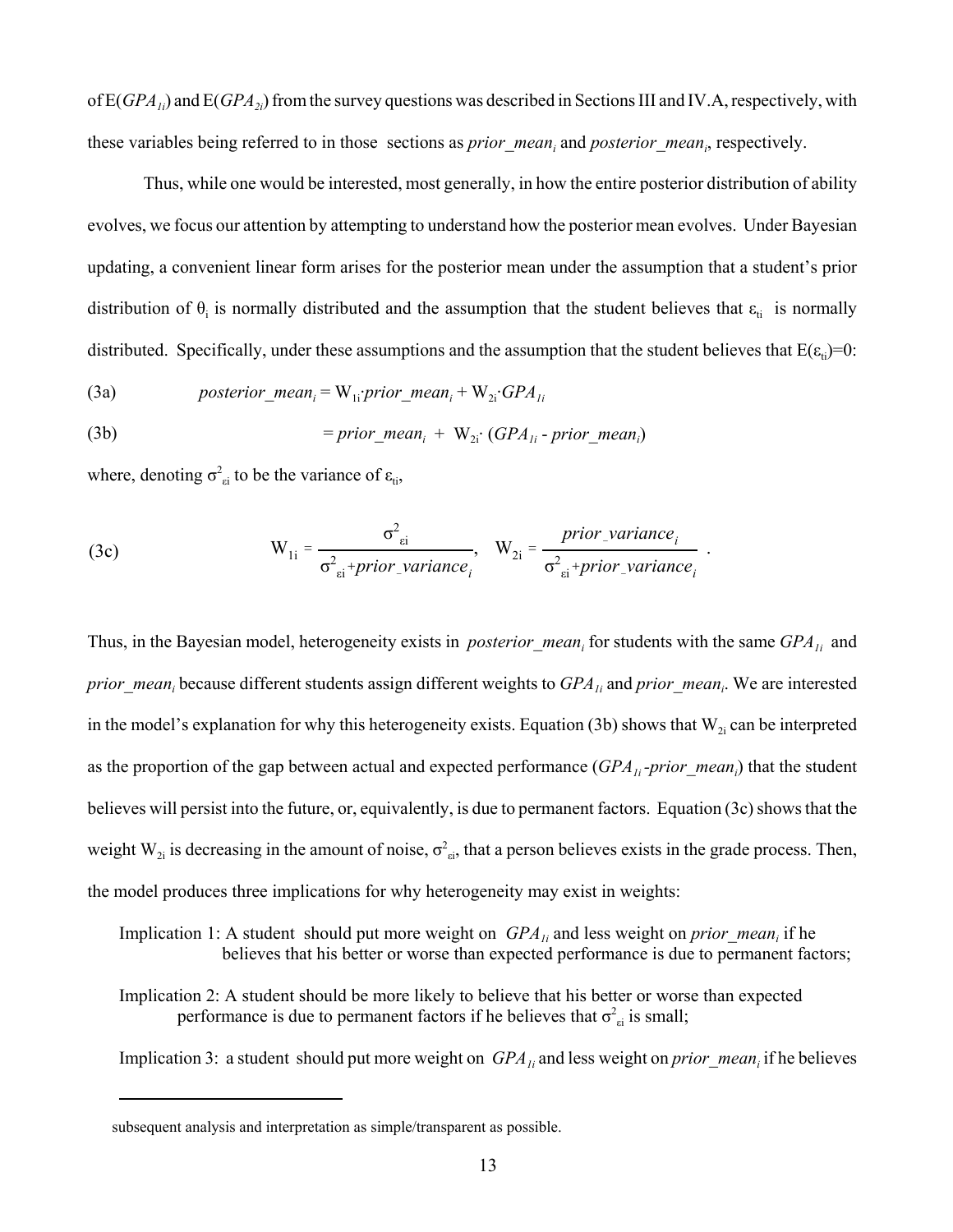of $E(GPA_{1i})$ and $E(GPA_{2i})$ from the survey questions was described in Sections III and IV.A, respectively, with these variables being referred to in those sections as $prior\_mean_i$ and $posterior\_mean_i$, respectively.

Thus, while one would be interested, most generally, in how the entire posterior distribution of ability evolves, we focus our attention by attempting to understand how the posterior mean evolves. Under Bayesian updating, a convenient linear form arises for the posterior mean under the assumption that a student's prior distribution of $\theta_i$ is normally distributed and the assumption that the student believes that $\varepsilon_{ti}$ is normally distributed. Specifically, under these assumptions and the assumption that the student believes that $E(\varepsilon_{ti})=0$:

$$\text{(3a)} \qquad posterior\_mean_i = W_{1i} \cdot prior\_mean_i + W_{2i} \cdot GPA_{1i}$$

$$\text{(3b)} \qquad = prior\_mean_i + W_{2i} \cdot (GPA_{1i} - prior\_mean_i)$$

where, denoting $\sigma^2_{\varepsilon i}$ to be the variance of $\varepsilon_{ti}$,

$$\text{(3c)} \qquad W_{1i} = \frac{\sigma^2_{\varepsilon i}}{\sigma^2_{\varepsilon i} + prior\_variance_i}, \quad W_{2i} = \frac{prior\_variance_i}{\sigma^2_{\varepsilon i} + prior\_variance_i} .$$

Thus, in the Bayesian model, heterogeneity exists in $posterior\_mean_i$ for students with the same $GPA_{1i}$ and $prior\_mean_i$ because different students assign different weights to $GPA_{1i}$ and $prior\_mean_i$. We are interested in the model's explanation for why this heterogeneity exists. Equation (3b) shows that $W_{2i}$ can be interpreted as the proportion of the gap between actual and expected performance ($GPA_{1i}$-$prior\_mean_i$) that the student believes will persist into the future, or, equivalently, is due to permanent factors. Equation (3c) shows that the weight $W_{2i}$ is decreasing in the amount of noise, $\sigma^2_{\varepsilon i}$, that a person believes exists in the grade process. Then, the model produces three implications for why heterogeneity may exist in weights:

Implication 1: A student should put more weight on $GPA_{1i}$ and less weight on $prior\_mean_i$ if he believes that his better or worse than expected performance is due to permanent factors;

Implication 2: A student should be more likely to believe that his better or worse than expected performance is due to permanent factors if he believes that $\sigma^2_{\varepsilon i}$ is small;

Implication 3: a student should put more weight on $GPA_{1i}$ and less weight on $prior\_mean_i$ if he believes

subsequent analysis and interpretation as simple/transparent as possible.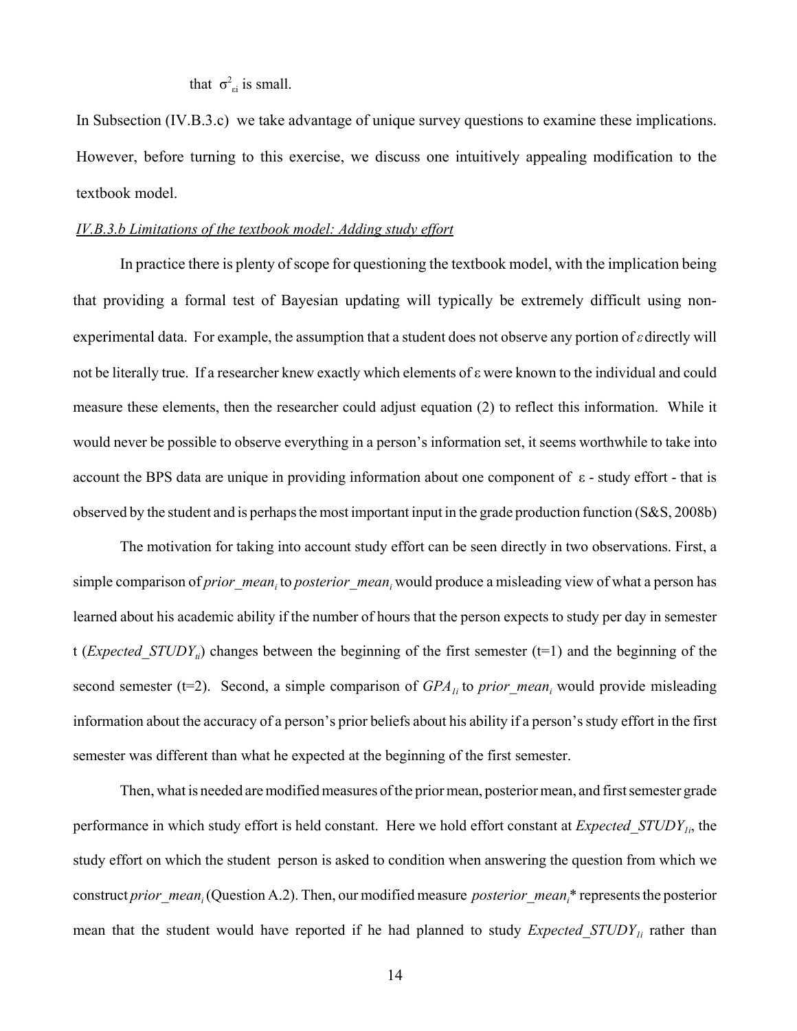that $\sigma^2_{\varepsilon i}$ is small.

In Subsection (IV.B.3.c) we take advantage of unique survey questions to examine these implications. However, before turning to this exercise, we discuss one intuitively appealing modification to the textbook model.

*IV.B.3.b Limitations of the textbook model: Adding study effort*

In practice there is plenty of scope for questioning the textbook model, with the implication being that providing a formal test of Bayesian updating will typically be extremely difficult using non-experimental data. For example, the assumption that a student does not observe any portion of $\varepsilon$ directly will not be literally true. If a researcher knew exactly which elements of $\varepsilon$ were known to the individual and could measure these elements, then the researcher could adjust equation (2) to reflect this information. While it would never be possible to observe everything in a person's information set, it seems worthwhile to take into account the BPS data are unique in providing information about one component of $\varepsilon$ - study effort - that is observed by the student and is perhaps the most important input in the grade production function (S&S, 2008b)

The motivation for taking into account study effort can be seen directly in two observations. First, a simple comparison of $prior\_mean_i$ to $posterior\_mean_i$ would produce a misleading view of what a person has learned about his academic ability if the number of hours that the person expects to study per day in semester t ($Expected\_STUDY_{ti}$) changes between the beginning of the first semester (t=1) and the beginning of the second semester (t=2). Second, a simple comparison of $GPA_{1i}$ to $prior\_mean_i$ would provide misleading information about the accuracy of a person's prior beliefs about his ability if a person's study effort in the first semester was different than what he expected at the beginning of the first semester.

Then, what is needed are modified measures of the prior mean, posterior mean, and first semester grade performance in which study effort is held constant. Here we hold effort constant at $Expected\_STUDY_{1i}$, the study effort on which the student person is asked to condition when answering the question from which we construct $prior\_mean_i$ (Question A.2). Then, our modified measure $posterior\_mean_i$\* represents the posterior mean that the student would have reported if he had planned to study $Expected\_STUDY_{1i}$ rather than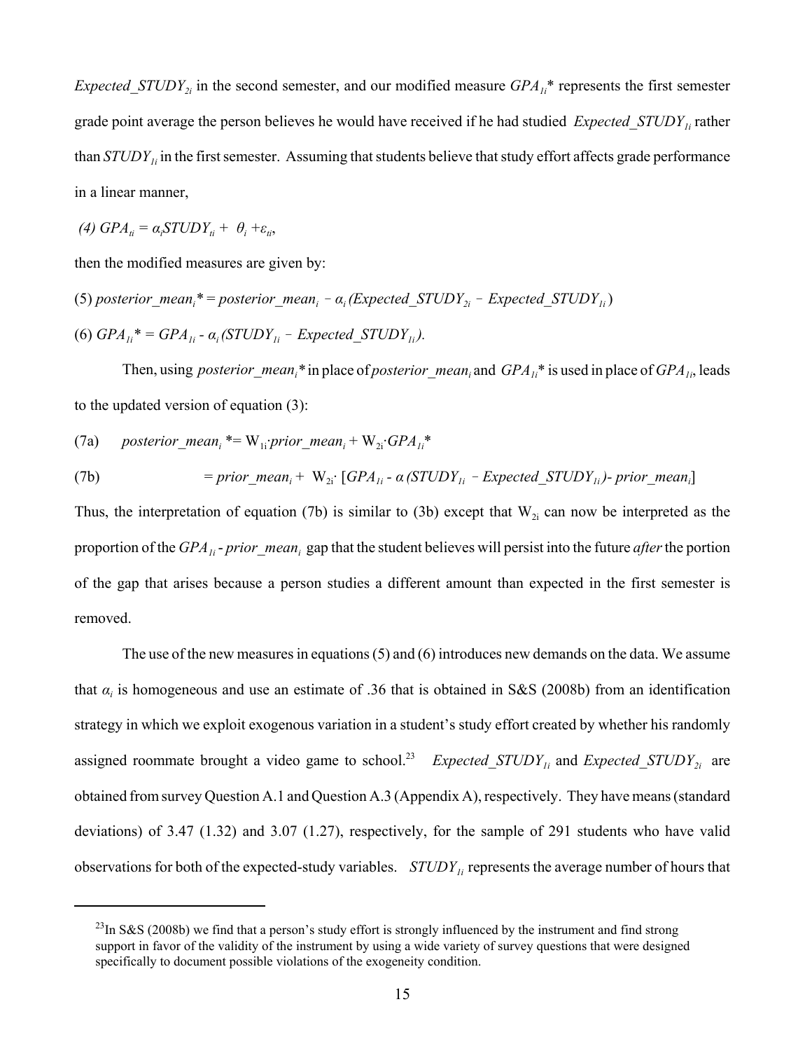$Expected\_STUDY_{2i}$ in the second semester, and our modified measure $GPA_{1i}$* represents the first semester grade point average the person believes he would have received if he had studied $Expected\_STUDY_{1i}$ rather than $STUDY_{1i}$ in the first semester. Assuming that students believe that study effort affects grade performance in a linear manner,

$$\text{(4) } GPA_{ti} = \alpha_i STUDY_{ti} + \theta_i + \varepsilon_{ti},$$

then the modified measures are given by:

$$\text{(5) } posterior\_mean_i^* = posterior\_mean_i - \alpha_i (Expected\_STUDY_{2i} - Expected\_STUDY_{1i})$$

$$\text{(6) } GPA_{1i}^* = GPA_{1i} - \alpha_i (STUDY_{1i} - Expected\_STUDY_{1i}).$$

Then, using $posterior\_mean_i$* in place of $posterior\_mean_i$ and $GPA_{1i}$* is used in place of $GPA_{1i}$, leads to the updated version of equation (3):

$$\text{(7a) } \quad posterior\_mean_i^* = W_{1i} \cdot prior\_mean_i + W_{2i} \cdot GPA_{1i}^*$$

$$\text{(7b) } \quad = prior\_mean_i + W_{2i} \cdot [GPA_{1i} - \alpha (STUDY_{1i} - Expected\_STUDY_{1i}) - prior\_mean_i]$$

Thus, the interpretation of equation (7b) is similar to (3b) except that $W_{2i}$ can now be interpreted as the proportion of the $GPA_{1i}$ - $prior\_mean_i$ gap that the student believes will persist into the future *after* the portion of the gap that arises because a person studies a different amount than expected in the first semester is removed.

The use of the new measures in equations (5) and (6) introduces new demands on the data. We assume that $\alpha_i$ is homogeneous and use an estimate of .36 that is obtained in S&S (2008b) from an identification strategy in which we exploit exogenous variation in a student's study effort created by whether his randomly assigned roommate brought a video game to school.[23] $Expected\_STUDY_{1i}$ and $Expected\_STUDY_{2i}$ are obtained from survey Question A.1 and Question A.3 (Appendix A), respectively. They have means (standard deviations) of 3.47 (1.32) and 3.07 (1.27), respectively, for the sample of 291 students who have valid observations for both of the expected-study variables. $STUDY_{1i}$ represents the average number of hours that

[23] In S&S (2008b) we find that a person's study effort is strongly influenced by the instrument and find strong support in favor of the validity of the instrument by using a wide variety of survey questions that were designed specifically to document possible violations of the exogeneity condition.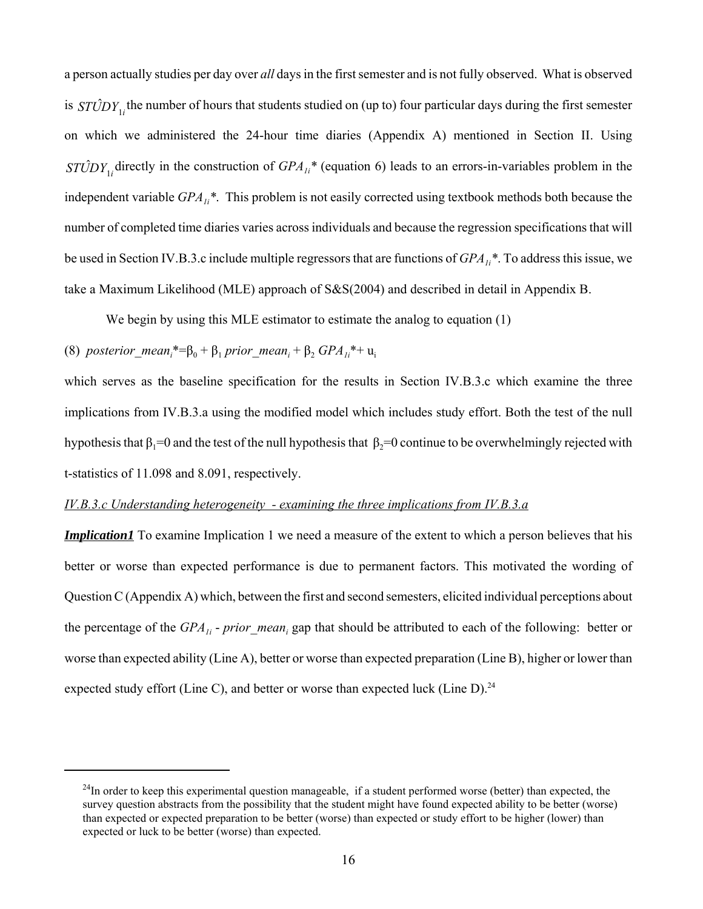a person actually studies per day over *all* days in the first semester and is not fully observed. What is observed is $ST\hat{U}DY_{1i}$ the number of hours that students studied on (up to) four particular days during the first semester on which we administered the 24-hour time diaries (Appendix A) mentioned in Section II. Using $ST\hat{U}DY_{1i}$ directly in the construction of $GPA_{1i}$* (equation 6) leads to an errors-in-variables problem in the independent variable $GPA_{1i}$*. This problem is not easily corrected using textbook methods both because the number of completed time diaries varies across individuals and because the regression specifications that will be used in Section IV.B.3.c include multiple regressors that are functions of $GPA_{1i}$*. To address this issue, we take a Maximum Likelihood (MLE) approach of S&S(2004) and described in detail in Appendix B.

We begin by using this MLE estimator to estimate the analog to equation (1)

(8) $posterior\_mean_i^* = \beta_0 + \beta_1\, prior\_mean_i + \beta_2\, GPA_{1i}^* + u_i$

which serves as the baseline specification for the results in Section IV.B.3.c which examine the three implications from IV.B.3.a using the modified model which includes study effort. Both the test of the null hypothesis that $\beta_1=0$ and the test of the null hypothesis that $\beta_2=0$ continue to be overwhelmingly rejected with t-statistics of 11.098 and 8.091, respectively.

*IV.B.3.c Understanding heterogeneity - examining the three implications from IV.B.3.a*

***Implication1*** To examine Implication 1 we need a measure of the extent to which a person believes that his better or worse than expected performance is due to permanent factors. This motivated the wording of Question C (Appendix A) which, between the first and second semesters, elicited individual perceptions about the percentage of the $GPA_{1i}$ - $prior\_mean_i$ gap that should be attributed to each of the following: better or worse than expected ability (Line A), better or worse than expected preparation (Line B), higher or lower than expected study effort (Line C), and better or worse than expected luck (Line D).[24]

[24] In order to keep this experimental question manageable, if a student performed worse (better) than expected, the survey question abstracts from the possibility that the student might have found expected ability to be better (worse) than expected or expected preparation to be better (worse) than expected or study effort to be higher (lower) than expected or luck to be better (worse) than expected.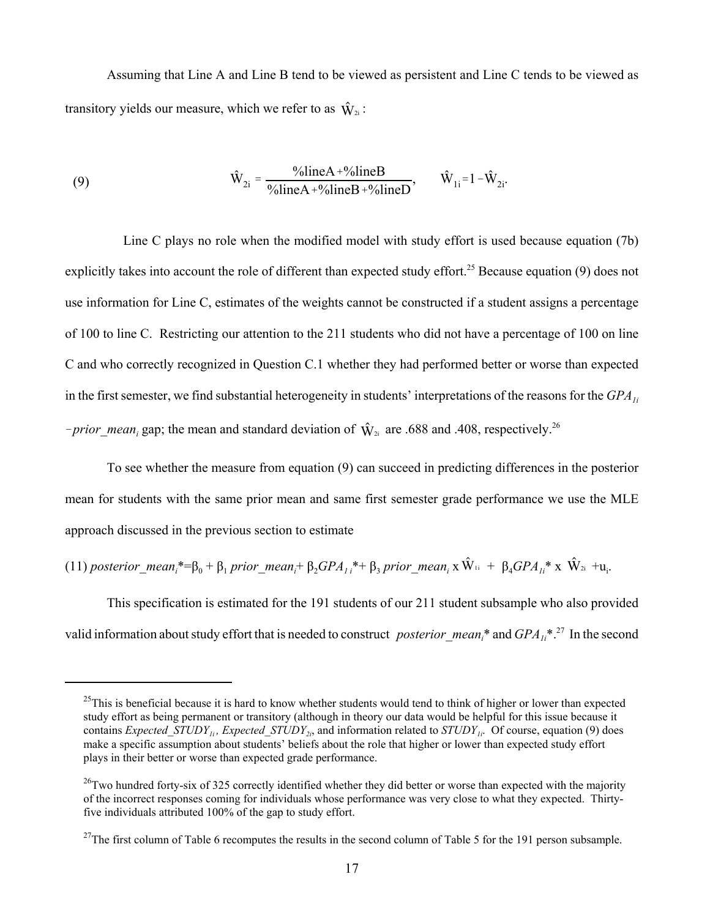Assuming that Line A and Line B tend to be viewed as persistent and Line C tends to be viewed as transitory yields our measure, which we refer to as $\hat{W}_{2i}$:

$$\text{(9)} \qquad \hat{W}_{2i} = \frac{\%\text{lineA} + \%\text{lineB}}{\%\text{lineA} + \%\text{lineB} + \%\text{lineD}}, \qquad \hat{W}_{1i} = 1 - \hat{W}_{2i}.$$

Line C plays no role when the modified model with study effort is used because equation (7b) explicitly takes into account the role of different than expected study effort.[25] Because equation (9) does not use information for Line C, estimates of the weights cannot be constructed if a student assigns a percentage of 100 to line C. Restricting our attention to the 211 students who did not have a percentage of 100 on line C and who correctly recognized in Question C.1 whether they had performed better or worse than expected in the first semester, we find substantial heterogeneity in students' interpretations of the reasons for the $GPA_{1i} - prior\_mean_i$ gap; the mean and standard deviation of $\hat{W}_{2i}$ are .688 and .408, respectively.[26]

To see whether the measure from equation (9) can succeed in predicting differences in the posterior mean for students with the same prior mean and same first semester grade performance we use the MLE approach discussed in the previous section to estimate

$$\text{(11)} \quad posterior\_mean_i^* = \beta_0 + \beta_1\, prior\_mean_i + \beta_2 GPA_{1i}^* + \beta_3\, prior\_mean_i \times \hat{W}_{1i} + \beta_4 GPA_{1i}^* \times \hat{W}_{2i} + u_i.$$

This specification is estimated for the 191 students of our 211 student subsample who also provided valid information about study effort that is needed to construct $posterior\_mean_i^*$ and $GPA_{1i}^*$.[27] In the second

---

[25] This is beneficial because it is hard to know whether students would tend to think of higher or lower than expected study effort as being permanent or transitory (although in theory our data would be helpful for this issue because it contains $Expected\_STUDY_{1i}$, $Expected\_STUDY_{2i}$, and information related to $STUDY_{1i}$. Of course, equation (9) does make a specific assumption about students' beliefs about the role that higher or lower than expected study effort plays in their better or worse than expected grade performance.

[26] Two hundred forty-six of 325 correctly identified whether they did better or worse than expected with the majority of the incorrect responses coming for individuals whose performance was very close to what they expected. Thirty-five individuals attributed 100% of the gap to study effort.

[27] The first column of Table 6 recomputes the results in the second column of Table 5 for the 191 person subsample.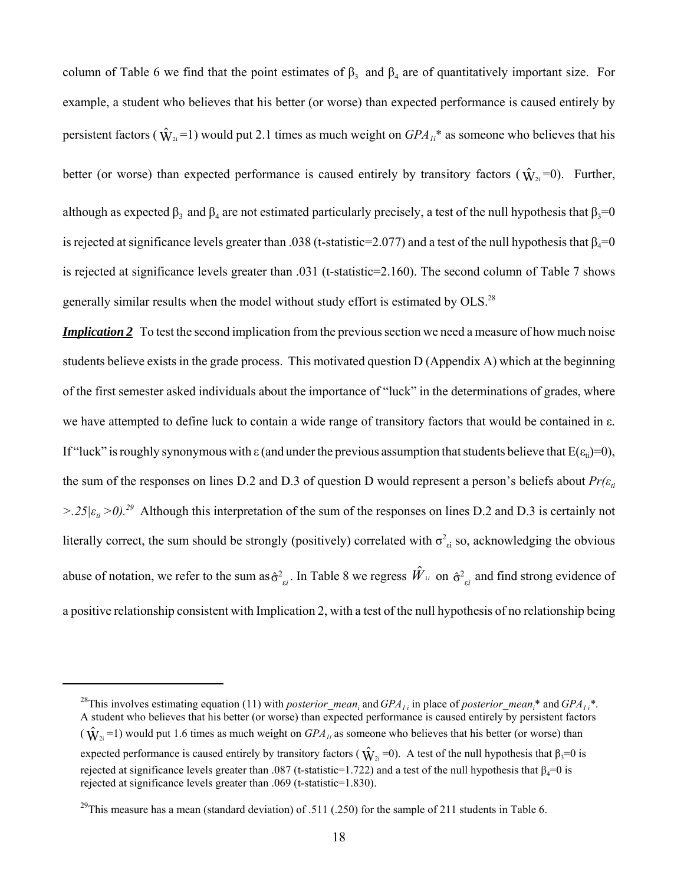column of Table 6 we find that the point estimates of $\beta_3$ and $\beta_4$ are of quantitatively important size. For example, a student who believes that his better (or worse) than expected performance is caused entirely by persistent factors ($\hat{W}_{2i}=1$) would put 2.1 times as much weight on $GPA_{1i}$* as someone who believes that his better (or worse) than expected performance is caused entirely by transitory factors ($\hat{W}_{2i}=0$). Further, although as expected $\beta_3$ and $\beta_4$ are not estimated particularly precisely, a test of the null hypothesis that $\beta_3=0$ is rejected at significance levels greater than .038 (t-statistic=2.077) and a test of the null hypothesis that $\beta_4=0$ is rejected at significance levels greater than .031 (t-statistic=2.160). The second column of Table 7 shows generally similar results when the model without study effort is estimated by OLS.[28]

***Implication 2*** To test the second implication from the previous section we need a measure of how much noise students believe exists in the grade process. This motivated question D (Appendix A) which at the beginning of the first semester asked individuals about the importance of "luck" in the determinations of grades, where we have attempted to define luck to contain a wide range of transitory factors that would be contained in $\varepsilon$. If "luck" is roughly synonymous with $\varepsilon$ (and under the previous assumption that students believe that $E(\varepsilon_{ti})=0$), the sum of the responses on lines D.2 and D.3 of question D would represent a person's beliefs about $Pr(\varepsilon_{ti} > .25|\varepsilon_{ti} > 0)$.[29] Although this interpretation of the sum of the responses on lines D.2 and D.3 is certainly not literally correct, the sum should be strongly (positively) correlated with $\sigma^2_{\varepsilon i}$ so, acknowledging the obvious abuse of notation, we refer to the sum as $\hat{\sigma}^2_{\varepsilon i}$. In Table 8 we regress $\hat{W}_{1i}$ on $\hat{\sigma}^2_{\varepsilon i}$ and find strong evidence of a positive relationship consistent with Implication 2, with a test of the null hypothesis of no relationship being

---

[28]This involves estimating equation (11) with *posterior_mean*$_i$ and $GPA_{1i}$ in place of *posterior_mean*$_i$* and $GPA_{1i}$*. A student who believes that his better (or worse) than expected performance is caused entirely by persistent factors ($\hat{W}_{2i}=1$) would put 1.6 times as much weight on $GPA_{1i}$ as someone who believes that his better (or worse) than expected performance is caused entirely by transitory factors ($\hat{W}_{2i}=0$). A test of the null hypothesis that $\beta_3=0$ is rejected at significance levels greater than .087 (t-statistic=1.722) and a test of the null hypothesis that $\beta_4=0$ is rejected at significance levels greater than .069 (t-statistic=1.830).

[29]This measure has a mean (standard deviation) of .511 (.250) for the sample of 211 students in Table 6.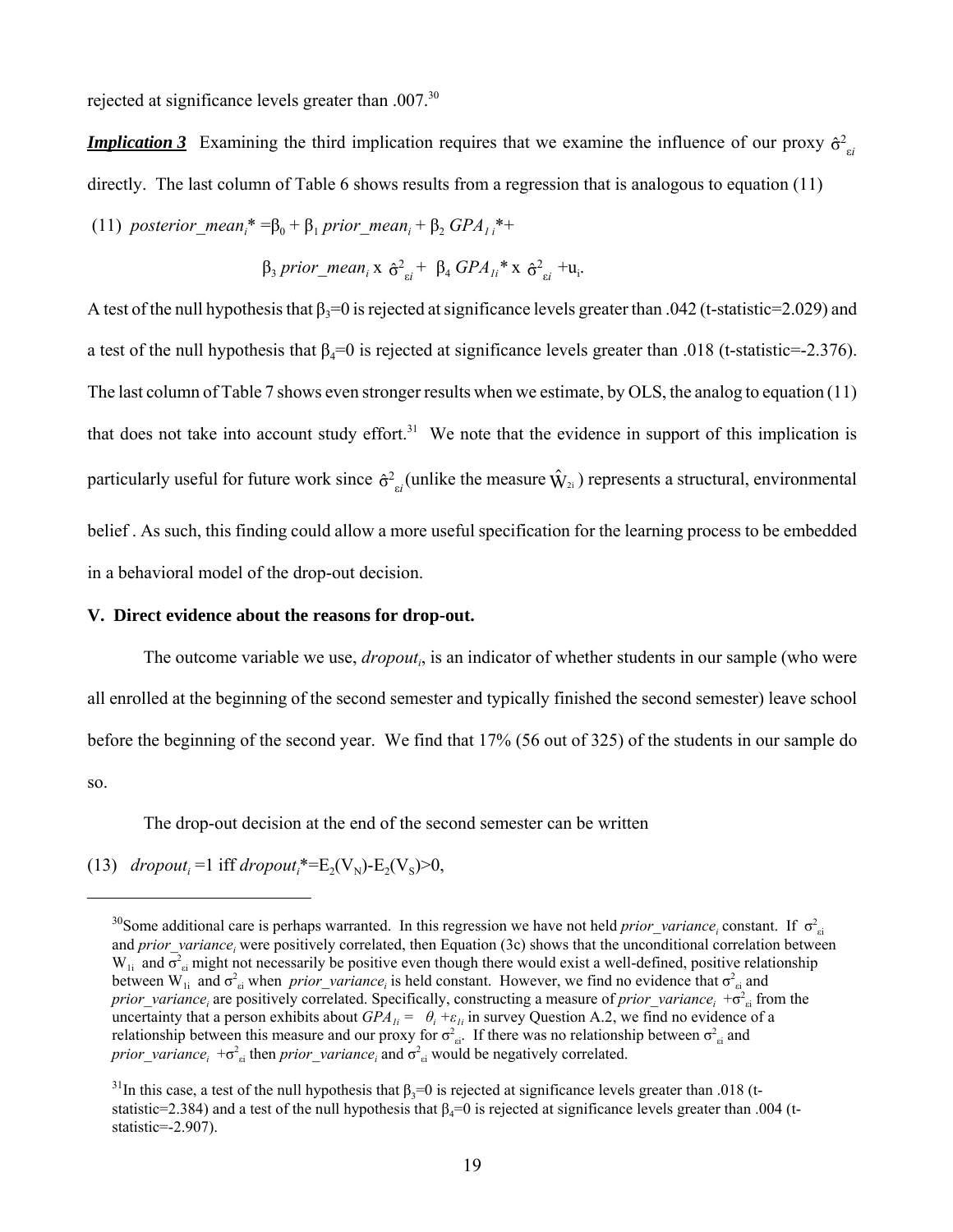rejected at significance levels greater than .007.[30]

***Implication 3*** Examining the third implication requires that we examine the influence of our proxy $\hat{\sigma}^2_{\varepsilon i}$ directly. The last column of Table 6 shows results from a regression that is analogous to equation (11)

$$(11)\quad posterior\_mean_i^* = \beta_0 + \beta_1\, prior\_mean_i + \beta_2\, GPA_{1i}^* +$$

$$\beta_3\, prior\_mean_i \times \hat{\sigma}^2_{\varepsilon i} + \beta_4\, GPA_{1i}^* \times \hat{\sigma}^2_{\varepsilon i} + u_i.$$

A test of the null hypothesis that $\beta_3$=0 is rejected at significance levels greater than .042 (t-statistic=2.029) and a test of the null hypothesis that $\beta_4$=0 is rejected at significance levels greater than .018 (t-statistic=-2.376). The last column of Table 7 shows even stronger results when we estimate, by OLS, the analog to equation (11) that does not take into account study effort.[31] We note that the evidence in support of this implication is particularly useful for future work since $\hat{\sigma}^2_{\varepsilon i}$ (unlike the measure $\hat{W}_{2i}$) represents a structural, environmental belief . As such, this finding could allow a more useful specification for the learning process to be embedded in a behavioral model of the drop-out decision.

## V. Direct evidence about the reasons for drop-out.

The outcome variable we use, $dropout_i$, is an indicator of whether students in our sample (who were all enrolled at the beginning of the second semester and typically finished the second semester) leave school before the beginning of the second year. We find that 17% (56 out of 325) of the students in our sample do so.

The drop-out decision at the end of the second semester can be written

$$(13)\quad dropout_i = 1 \text{ iff } dropout_i^* = E_2(V_N) - E_2(V_S) > 0,$$

---

[30] Some additional care is perhaps warranted. In this regression we have not held $prior\_variance_i$ constant. If $\sigma^2_{\varepsilon i}$ and $prior\_variance_i$ were positively correlated, then Equation (3c) shows that the unconditional correlation between $W_{1i}$ and $\sigma^2_{\varepsilon i}$ might not necessarily be positive even though there would exist a well-defined, positive relationship between $W_{1i}$ and $\sigma^2_{\varepsilon i}$ when $prior\_variance_i$ is held constant. However, we find no evidence that $\sigma^2_{\varepsilon i}$ and $prior\_variance_i$ are positively correlated. Specifically, constructing a measure of $prior\_variance_i + \sigma^2_{\varepsilon i}$ from the uncertainty that a person exhibits about $GPA_{1i} = \theta_i + \varepsilon_{1i}$ in survey Question A.2, we find no evidence of a relationship between this measure and our proxy for $\sigma^2_{\varepsilon i}$. If there was no relationship between $\sigma^2_{\varepsilon i}$ and $prior\_variance_i + \sigma^2_{\varepsilon i}$ then $prior\_variance_i$ and $\sigma^2_{\varepsilon i}$ would be negatively correlated.

[31] In this case, a test of the null hypothesis that $\beta_3$=0 is rejected at significance levels greater than .018 (t-statistic=2.384) and a test of the null hypothesis that $\beta_4$=0 is rejected at significance levels greater than .004 (t-statistic=-2.907).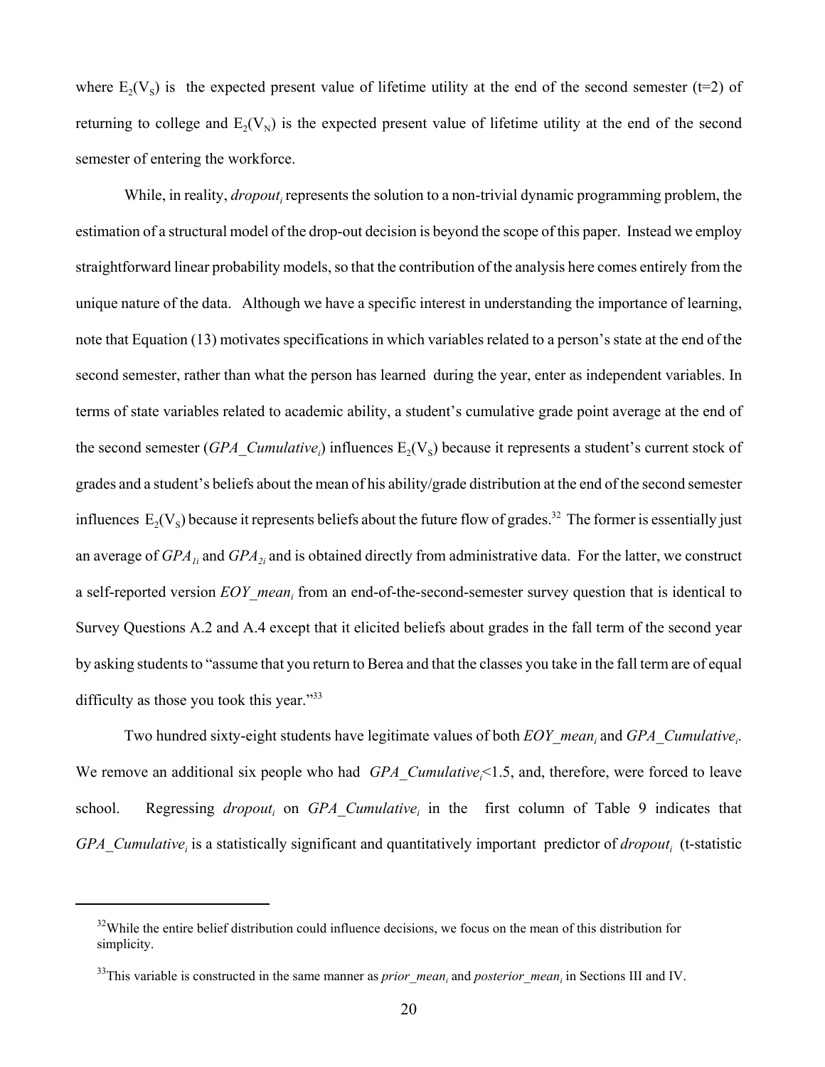where $E_2(V_S)$ is the expected present value of lifetime utility at the end of the second semester (t=2) of returning to college and $E_2(V_N)$ is the expected present value of lifetime utility at the end of the second semester of entering the workforce.

While, in reality, $dropout_i$ represents the solution to a non-trivial dynamic programming problem, the estimation of a structural model of the drop-out decision is beyond the scope of this paper. Instead we employ straightforward linear probability models, so that the contribution of the analysis here comes entirely from the unique nature of the data. Although we have a specific interest in understanding the importance of learning, note that Equation (13) motivates specifications in which variables related to a person's state at the end of the second semester, rather than what the person has learned during the year, enter as independent variables. In terms of state variables related to academic ability, a student's cumulative grade point average at the end of the second semester ($GPA\_Cumulative_i$) influences $E_2(V_S)$ because it represents a student's current stock of grades and a student's beliefs about the mean of his ability/grade distribution at the end of the second semester influences $E_2(V_S)$ because it represents beliefs about the future flow of grades.[32] The former is essentially just an average of $GPA_{1i}$ and $GPA_{2i}$ and is obtained directly from administrative data. For the latter, we construct a self-reported version $EOY\_mean_i$ from an end-of-the-second-semester survey question that is identical to Survey Questions A.2 and A.4 except that it elicited beliefs about grades in the fall term of the second year by asking students to "assume that you return to Berea and that the classes you take in the fall term are of equal difficulty as those you took this year."[33]

Two hundred sixty-eight students have legitimate values of both $EOY\_mean_i$ and $GPA\_Cumulative_i$. We remove an additional six people who had $GPA\_Cumulative_i$<1.5, and, therefore, were forced to leave school. Regressing $dropout_i$ on $GPA\_Cumulative_i$ in the first column of Table 9 indicates that $GPA\_Cumulative_i$ is a statistically significant and quantitatively important predictor of $dropout_i$ (t-statistic

[32]While the entire belief distribution could influence decisions, we focus on the mean of this distribution for simplicity.

[33]This variable is constructed in the same manner as $prior\_mean_i$ and $posterior\_mean_i$ in Sections III and IV.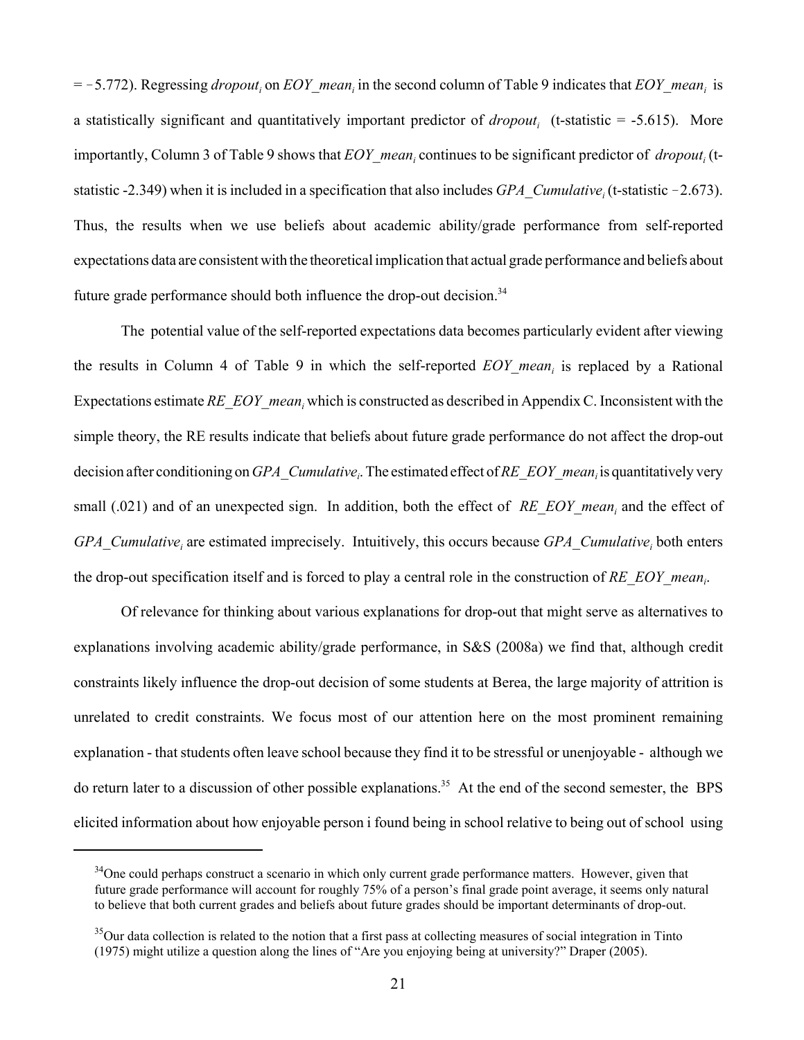= −5.772). Regressing $dropout_i$ on $EOY\_mean_i$ in the second column of Table 9 indicates that $EOY\_mean_i$ is a statistically significant and quantitatively important predictor of $dropout_i$ (t-statistic = -5.615). More importantly, Column 3 of Table 9 shows that $EOY\_mean_i$ continues to be significant predictor of $dropout_i$ (t-statistic -2.349) when it is included in a specification that also includes $GPA\_Cumulative_i$ (t-statistic −2.673). Thus, the results when we use beliefs about academic ability/grade performance from self-reported expectations data are consistent with the theoretical implication that actual grade performance and beliefs about future grade performance should both influence the drop-out decision.[34]

The potential value of the self-reported expectations data becomes particularly evident after viewing the results in Column 4 of Table 9 in which the self-reported $EOY\_mean_i$ is replaced by a Rational Expectations estimate $RE\_EOY\_mean_i$ which is constructed as described in Appendix C. Inconsistent with the simple theory, the RE results indicate that beliefs about future grade performance do not affect the drop-out decision after conditioning on $GPA\_Cumulative_i$. The estimated effect of $RE\_EOY\_mean_i$ is quantitatively very small (.021) and of an unexpected sign. In addition, both the effect of $RE\_EOY\_mean_i$ and the effect of $GPA\_Cumulative_i$ are estimated imprecisely. Intuitively, this occurs because $GPA\_Cumulative_i$ both enters the drop-out specification itself and is forced to play a central role in the construction of $RE\_EOY\_mean_i$.

Of relevance for thinking about various explanations for drop-out that might serve as alternatives to explanations involving academic ability/grade performance, in S&S (2008a) we find that, although credit constraints likely influence the drop-out decision of some students at Berea, the large majority of attrition is unrelated to credit constraints. We focus most of our attention here on the most prominent remaining explanation - that students often leave school because they find it to be stressful or unenjoyable - although we do return later to a discussion of other possible explanations.[35] At the end of the second semester, the BPS elicited information about how enjoyable person i found being in school relative to being out of school using

[34] One could perhaps construct a scenario in which only current grade performance matters. However, given that future grade performance will account for roughly 75% of a person's final grade point average, it seems only natural to believe that both current grades and beliefs about future grades should be important determinants of drop-out.

[35] Our data collection is related to the notion that a first pass at collecting measures of social integration in Tinto (1975) might utilize a question along the lines of "Are you enjoying being at university?" Draper (2005).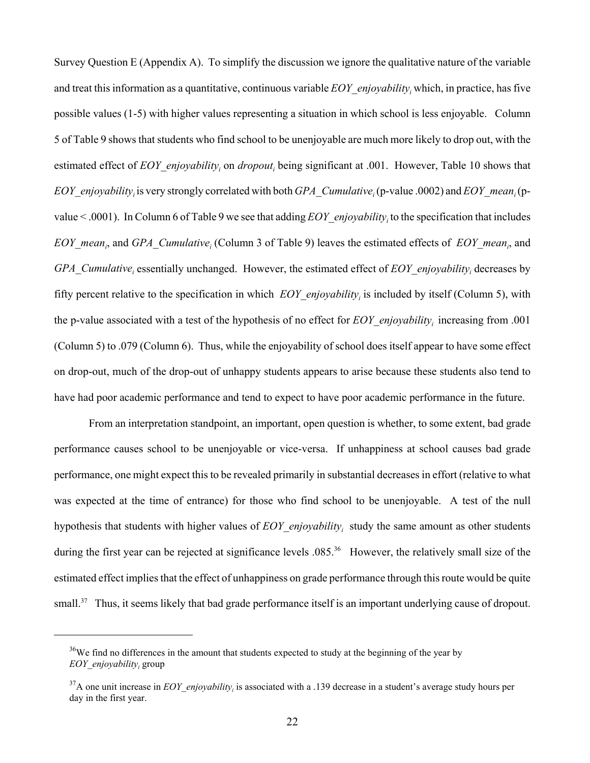Survey Question E (Appendix A). To simplify the discussion we ignore the qualitative nature of the variable and treat this information as a quantitative, continuous variable $EOY\_enjoyability_i$ which, in practice, has five possible values (1-5) with higher values representing a situation in which school is less enjoyable. Column 5 of Table 9 shows that students who find school to be unenjoyable are much more likely to drop out, with the estimated effect of $EOY\_enjoyability_i$ on $dropout_i$ being significant at .001. However, Table 10 shows that $EOY\_enjoyability_i$ is very strongly correlated with both $GPA\_Cumulative_i$ (p-value .0002) and $EOY\_mean_i$ (p-value < .0001). In Column 6 of Table 9 we see that adding $EOY\_enjoyability_i$ to the specification that includes $EOY\_mean_i$, and $GPA\_Cumulative_i$ (Column 3 of Table 9) leaves the estimated effects of $EOY\_mean_i$, and $GPA\_Cumulative_i$ essentially unchanged. However, the estimated effect of $EOY\_enjoyability_i$ decreases by fifty percent relative to the specification in which $EOY\_enjoyability_i$ is included by itself (Column 5), with the p-value associated with a test of the hypothesis of no effect for $EOY\_enjoyability_i$ increasing from .001 (Column 5) to .079 (Column 6). Thus, while the enjoyability of school does itself appear to have some effect on drop-out, much of the drop-out of unhappy students appears to arise because these students also tend to have had poor academic performance and tend to expect to have poor academic performance in the future.

From an interpretation standpoint, an important, open question is whether, to some extent, bad grade performance causes school to be unenjoyable or vice-versa. If unhappiness at school causes bad grade performance, one might expect this to be revealed primarily in substantial decreases in effort (relative to what was expected at the time of entrance) for those who find school to be unenjoyable. A test of the null hypothesis that students with higher values of $EOY\_enjoyability_i$ study the same amount as other students during the first year can be rejected at significance levels .085.[36] However, the relatively small size of the estimated effect implies that the effect of unhappiness on grade performance through this route would be quite small.[37] Thus, it seems likely that bad grade performance itself is an important underlying cause of dropout.

---

[36]We find no differences in the amount that students expected to study at the beginning of the year by $EOY\_enjoyability_i$ group

[37]A one unit increase in $EOY\_enjoyability_i$ is associated with a .139 decrease in a student's average study hours per day in the first year.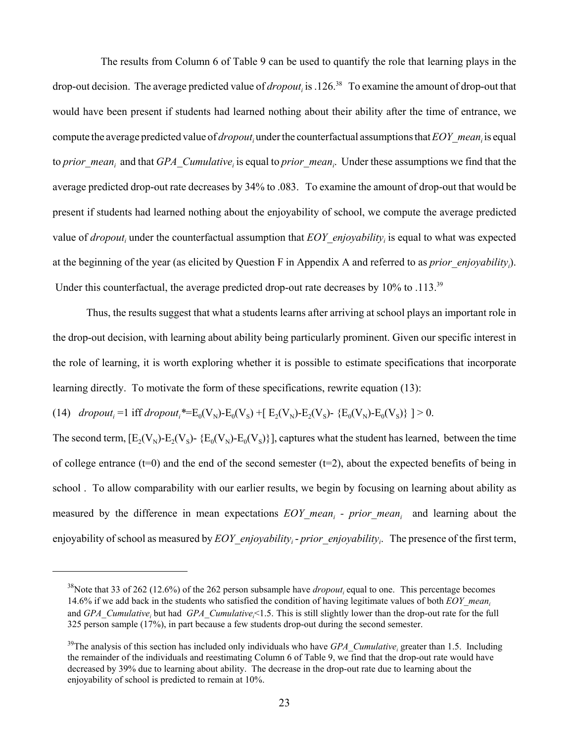The results from Column 6 of Table 9 can be used to quantify the role that learning plays in the drop-out decision. The average predicted value of $dropout_i$ is .126.[38] To examine the amount of drop-out that would have been present if students had learned nothing about their ability after the time of entrance, we compute the average predicted value of $dropout_i$ under the counterfactual assumptions that $EOY\_mean_i$ is equal to $prior\_mean_i$ and that $GPA\_Cumulative_i$ is equal to $prior\_mean_i$. Under these assumptions we find that the average predicted drop-out rate decreases by 34% to .083. To examine the amount of drop-out that would be present if students had learned nothing about the enjoyability of school, we compute the average predicted value of $dropout_i$ under the counterfactual assumption that $EOY\_enjoyability_i$ is equal to what was expected at the beginning of the year (as elicited by Question F in Appendix A and referred to as $prior\_enjoyability_i$). Under this counterfactual, the average predicted drop-out rate decreases by 10% to .113.[39]

Thus, the results suggest that what a students learns after arriving at school plays an important role in the drop-out decision, with learning about ability being particularly prominent. Given our specific interest in the role of learning, it is worth exploring whether it is possible to estimate specifications that incorporate learning directly. To motivate the form of these specifications, rewrite equation (13):

(14) $dropout_i = 1$ iff $dropout_i^* = E_0(V_N) - E_0(V_S) + [\, E_2(V_N) - E_2(V_S) - \{E_0(V_N) - E_0(V_S)\}\,] > 0.$

The second term, $[E_2(V_N)-E_2(V_S)- \{E_0(V_N)-E_0(V_S)\}]$, captures what the student has learned, between the time of college entrance (t=0) and the end of the second semester (t=2), about the expected benefits of being in school . To allow comparability with our earlier results, we begin by focusing on learning about ability as measured by the difference in mean expectations $EOY\_mean_i$ - $prior\_mean_i$ and learning about the enjoyability of school as measured by $EOY\_enjoyability_i$ - $prior\_enjoyability_i$. The presence of the first term,

---

[38] Note that 33 of 262 (12.6%) of the 262 person subsample have $dropout_i$ equal to one. This percentage becomes 14.6% if we add back in the students who satisfied the condition of having legitimate values of both $EOY\_mean_i$ and $GPA\_Cumulative_i$ but had $GPA\_Cumulative_i$<1.5. This is still slightly lower than the drop-out rate for the full 325 person sample (17%), in part because a few students drop-out during the second semester.

[39] The analysis of this section has included only individuals who have $GPA\_Cumulative_i$ greater than 1.5. Including the remainder of the individuals and reestimating Column 6 of Table 9, we find that the drop-out rate would have decreased by 39% due to learning about ability. The decrease in the drop-out rate due to learning about the enjoyability of school is predicted to remain at 10%.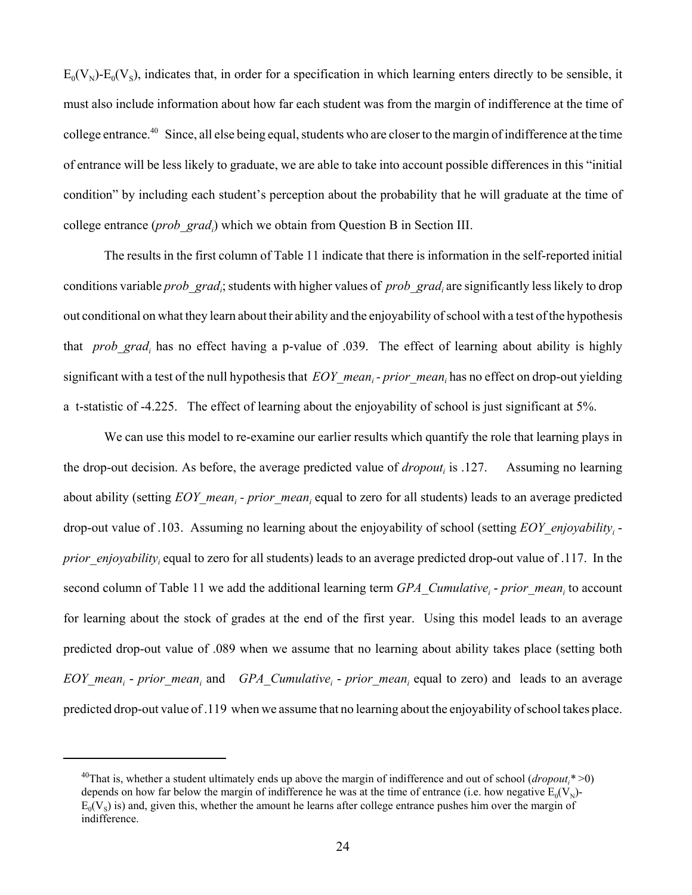$E_0(V_N)$-$E_0(V_S)$, indicates that, in order for a specification in which learning enters directly to be sensible, it must also include information about how far each student was from the margin of indifference at the time of college entrance.[40] Since, all else being equal, students who are closer to the margin of indifference at the time of entrance will be less likely to graduate, we are able to take into account possible differences in this "initial condition" by including each student's perception about the probability that he will graduate at the time of college entrance ($prob\_grad_i$) which we obtain from Question B in Section III.

The results in the first column of Table 11 indicate that there is information in the self-reported initial conditions variable $prob\_grad_i$; students with higher values of $prob\_grad_i$ are significantly less likely to drop out conditional on what they learn about their ability and the enjoyability of school with a test of the hypothesis that $prob\_grad_i$ has no effect having a p-value of .039. The effect of learning about ability is highly significant with a test of the null hypothesis that $EOY\_mean_i$ - $prior\_mean_i$ has no effect on drop-out yielding a t-statistic of -4.225. The effect of learning about the enjoyability of school is just significant at 5%.

We can use this model to re-examine our earlier results which quantify the role that learning plays in the drop-out decision. As before, the average predicted value of $dropout_i$ is .127. Assuming no learning about ability (setting $EOY\_mean_i$ - $prior\_mean_i$ equal to zero for all students) leads to an average predicted drop-out value of .103. Assuming no learning about the enjoyability of school (setting $EOY\_enjoyability_i$ - $prior\_enjoyability_i$ equal to zero for all students) leads to an average predicted drop-out value of .117. In the second column of Table 11 we add the additional learning term $GPA\_Cumulative_i$ - $prior\_mean_i$ to account for learning about the stock of grades at the end of the first year. Using this model leads to an average predicted drop-out value of .089 when we assume that no learning about ability takes place (setting both $EOY\_mean_i$ - $prior\_mean_i$ and $GPA\_Cumulative_i$ - $prior\_mean_i$ equal to zero) and leads to an average predicted drop-out value of .119 when we assume that no learning about the enjoyability of school takes place.

---

[40] That is, whether a student ultimately ends up above the margin of indifference and out of school ($dropout_i^* > 0$) depends on how far below the margin of indifference he was at the time of entrance (i.e. how negative $E_0(V_N)$-$E_0(V_S)$ is) and, given this, whether the amount he learns after college entrance pushes him over the margin of indifference.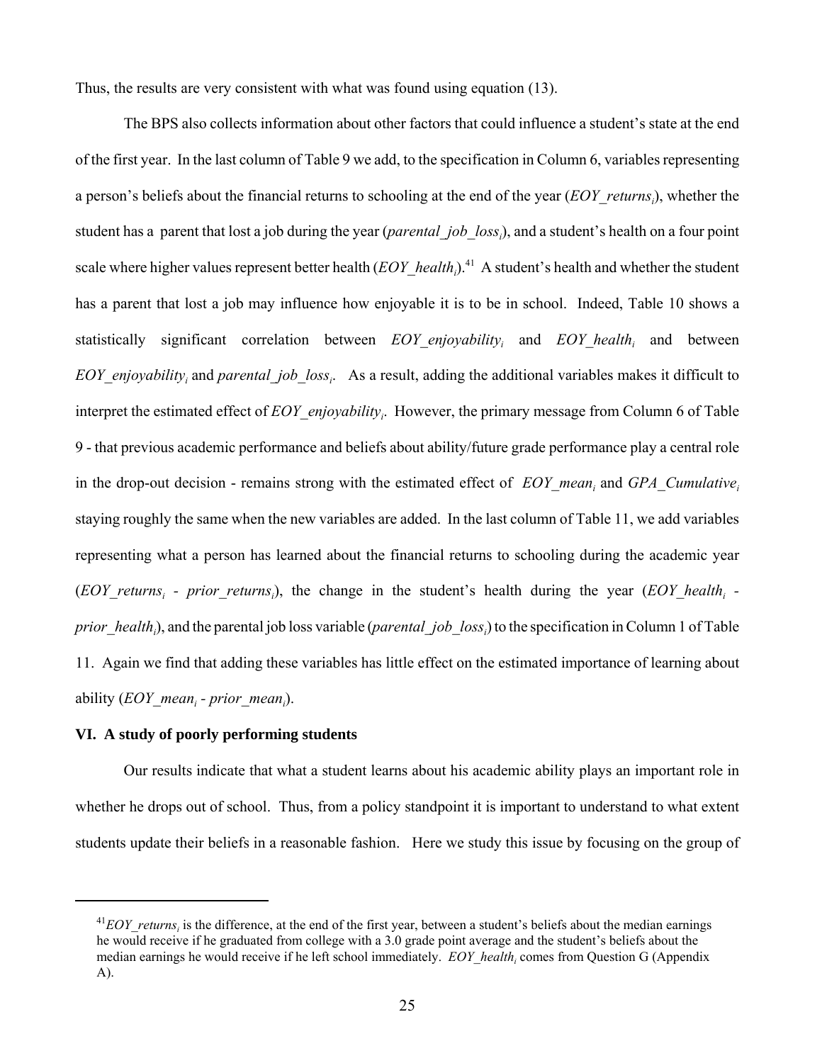Thus, the results are very consistent with what was found using equation (13).

The BPS also collects information about other factors that could influence a student's state at the end of the first year. In the last column of Table 9 we add, to the specification in Column 6, variables representing a person's beliefs about the financial returns to schooling at the end of the year ($EOY\_returns_i$), whether the student has a parent that lost a job during the year ($parental\_job\_loss_i$), and a student's health on a four point scale where higher values represent better health ($EOY\_health_i$).[41] A student's health and whether the student has a parent that lost a job may influence how enjoyable it is to be in school. Indeed, Table 10 shows a statistically significant correlation between $EOY\_enjoyability_i$ and $EOY\_health_i$ and between $EOY\_enjoyability_i$ and $parental\_job\_loss_i$. As a result, adding the additional variables makes it difficult to interpret the estimated effect of $EOY\_enjoyability_i$. However, the primary message from Column 6 of Table 9 - that previous academic performance and beliefs about ability/future grade performance play a central role in the drop-out decision - remains strong with the estimated effect of $EOY\_mean_i$ and $GPA\_Cumulative_i$ staying roughly the same when the new variables are added. In the last column of Table 11, we add variables representing what a person has learned about the financial returns to schooling during the academic year ($EOY\_returns_i$ - $prior\_returns_i$), the change in the student's health during the year ($EOY\_health_i$ - $prior\_health_i$), and the parental job loss variable ($parental\_job\_loss_i$) to the specification in Column 1 of Table 11. Again we find that adding these variables has little effect on the estimated importance of learning about ability ($EOY\_mean_i$ - $prior\_mean_i$).

## VI. A study of poorly performing students

Our results indicate that what a student learns about his academic ability plays an important role in whether he drops out of school. Thus, from a policy standpoint it is important to understand to what extent students update their beliefs in a reasonable fashion. Here we study this issue by focusing on the group of

---

[41] $EOY\_returns_i$ is the difference, at the end of the first year, between a student's beliefs about the median earnings he would receive if he graduated from college with a 3.0 grade point average and the student's beliefs about the median earnings he would receive if he left school immediately. $EOY\_health_i$ comes from Question G (Appendix A).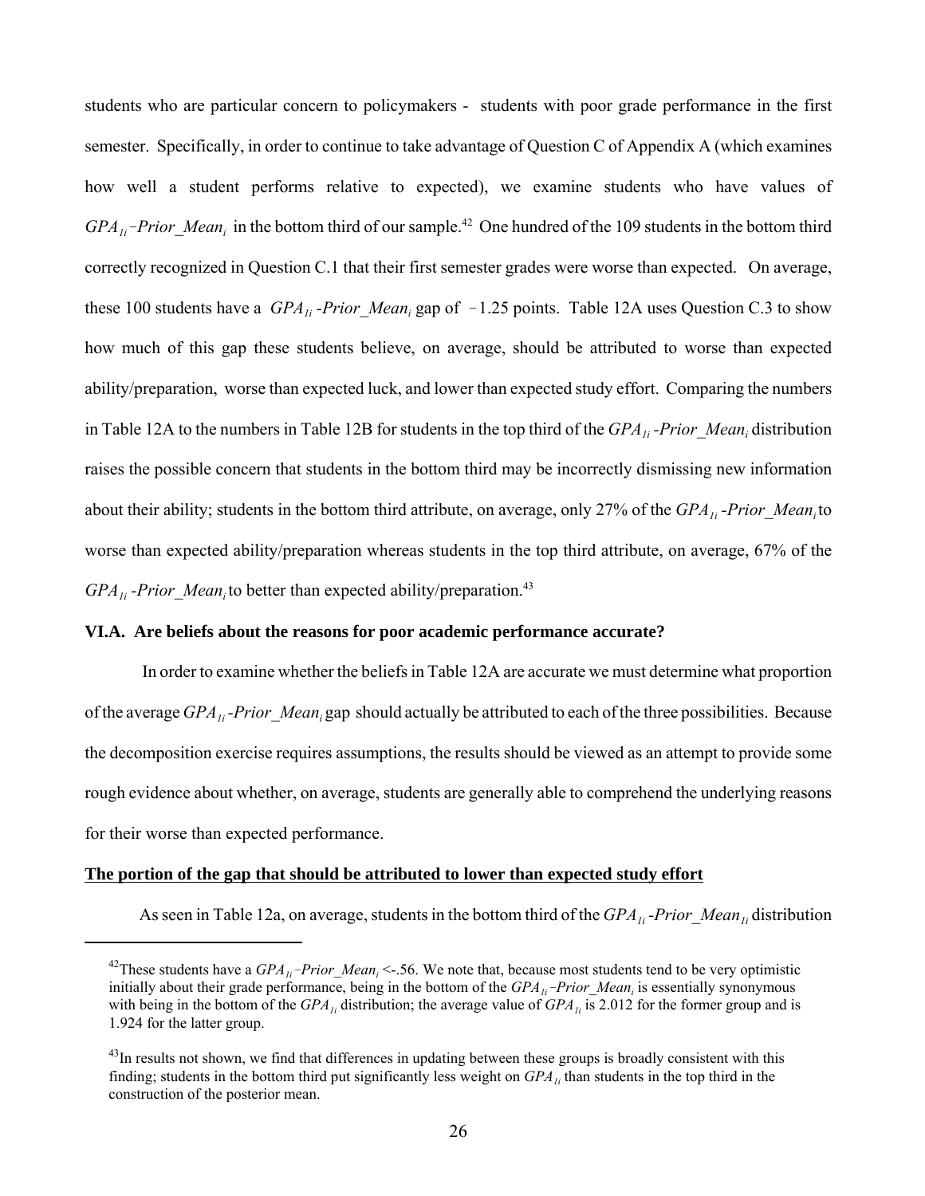students who are particular concern to policymakers - students with poor grade performance in the first semester. Specifically, in order to continue to take advantage of Question C of Appendix A (which examines how well a student performs relative to expected), we examine students who have values of $GPA_{1i}$–$Prior\_Mean_i$ in the bottom third of our sample.[42] One hundred of the 109 students in the bottom third correctly recognized in Question C.1 that their first semester grades were worse than expected. On average, these 100 students have a $GPA_{1i}$-$Prior\_Mean_i$ gap of $-1.25$ points. Table 12A uses Question C.3 to show how much of this gap these students believe, on average, should be attributed to worse than expected ability/preparation, worse than expected luck, and lower than expected study effort. Comparing the numbers in Table 12A to the numbers in Table 12B for students in the top third of the $GPA_{1i}$-$Prior\_Mean_i$ distribution raises the possible concern that students in the bottom third may be incorrectly dismissing new information about their ability; students in the bottom third attribute, on average, only 27% of the $GPA_{1i}$-$Prior\_Mean_i$ to worse than expected ability/preparation whereas students in the top third attribute, on average, 67% of the $GPA_{1i}$-$Prior\_Mean_i$ to better than expected ability/preparation.[43]

### VI.A. Are beliefs about the reasons for poor academic performance accurate?

In order to examine whether the beliefs in Table 12A are accurate we must determine what proportion of the average $GPA_{1i}$-$Prior\_Mean_i$ gap should actually be attributed to each of the three possibilities. Because the decomposition exercise requires assumptions, the results should be viewed as an attempt to provide some rough evidence about whether, on average, students are generally able to comprehend the underlying reasons for their worse than expected performance.

**The portion of the gap that should be attributed to lower than expected study effort**

As seen in Table 12a, on average, students in the bottom third of the $GPA_{1i}$-$Prior\_Mean_{1i}$ distribution

---

[42] These students have a $GPA_{1i}$–$Prior\_Mean_i$ <-.56. We note that, because most students tend to be very optimistic initially about their grade performance, being in the bottom of the $GPA_{1i}$–$Prior\_Mean_i$ is essentially synonymous with being in the bottom of the $GPA_{1i}$ distribution; the average value of $GPA_{1i}$ is 2.012 for the former group and is 1.924 for the latter group.

[43] In results not shown, we find that differences in updating between these groups is broadly consistent with this finding; students in the bottom third put significantly less weight on $GPA_{1i}$ than students in the top third in the construction of the posterior mean.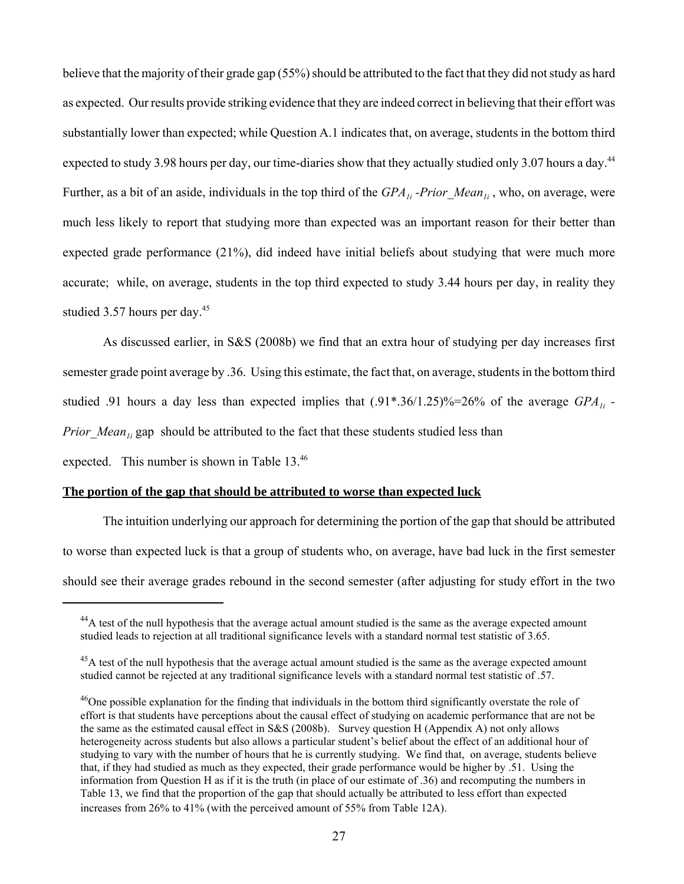believe that the majority of their grade gap (55%) should be attributed to the fact that they did not study as hard as expected. Our results provide striking evidence that they are indeed correct in believing that their effort was substantially lower than expected; while Question A.1 indicates that, on average, students in the bottom third expected to study 3.98 hours per day, our time-diaries show that they actually studied only 3.07 hours a day.[44] Further, as a bit of an aside, individuals in the top third of the $GPA_{1i}$ -$Prior\_Mean_{1i}$ , who, on average, were much less likely to report that studying more than expected was an important reason for their better than expected grade performance (21%), did indeed have initial beliefs about studying that were much more accurate; while, on average, students in the top third expected to study 3.44 hours per day, in reality they studied 3.57 hours per day.[45]

As discussed earlier, in S&S (2008b) we find that an extra hour of studying per day increases first semester grade point average by .36. Using this estimate, the fact that, on average, students in the bottom third studied .91 hours a day less than expected implies that (.91*.36/1.25)%=26% of the average $GPA_{1i}$ - $Prior\_Mean_{1i}$ gap should be attributed to the fact that these students studied less than expected. This number is shown in Table 13.[46]

**The portion of the gap that should be attributed to worse than expected luck**

The intuition underlying our approach for determining the portion of the gap that should be attributed to worse than expected luck is that a group of students who, on average, have bad luck in the first semester should see their average grades rebound in the second semester (after adjusting for study effort in the two

---

[44]A test of the null hypothesis that the average actual amount studied is the same as the average expected amount studied leads to rejection at all traditional significance levels with a standard normal test statistic of 3.65.

[45]A test of the null hypothesis that the average actual amount studied is the same as the average expected amount studied cannot be rejected at any traditional significance levels with a standard normal test statistic of .57.

[46]One possible explanation for the finding that individuals in the bottom third significantly overstate the role of effort is that students have perceptions about the causal effect of studying on academic performance that are not be the same as the estimated causal effect in S&S (2008b). Survey question H (Appendix A) not only allows heterogeneity across students but also allows a particular student's belief about the effect of an additional hour of studying to vary with the number of hours that he is currently studying. We find that, on average, students believe that, if they had studied as much as they expected, their grade performance would be higher by .51. Using the information from Question H as if it is the truth (in place of our estimate of .36) and recomputing the numbers in Table 13, we find that the proportion of the gap that should actually be attributed to less effort than expected increases from 26% to 41% (with the perceived amount of 55% from Table 12A).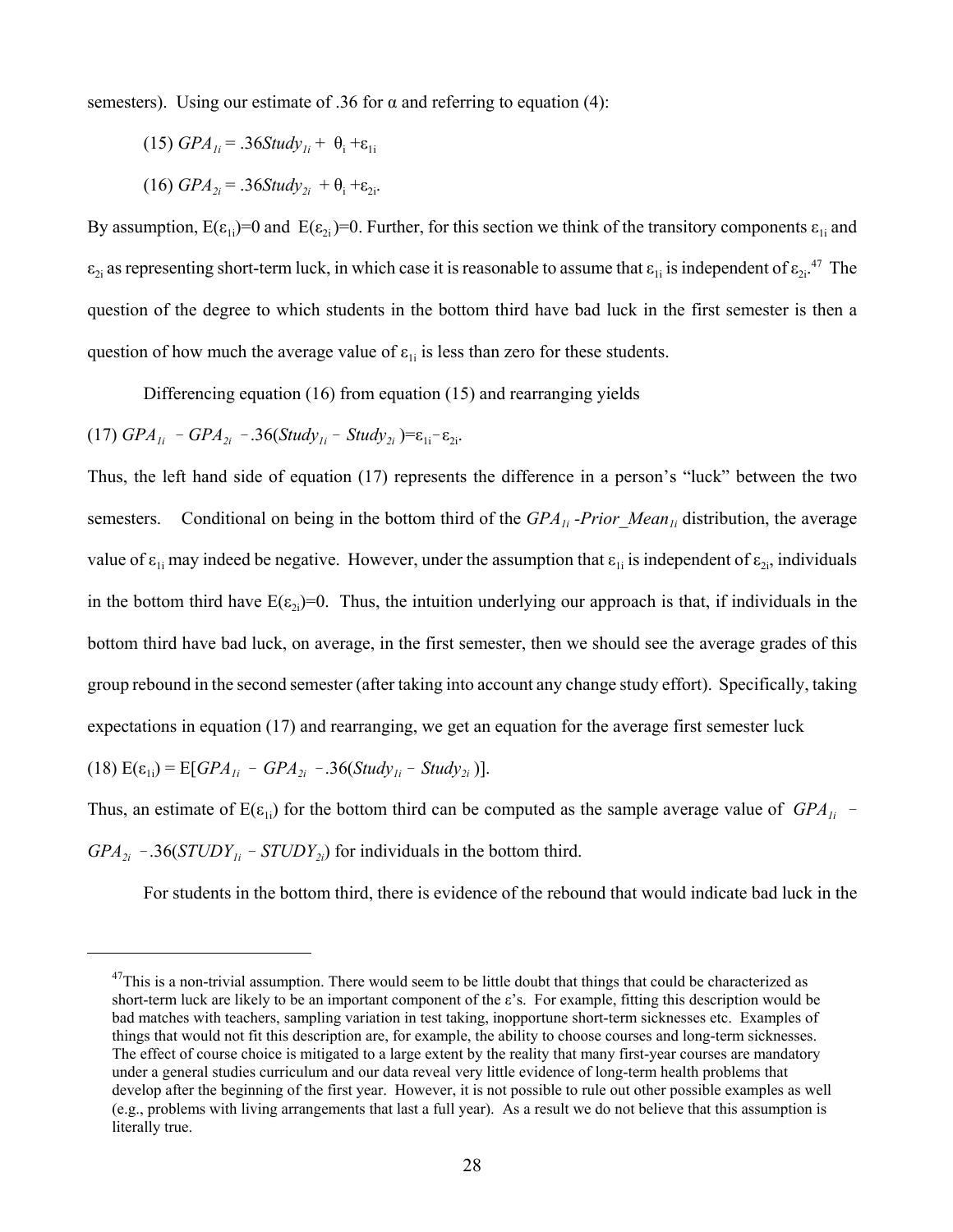semesters). Using our estimate of .36 for α and referring to equation (4):

$$(15)\ GPA_{1i} = .36Study_{1i} + \theta_i + \varepsilon_{1i}$$

$$(16)\ GPA_{2i} = .36Study_{2i} + \theta_i + \varepsilon_{2i}.$$

By assumption, $E(\varepsilon_{1i})=0$ and $E(\varepsilon_{2i})=0$. Further, for this section we think of the transitory components $\varepsilon_{1i}$ and $\varepsilon_{2i}$ as representing short-term luck, in which case it is reasonable to assume that $\varepsilon_{1i}$ is independent of $\varepsilon_{2i}$.[47] The question of the degree to which students in the bottom third have bad luck in the first semester is then a question of how much the average value of $\varepsilon_{1i}$ is less than zero for these students.

Differencing equation (16) from equation (15) and rearranging yields

$$(17)\ GPA_{1i} - GPA_{2i} - .36(Study_{1i} - Study_{2i}) = \varepsilon_{1i} - \varepsilon_{2i}.$$

Thus, the left hand side of equation (17) represents the difference in a person's "luck" between the two semesters. Conditional on being in the bottom third of the $GPA_{1i}$ -$Prior\_Mean_{1i}$ distribution, the average value of $\varepsilon_{1i}$ may indeed be negative. However, under the assumption that $\varepsilon_{1i}$ is independent of $\varepsilon_{2i}$, individuals in the bottom third have $E(\varepsilon_{2i})=0$. Thus, the intuition underlying our approach is that, if individuals in the bottom third have bad luck, on average, in the first semester, then we should see the average grades of this group rebound in the second semester (after taking into account any change study effort). Specifically, taking expectations in equation (17) and rearranging, we get an equation for the average first semester luck

$$(18)\ E(\varepsilon_{1i}) = E[GPA_{1i} - GPA_{2i} - .36(Study_{1i} - Study_{2i})].$$

Thus, an estimate of $E(\varepsilon_{1i})$ for the bottom third can be computed as the sample average value of $GPA_{1i} - GPA_{2i} - .36(STUDY_{1i} - STUDY_{2i})$ for individuals in the bottom third.

For students in the bottom third, there is evidence of the rebound that would indicate bad luck in the

---

[47] This is a non-trivial assumption. There would seem to be little doubt that things that could be characterized as short-term luck are likely to be an important component of the ε's. For example, fitting this description would be bad matches with teachers, sampling variation in test taking, inopportune short-term sicknesses etc. Examples of things that would not fit this description are, for example, the ability to choose courses and long-term sicknesses. The effect of course choice is mitigated to a large extent by the reality that many first-year courses are mandatory under a general studies curriculum and our data reveal very little evidence of long-term health problems that develop after the beginning of the first year. However, it is not possible to rule out other possible examples as well (e.g., problems with living arrangements that last a full year). As a result we do not believe that this assumption is literally true.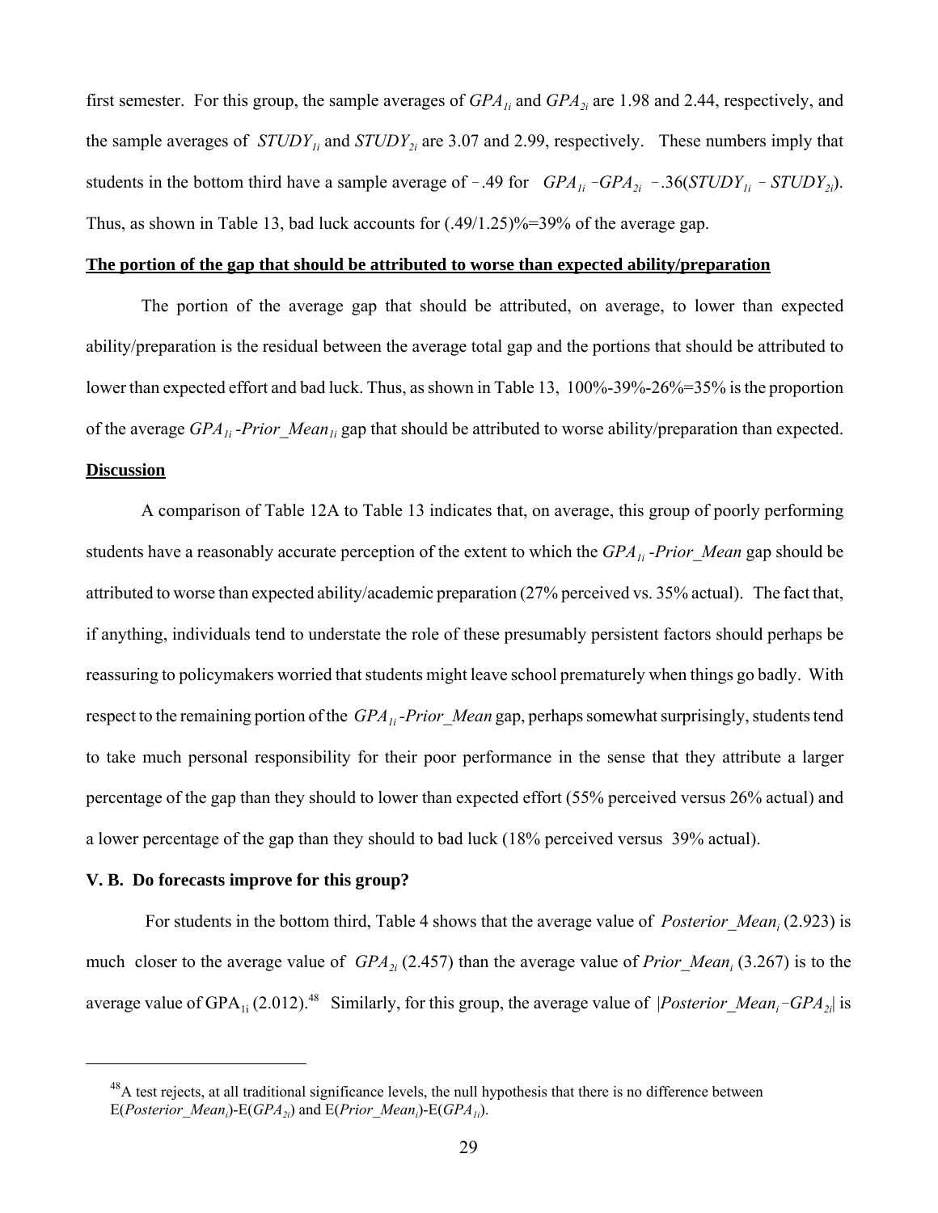first semester. For this group, the sample averages of $GPA_{1i}$ and $GPA_{2i}$ are 1.98 and 2.44, respectively, and the sample averages of $STUDY_{1i}$ and $STUDY_{2i}$ are 3.07 and 2.99, respectively. These numbers imply that students in the bottom third have a sample average of −.49 for $GPA_{1i} - GPA_{2i} - .36(STUDY_{1i} - STUDY_{2i})$. Thus, as shown in Table 13, bad luck accounts for (.49/1.25)%=39% of the average gap.

**The portion of the gap that should be attributed to worse than expected ability/preparation**

The portion of the average gap that should be attributed, on average, to lower than expected ability/preparation is the residual between the average total gap and the portions that should be attributed to lower than expected effort and bad luck. Thus, as shown in Table 13, 100%-39%-26%=35% is the proportion of the average $GPA_{1i}$-$Prior\_Mean_{1i}$ gap that should be attributed to worse ability/preparation than expected.

**Discussion**

A comparison of Table 12A to Table 13 indicates that, on average, this group of poorly performing students have a reasonably accurate perception of the extent to which the $GPA_{1i}$-$Prior\_Mean$ gap should be attributed to worse than expected ability/academic preparation (27% perceived vs. 35% actual). The fact that, if anything, individuals tend to understate the role of these presumably persistent factors should perhaps be reassuring to policymakers worried that students might leave school prematurely when things go badly. With respect to the remaining portion of the $GPA_{1i}$-$Prior\_Mean$ gap, perhaps somewhat surprisingly, students tend to take much personal responsibility for their poor performance in the sense that they attribute a larger percentage of the gap than they should to lower than expected effort (55% perceived versus 26% actual) and a lower percentage of the gap than they should to bad luck (18% perceived versus 39% actual).

### V. B. Do forecasts improve for this group?

For students in the bottom third, Table 4 shows that the average value of $Posterior\_Mean_i$ (2.923) is much closer to the average value of $GPA_{2i}$ (2.457) than the average value of $Prior\_Mean_i$ (3.267) is to the average value of $GPA_{1i}$ (2.012).[48] Similarly, for this group, the average value of $|Posterior\_Mean_i - GPA_{2i}|$ is

[48] A test rejects, at all traditional significance levels, the null hypothesis that there is no difference between E($Posterior\_Mean_i$)-E($GPA_{2i}$) and E($Prior\_Mean_i$)-E($GPA_{1i}$).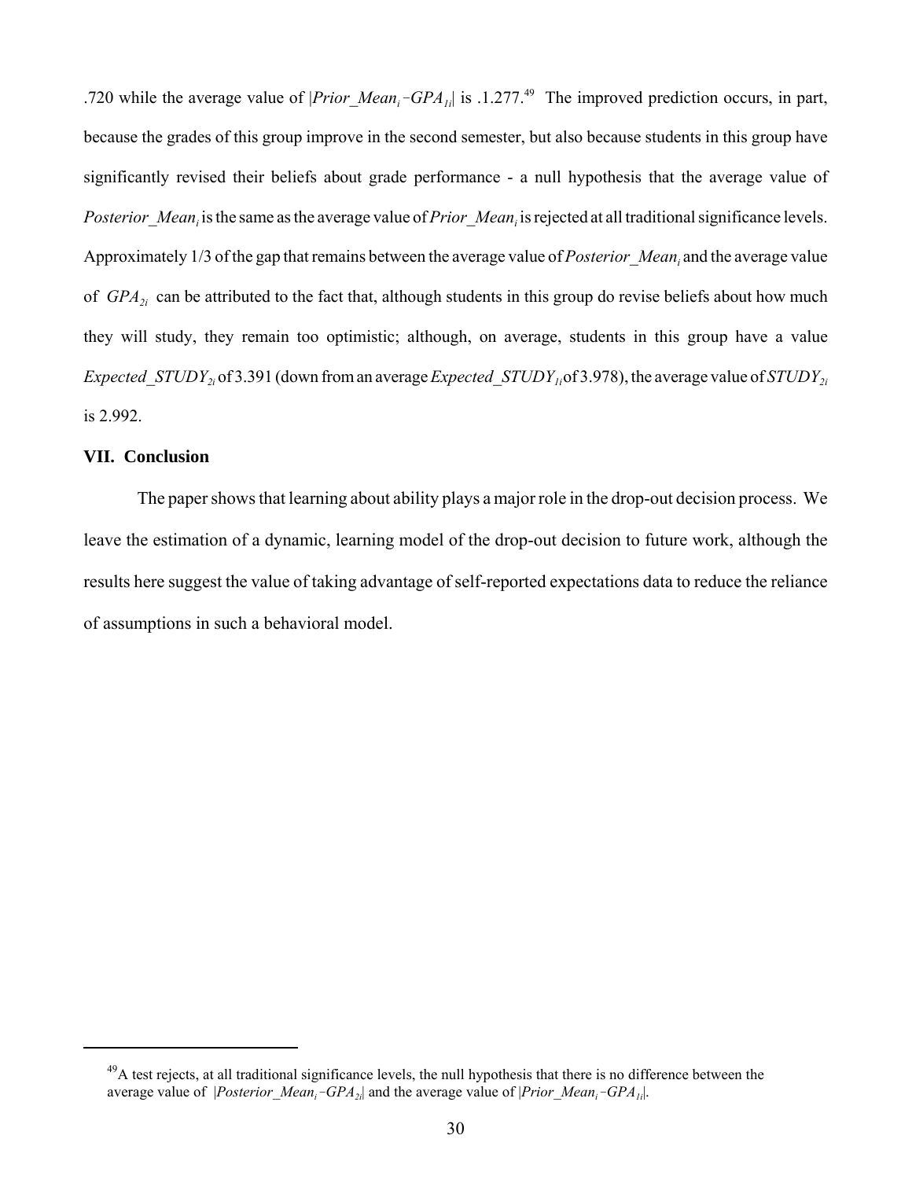.720 while the average value of $|Prior\_Mean_i - GPA_{1i}|$ is .1.277.[49] The improved prediction occurs, in part, because the grades of this group improve in the second semester, but also because students in this group have significantly revised their beliefs about grade performance - a null hypothesis that the average value of $Posterior\_Mean_i$ is the same as the average value of $Prior\_Mean_i$ is rejected at all traditional significance levels. Approximately 1/3 of the gap that remains between the average value of $Posterior\_Mean_i$ and the average value of $GPA_{2i}$ can be attributed to the fact that, although students in this group do revise beliefs about how much they will study, they remain too optimistic; although, on average, students in this group have a value $Expected\_STUDY_{2i}$ of 3.391 (down from an average $Expected\_STUDY_{1i}$ of 3.978), the average value of $STUDY_{2i}$ is 2.992.

## VII. Conclusion

The paper shows that learning about ability plays a major role in the drop-out decision process. We leave the estimation of a dynamic, learning model of the drop-out decision to future work, although the results here suggest the value of taking advantage of self-reported expectations data to reduce the reliance of assumptions in such a behavioral model.

---

[49] A test rejects, at all traditional significance levels, the null hypothesis that there is no difference between the average value of $|Posterior\_Mean_i - GPA_{2i}|$ and the average value of $|Prior\_Mean_i - GPA_{1i}|$.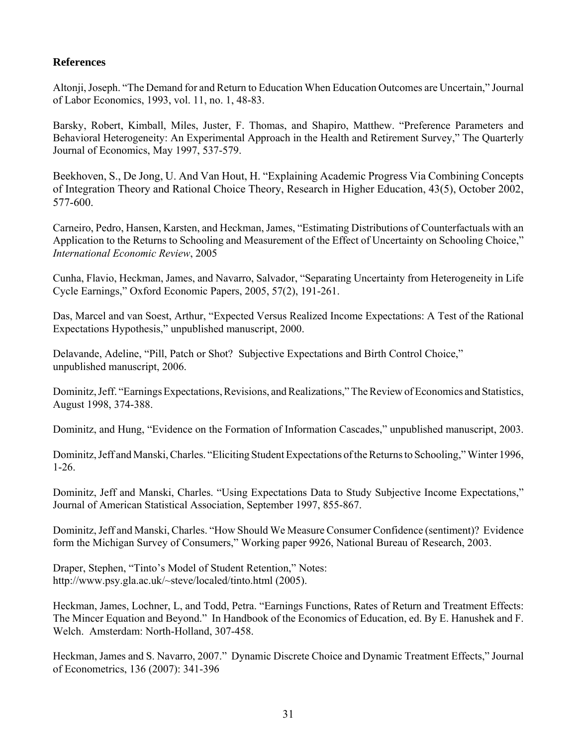## References

Altonji, Joseph. "The Demand for and Return to Education When Education Outcomes are Uncertain," Journal of Labor Economics, 1993, vol. 11, no. 1, 48-83.

Barsky, Robert, Kimball, Miles, Juster, F. Thomas, and Shapiro, Matthew. "Preference Parameters and Behavioral Heterogeneity: An Experimental Approach in the Health and Retirement Survey," The Quarterly Journal of Economics, May 1997, 537-579.

Beekhoven, S., De Jong, U. And Van Hout, H. "Explaining Academic Progress Via Combining Concepts of Integration Theory and Rational Choice Theory, Research in Higher Education, 43(5), October 2002, 577-600.

Carneiro, Pedro, Hansen, Karsten, and Heckman, James, "Estimating Distributions of Counterfactuals with an Application to the Returns to Schooling and Measurement of the Effect of Uncertainty on Schooling Choice," *International Economic Review*, 2005

Cunha, Flavio, Heckman, James, and Navarro, Salvador, "Separating Uncertainty from Heterogeneity in Life Cycle Earnings," Oxford Economic Papers, 2005, 57(2), 191-261.

Das, Marcel and van Soest, Arthur, "Expected Versus Realized Income Expectations: A Test of the Rational Expectations Hypothesis," unpublished manuscript, 2000.

Delavande, Adeline, "Pill, Patch or Shot? Subjective Expectations and Birth Control Choice," unpublished manuscript, 2006.

Dominitz, Jeff. "Earnings Expectations, Revisions, and Realizations," The Review of Economics and Statistics, August 1998, 374-388.

Dominitz, and Hung, "Evidence on the Formation of Information Cascades," unpublished manuscript, 2003.

Dominitz, Jeff and Manski, Charles. "Eliciting Student Expectations of the Returns to Schooling," Winter 1996, 1-26.

Dominitz, Jeff and Manski, Charles. "Using Expectations Data to Study Subjective Income Expectations," Journal of American Statistical Association, September 1997, 855-867.

Dominitz, Jeff and Manski, Charles. "How Should We Measure Consumer Confidence (sentiment)? Evidence form the Michigan Survey of Consumers," Working paper 9926, National Bureau of Research, 2003.

Draper, Stephen, "Tinto's Model of Student Retention," Notes: http://www.psy.gla.ac.uk/~steve/localed/tinto.html (2005).

Heckman, James, Lochner, L, and Todd, Petra. "Earnings Functions, Rates of Return and Treatment Effects: The Mincer Equation and Beyond." In Handbook of the Economics of Education, ed. By E. Hanushek and F. Welch. Amsterdam: North-Holland, 307-458.

Heckman, James and S. Navarro, 2007." Dynamic Discrete Choice and Dynamic Treatment Effects," Journal of Econometrics, 136 (2007): 341-396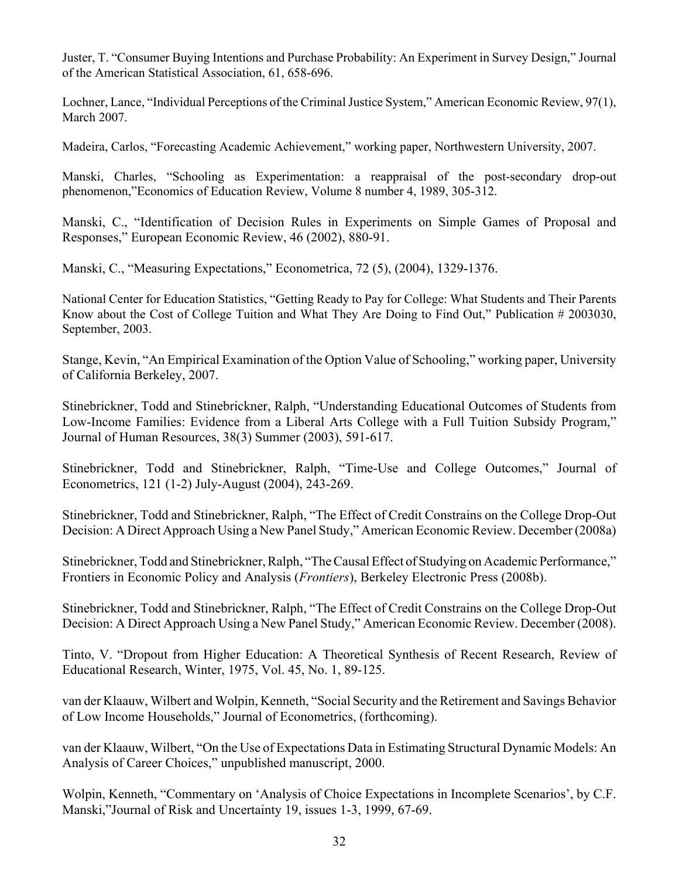Juster, T. “Consumer Buying Intentions and Purchase Probability: An Experiment in Survey Design,” Journal of the American Statistical Association, 61, 658-696.

Lochner, Lance, “Individual Perceptions of the Criminal Justice System,” American Economic Review, 97(1), March 2007.

Madeira, Carlos, “Forecasting Academic Achievement,” working paper, Northwestern University, 2007.

Manski, Charles, “Schooling as Experimentation: a reappraisal of the post-secondary drop-out phenomenon,”Economics of Education Review, Volume 8 number 4, 1989, 305-312.

Manski, C., “Identification of Decision Rules in Experiments on Simple Games of Proposal and Responses,” European Economic Review, 46 (2002), 880-91.

Manski, C., “Measuring Expectations,” Econometrica, 72 (5), (2004), 1329-1376.

National Center for Education Statistics, “Getting Ready to Pay for College: What Students and Their Parents Know about the Cost of College Tuition and What They Are Doing to Find Out,” Publication # 2003030, September, 2003.

Stange, Kevin, “An Empirical Examination of the Option Value of Schooling,” working paper, University of California Berkeley, 2007.

Stinebrickner, Todd and Stinebrickner, Ralph, “Understanding Educational Outcomes of Students from Low-Income Families: Evidence from a Liberal Arts College with a Full Tuition Subsidy Program,” Journal of Human Resources, 38(3) Summer (2003), 591-617.

Stinebrickner, Todd and Stinebrickner, Ralph, “Time-Use and College Outcomes,” Journal of Econometrics, 121 (1-2) July-August (2004), 243-269.

Stinebrickner, Todd and Stinebrickner, Ralph, “The Effect of Credit Constrains on the College Drop-Out Decision: A Direct Approach Using a New Panel Study,” American Economic Review. December (2008a)

Stinebrickner, Todd and Stinebrickner, Ralph, “The Causal Effect of Studying on Academic Performance,” Frontiers in Economic Policy and Analysis (*Frontiers*), Berkeley Electronic Press (2008b).

Stinebrickner, Todd and Stinebrickner, Ralph, “The Effect of Credit Constrains on the College Drop-Out Decision: A Direct Approach Using a New Panel Study,” American Economic Review. December (2008).

Tinto, V. “Dropout from Higher Education: A Theoretical Synthesis of Recent Research, Review of Educational Research, Winter, 1975, Vol. 45, No. 1, 89-125.

van der Klaauw, Wilbert and Wolpin, Kenneth, “Social Security and the Retirement and Savings Behavior of Low Income Households,” Journal of Econometrics, (forthcoming).

van der Klaauw, Wilbert, “On the Use of Expectations Data in Estimating Structural Dynamic Models: An Analysis of Career Choices,” unpublished manuscript, 2000.

Wolpin, Kenneth, “Commentary on ‘Analysis of Choice Expectations in Incomplete Scenarios’, by C.F. Manski,”Journal of Risk and Uncertainty 19, issues 1-3, 1999, 67-69.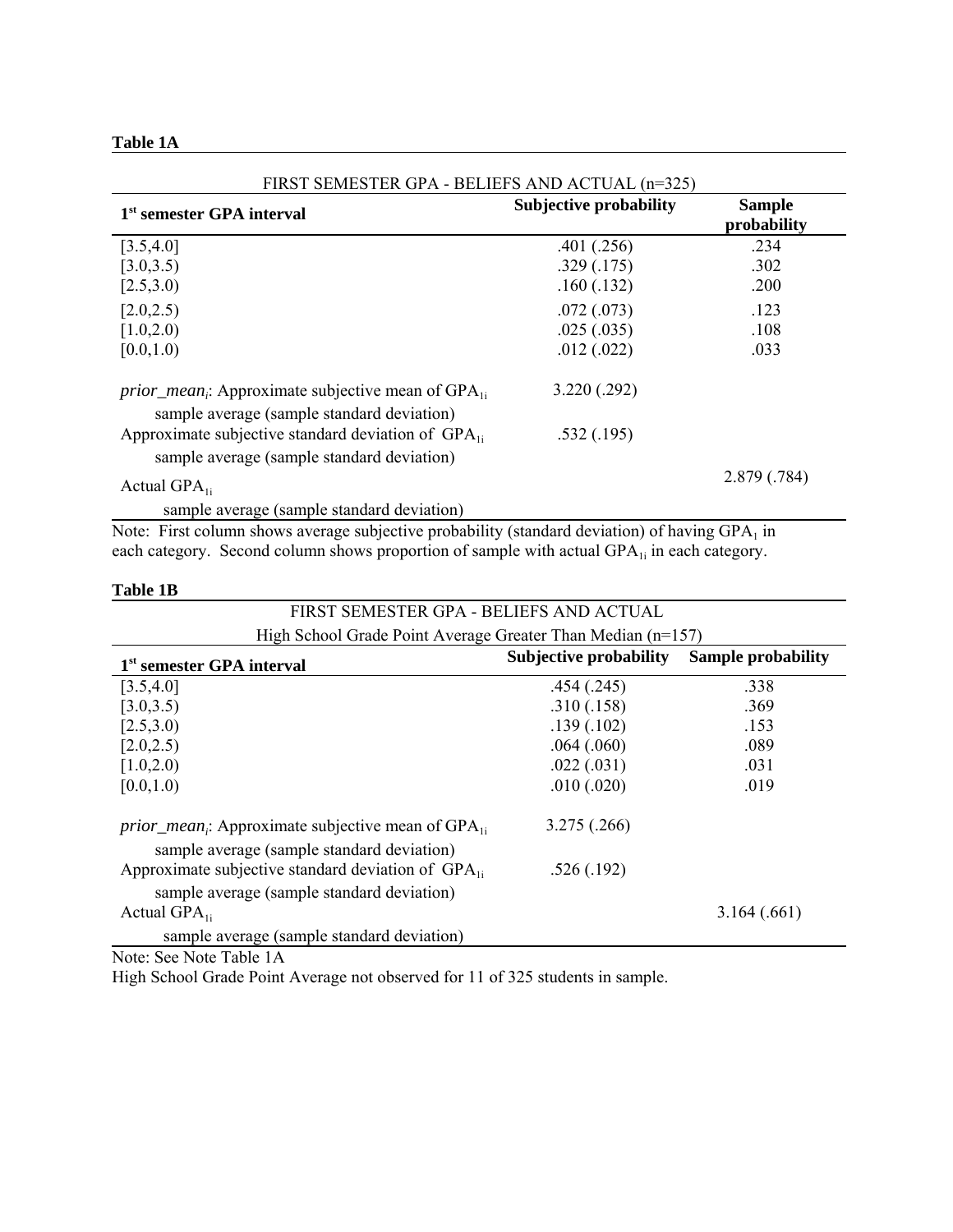**Table 1A**

| FIRST SEMESTER GPA - BELIEFS AND ACTUAL (n=325) | | |
|---|---|---|
| **1st semester GPA interval** | **Subjective probability** | **Sample probability** |
| [3.5,4.0] | .401 (.256) | .234 |
| [3.0,3.5) | .329 (.175) | .302 |
| [2.5,3.0) | .160 (.132) | .200 |
| [2.0,2.5) | .072 (.073) | .123 |
| [1.0,2.0) | .025 (.035) | .108 |
| [0.0,1.0) | .012 (.022) | .033 |
| *prior_mean$_i$*: Approximate subjective mean of $GPA_{1i}$ sample average (sample standard deviation) | 3.220 (.292) | |
| Approximate subjective standard deviation of $GPA_{1i}$ sample average (sample standard deviation) | .532 (.195) | |
| Actual $GPA_{1i}$ sample average (sample standard deviation) | | 2.879 (.784) |

Note: First column shows average subjective probability (standard deviation) of having $GPA_1$ in each category. Second column shows proportion of sample with actual $GPA_{1i}$ in each category.

**Table 1B**

| FIRST SEMESTER GPA - BELIEFS AND ACTUAL High School Grade Point Average Greater Than Median (n=157) | | |
|---|---|---|
| **1st semester GPA interval** | **Subjective probability** | **Sample probability** |
| [3.5,4.0] | .454 (.245) | .338 |
| [3.0,3.5) | .310 (.158) | .369 |
| [2.5,3.0) | .139 (.102) | .153 |
| [2.0,2.5) | .064 (.060) | .089 |
| [1.0,2.0) | .022 (.031) | .031 |
| [0.0,1.0) | .010 (.020) | .019 |
| *prior_mean$_i$*: Approximate subjective mean of $GPA_{1i}$ sample average (sample standard deviation) | 3.275 (.266) | |
| Approximate subjective standard deviation of $GPA_{1i}$ sample average (sample standard deviation) | .526 (.192) | |
| Actual $GPA_{1i}$ sample average (sample standard deviation) | | 3.164 (.661) |

Note: See Note Table 1A

High School Grade Point Average not observed for 11 of 325 students in sample.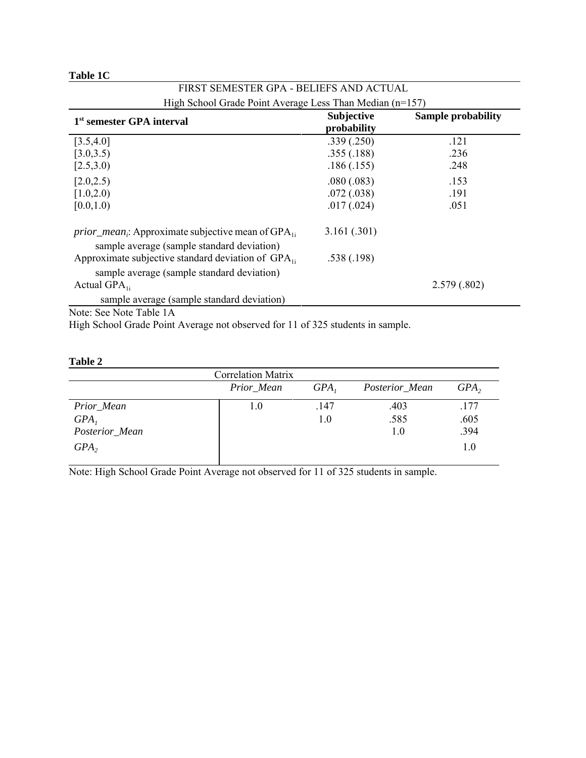**Table 1C**

| FIRST SEMESTER GPA - BELIEFS AND ACTUAL<br>High School Grade Point Average Less Than Median (n=157) | | |
|---|---|---|
| **1st semester GPA interval** | **Subjective probability** | **Sample probability** |
| [3.5,4.0] | .339 (.250) | .121 |
| [3.0,3.5) | .355 (.188) | .236 |
| [2.5,3.0) | .186 (.155) | .248 |
| [2.0,2.5) | .080 (.083) | .153 |
| [1.0,2.0) | .072 (.038) | .191 |
| [0.0,1.0) | .017 (.024) | .051 |
| *prior_mean$_i$*: Approximate subjective mean of $GPA_{1i}$<br>sample average (sample standard deviation) | 3.161 (.301) | |
| Approximate subjective standard deviation of $GPA_{1i}$<br>sample average (sample standard deviation) | .538 (.198) | |
| Actual $GPA_{1i}$<br>sample average (sample standard deviation) | | 2.579 (.802) |

Note: See Note Table 1A
High School Grade Point Average not observed for 11 of 325 students in sample.

**Table 2**

| Correlation Matrix | | | | |
|---|---|---|---|---|
| | *Prior_Mean* | $GPA_1$ | *Posterior_Mean* | $GPA_2$ |
| *Prior_Mean* | 1.0 | .147 | .403 | .177 |
| $GPA_1$ | | 1.0 | .585 | .605 |
| *Posterior_Mean* | | | 1.0 | .394 |
| $GPA_2$ | | | | 1.0 |

Note: High School Grade Point Average not observed for 11 of 325 students in sample.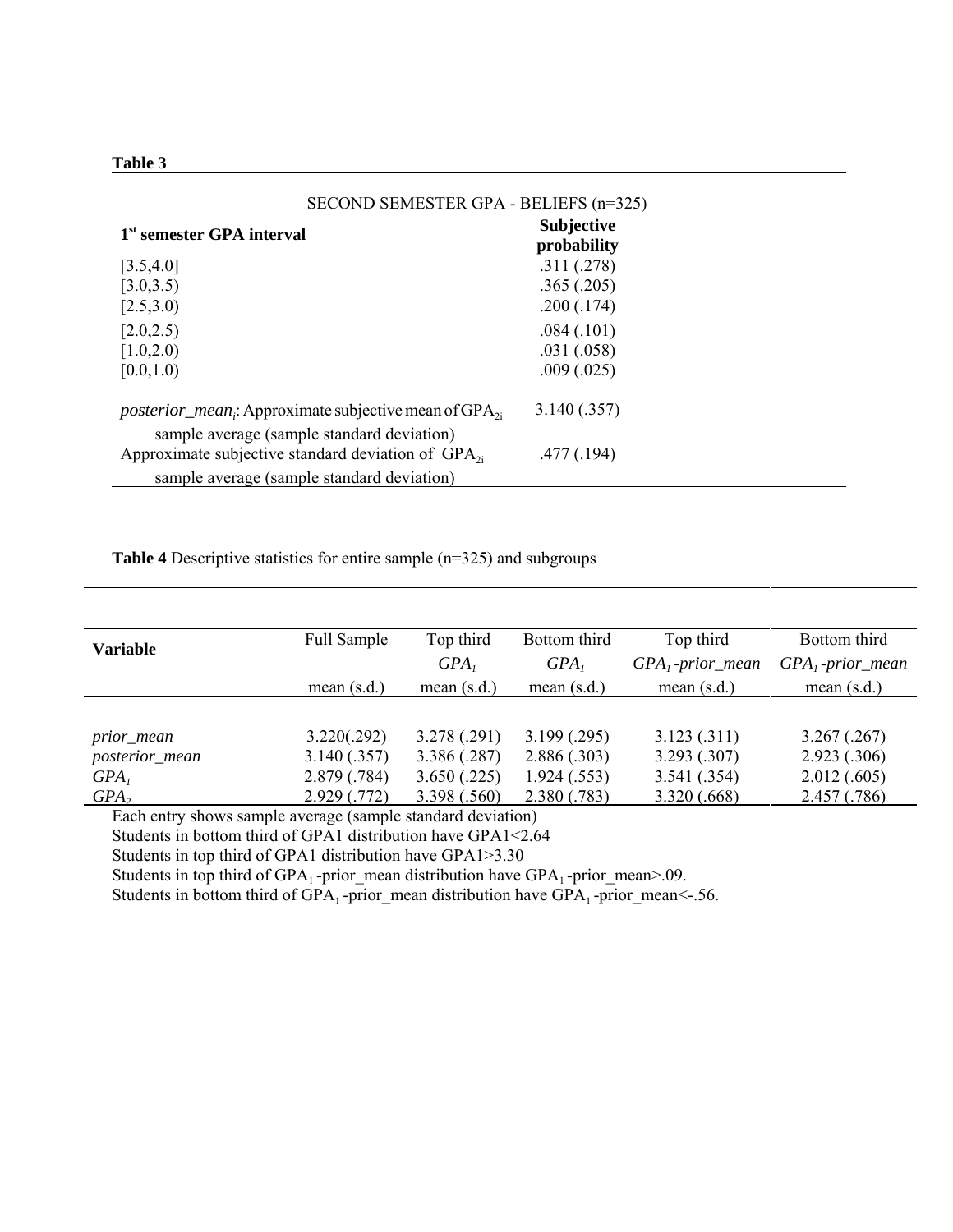**Table 3**

| SECOND SEMESTER GPA - BELIEFS (n=325) | |
|---|---|
| **1[st] semester GPA interval** | **Subjective probability** |
| [3.5,4.0] | .311 (.278) |
| [3.0,3.5) | .365 (.205) |
| [2.5,3.0) | .200 (.174) |
| [2.0,2.5) | .084 (.101) |
| [1.0,2.0) | .031 (.058) |
| [0.0,1.0) | .009 (.025) |
| *posterior_mean$_i$*: Approximate subjective mean of $GPA_{2i}$ sample average (sample standard deviation) | 3.140 (.357) |
| Approximate subjective standard deviation of $GPA_{2i}$ sample average (sample standard deviation) | .477 (.194) |

**Table 4** Descriptive statistics for entire sample (n=325) and subgroups

| **Variable** | Full Sample mean (s.d.) | Top third $GPA_1$ mean (s.d.) | Bottom third $GPA_1$ mean (s.d.) | Top third $GPA_1$-*prior_mean* mean (s.d.) | Bottom third $GPA_1$-*prior_mean* mean (s.d.) |
|---|---|---|---|---|---|
| *prior_mean* | 3.220(.292) | 3.278 (.291) | 3.199 (.295) | 3.123 (.311) | 3.267 (.267) |
| *posterior_mean* | 3.140 (.357) | 3.386 (.287) | 2.886 (.303) | 3.293 (.307) | 2.923 (.306) |
| $GPA_1$ | 2.879 (.784) | 3.650 (.225) | 1.924 (.553) | 3.541 (.354) | 2.012 (.605) |
| $GPA_2$ | 2.929 (.772) | 3.398 (.560) | 2.380 (.783) | 3.320 (.668) | 2.457 (.786) |

Each entry shows sample average (sample standard deviation)

Students in bottom third of GPA1 distribution have GPA1<2.64

Students in top third of GPA1 distribution have GPA1>3.30

Students in top third of $GPA_1$ -prior_mean distribution have $GPA_1$ -prior_mean>.09.

Students in bottom third of $GPA_1$ -prior_mean distribution have $GPA_1$ -prior_mean<-.56.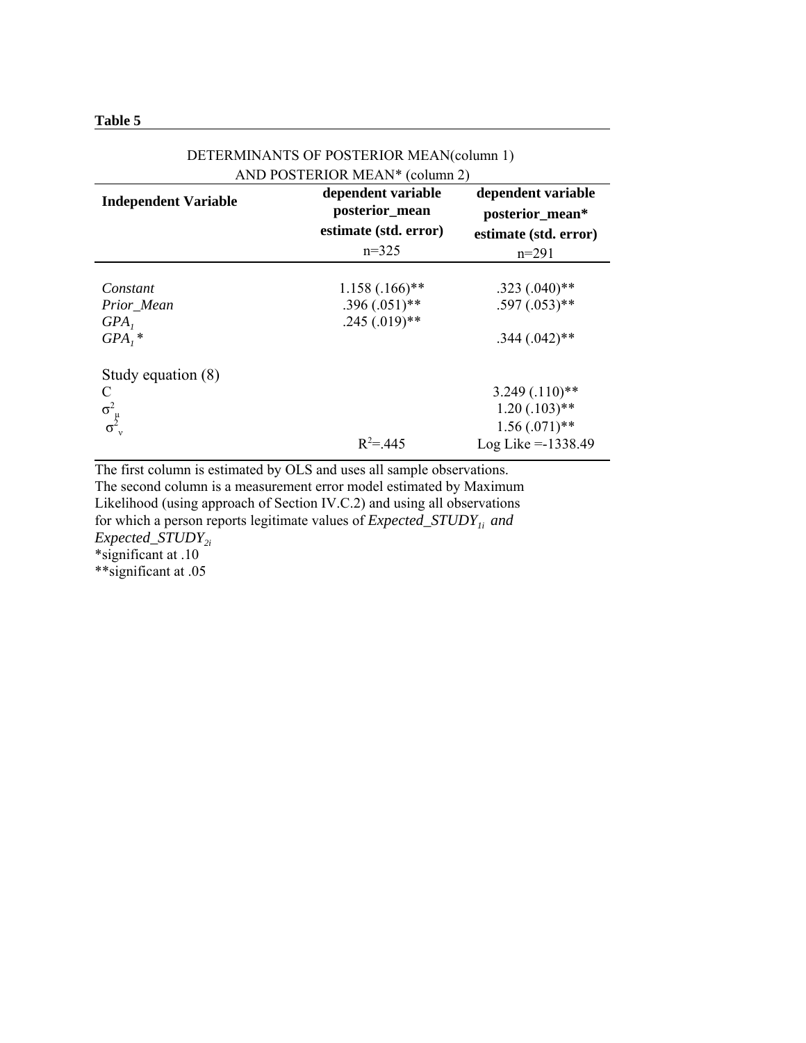**Table 5**

DETERMINANTS OF POSTERIOR MEAN(column 1)
AND POSTERIOR MEAN* (column 2)

| **Independent Variable** | **dependent variable posterior_mean estimate (std. error)** n=325 | **dependent variable posterior_mean* estimate (std. error)** n=291 |
|---|---|---|
| *Constant* | 1.158 (.166)** | .323 (.040)** |
| *Prior_Mean* | .396 (.051)** | .597 (.053)** |
| $GPA_1$ | .245 (.019)** | |
| $GPA_1$* | | .344 (.042)** |
| Study equation (8) | | |
| C | | 3.249 (.110)** |
| $\sigma^2_\mu$ | | 1.20 (.103)** |
| $\sigma^2_\nu$ | | 1.56 (.071)** |
| | $R^2$=.445 | Log Like =-1338.49 |

The first column is estimated by OLS and uses all sample observations. The second column is a measurement error model estimated by Maximum Likelihood (using approach of Section IV.C.2) and using all observations for which a person reports legitimate values of $Expected\_STUDY_{1i}$ *and* $Expected\_STUDY_{2i}$

*significant at .10

**significant at .05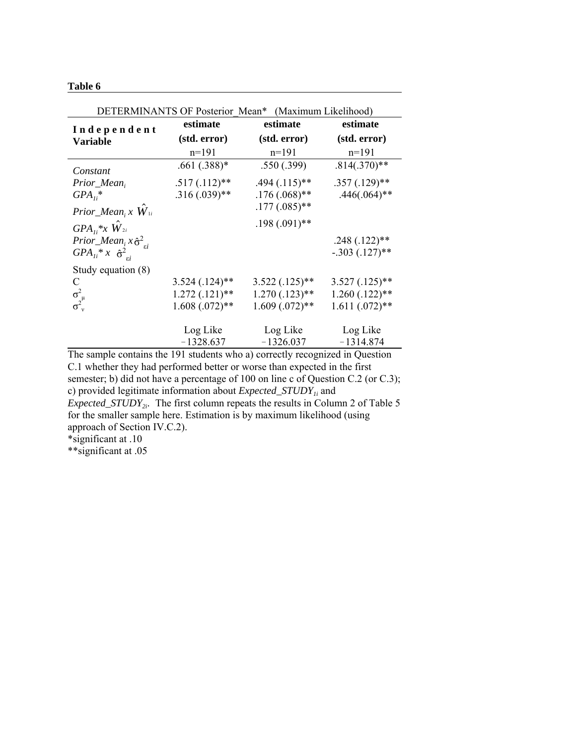**Table 6**

| DETERMINANTS OF Posterior_Mean* (Maximum Likelihood) | | | |
|---|---|---|---|
| **Independent Variable** | **estimate (std. error)** n=191 | **estimate (std. error)** n=191 | **estimate (std. error)** n=191 |
| *Constant* | .661 (.388)* | .550 (.399) | .814(.370)** |
| $Prior\_Mean_i$ | .517 (.112)** | .494 (.115)** | .357 (.129)** |
| $GPA_{1i}*$ | .316 (.039)** | .176 (.068)** | .446(.064)** |
| $Prior\_Mean_i \times \hat{W}_{1i}$ | | .177 (.085)** | |
| $GPA_{1i}* \times \hat{W}_{2i}$ | | .198 (.091)** | |
| $Prior\_Mean_i \times \hat{\sigma}^2_{\varepsilon i}$ | | | .248 (.122)** |
| $GPA_{1i}* \times \hat{\sigma}^2_{\varepsilon i}$ | | | -.303 (.127)** |
| Study equation (8) | | | |
| C | 3.524 (.124)** | 3.522 (.125)** | 3.527 (.125)** |
| $\sigma^2_\mu$ | 1.272 (.121)** | 1.270 (.123)** | 1.260 (.122)** |
| $\sigma^2_\nu$ | 1.608 (.072)** | 1.609 (.072)** | 1.611 (.072)** |
| | Log Like −1328.637 | Log Like −1326.037 | Log Like −1314.874 |

The sample contains the 191 students who a) correctly recognized in Question C.1 whether they had performed better or worse than expected in the first semester; b) did not have a percentage of 100 on line c of Question C.2 (or C.3); c) provided legitimate information about $Expected\_STUDY_{1i}$ and $Expected\_STUDY_{2i}$. The first column repeats the results in Column 2 of Table 5 for the smaller sample here. Estimation is by maximum likelihood (using approach of Section IV.C.2).

*significant at .10

**significant at .05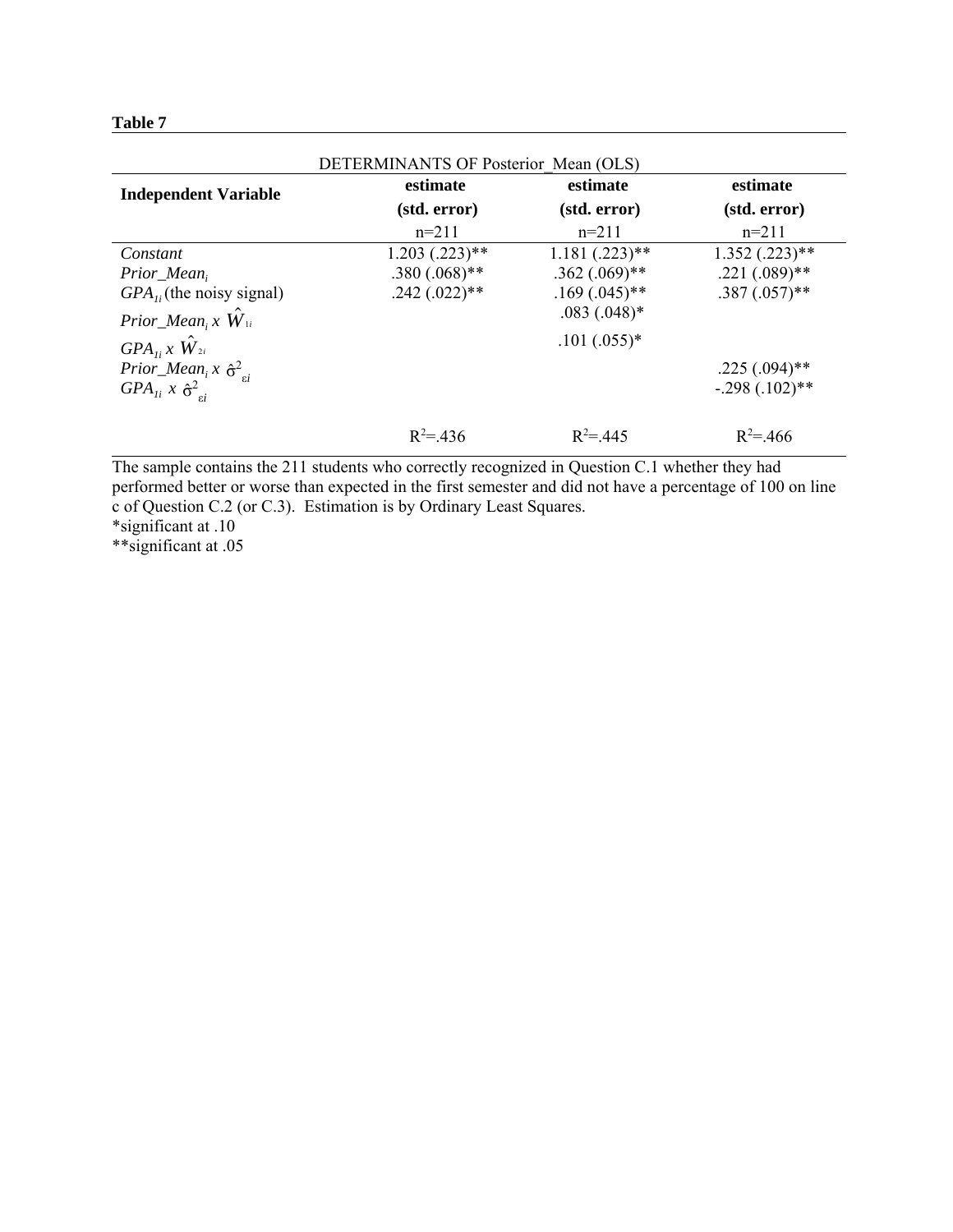**Table 7**

| DETERMINANTS OF Posterior_Mean (OLS) | | | |
|---|---|---|---|
| **Independent Variable** | **estimate** **(std. error)** n=211 | **estimate** **(std. error)** n=211 | **estimate** **(std. error)** n=211 |
| *Constant* | 1.203 (.223)** | 1.181 (.223)** | 1.352 (.223)** |
| $Prior\_Mean_i$ | .380 (.068)** | .362 (.069)** | .221 (.089)** |
| $GPA_{1i}$ (the noisy signal) | .242 (.022)** | .169 (.045)** | .387 (.057)** |
| $Prior\_Mean_i$ x $\hat{W}_{1i}$ | | .083 (.048)* | |
| $GPA_{1i}$ x $\hat{W}_{2i}$ | | .101 (.055)* | |
| $Prior\_Mean_i$ x $\hat{\sigma}^2_{\varepsilon i}$ | | | .225 (.094)** |
| $GPA_{1i}$ x $\hat{\sigma}^2_{\varepsilon i}$ | | | -.298 (.102)** |
| | $R^2$=.436 | $R^2$=.445 | $R^2$=.466 |

The sample contains the 211 students who correctly recognized in Question C.1 whether they had performed better or worse than expected in the first semester and did not have a percentage of 100 on line c of Question C.2 (or C.3). Estimation is by Ordinary Least Squares.

*significant at .10

**significant at .05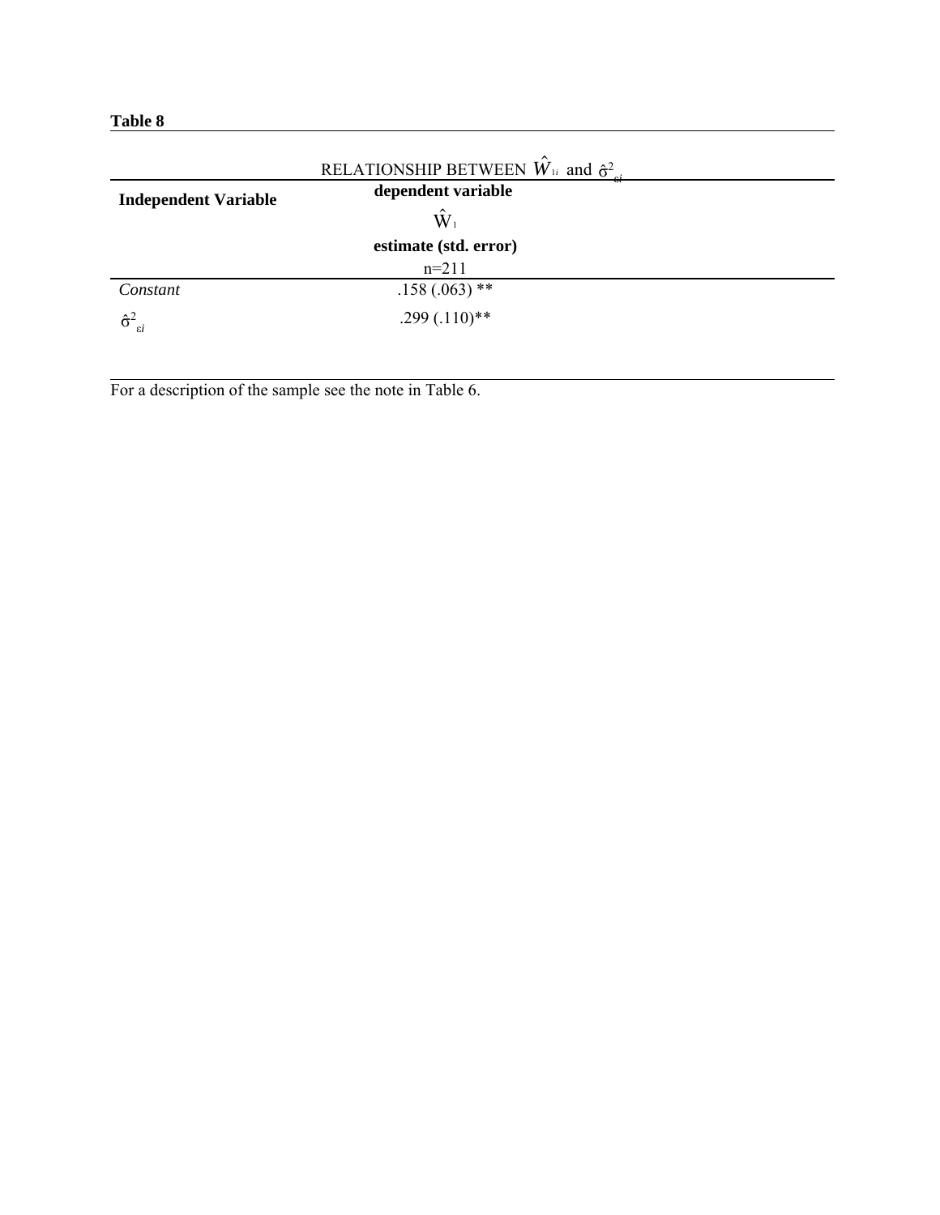**Table 8**

RELATIONSHIP BETWEEN $\hat{W}_{1i}$ and $\hat{\sigma}^2_{\varepsilon i}$

| **Independent Variable** | **dependent variable** $\hat{W}_1$ **estimate (std. error)** n=211 |
|---|---|
| *Constant* | .158 (.063) ** |
| $\hat{\sigma}^2_{\varepsilon i}$ | .299 (.110)** |

For a description of the sample see the note in Table 6.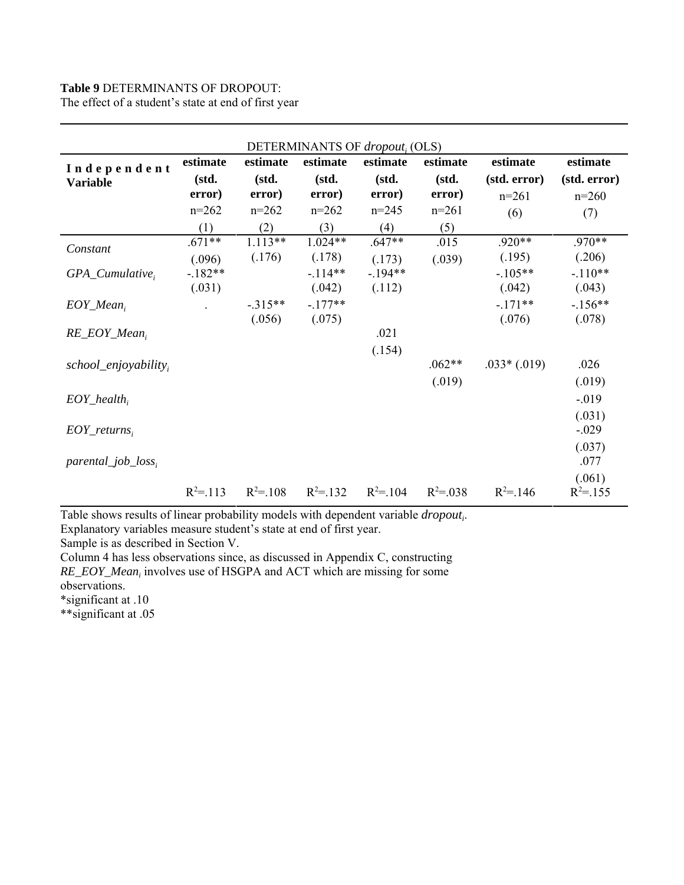**Table 9** DETERMINANTS OF DROPOUT:
The effect of a student's state at end of first year

| DETERMINANTS OF $dropout_i$ (OLS) | | | | | | | |
|---|---|---|---|---|---|---|---|
| **Independent Variable** | **estimate (std. error)** n=262 (1) | **estimate (std. error)** n=262 (2) | **estimate (std. error)** n=262 (3) | **estimate (std. error)** n=245 (4) | **estimate (std. error)** n=261 (5) | **estimate (std. error)** n=261 (6) | **estimate (std. error)** n=260 (7) |
| *Constant* | .671** (.096) | 1.113** (.176) | 1.024** (.178) | .647** (.173) | .015 (.039) | .920** (.195) | .970** (.206) |
| $GPA\_Cumulative_i$ | -.182** (.031) | | -.114** (.042) | -.194** (.112) | | -.105** (.042) | -.110** (.043) |
| $EOY\_Mean_i$ | . | -.315** (.056) | -.177** (.075) | | | -.171** (.076) | -.156** (.078) |
| $RE\_EOY\_Mean_i$ | | | | .021 (.154) | | | |
| $school\_enjoyability_i$ | | | | | .062** (.019) | .033* (.019) | .026 (.019) |
| $EOY\_health_i$ | | | | | | | -.019 (.031) |
| $EOY\_returns_i$ | | | | | | | -.029 (.037) |
| $parental\_job\_loss_i$ | | | | | | | .077 (.061) |
| | $R^2$=.113 | $R^2$=.108 | $R^2$=.132 | $R^2$=.104 | $R^2$=.038 | $R^2$=.146 | $R^2$=.155 |

Table shows results of linear probability models with dependent variable $dropout_i$.
Explanatory variables measure student's state at end of first year.
Sample is as described in Section V.
Column 4 has less observations since, as discussed in Appendix C, constructing $RE\_EOY\_Mean_i$ involves use of HSGPA and ACT which are missing for some observations.
*significant at .10
**significant at .05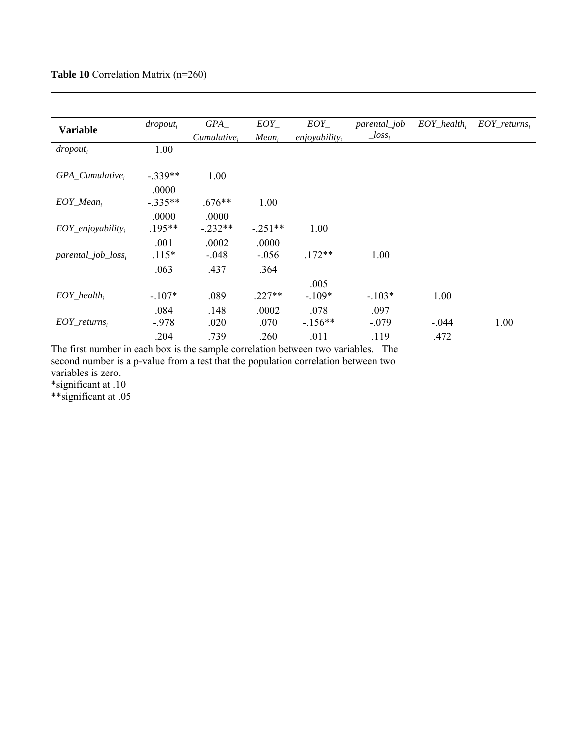**Table 10** Correlation Matrix (n=260)

| Variable | $dropout_i$ | $GPA\_Cumulative_i$ | $EOY\_Mean_i$ | $EOY\_enjoyability_i$ | $parental\_job\_loss_i$ | $EOY\_health_i$ | $EOY\_returns_i$ |
|---|---|---|---|---|---|---|---|
| $dropout_i$ | 1.00 | | | | | | |
| $GPA\_Cumulative_i$ | -.339** | 1.00 | | | | | |
| | .0000 | | | | | | |
| $EOY\_Mean_i$ | -.335** | .676** | 1.00 | | | | |
| | .0000 | .0000 | | | | | |
| $EOY\_enjoyability_i$ | .195** | -.232** | -.251** | 1.00 | | | |
| | .001 | .0002 | .0000 | | | | |
| $parental\_job\_loss_i$ | .115* | -.048 | -.056 | .172** | 1.00 | | |
| | .063 | .437 | .364 | .005 | | | |
| $EOY\_health_i$ | -.107* | .089 | .227** | -.109* | -.103* | 1.00 | |
| | .084 | .148 | .0002 | .078 | .097 | | |
| $EOY\_returns_i$ | -.978 | .020 | .070 | -.156** | -.079 | -.044 | 1.00 |
| | .204 | .739 | .260 | .011 | .119 | .472 | |

The first number in each box is the sample correlation between two variables. The second number is a p-value from a test that the population correlation between two variables is zero.

*significant at .10

**significant at .05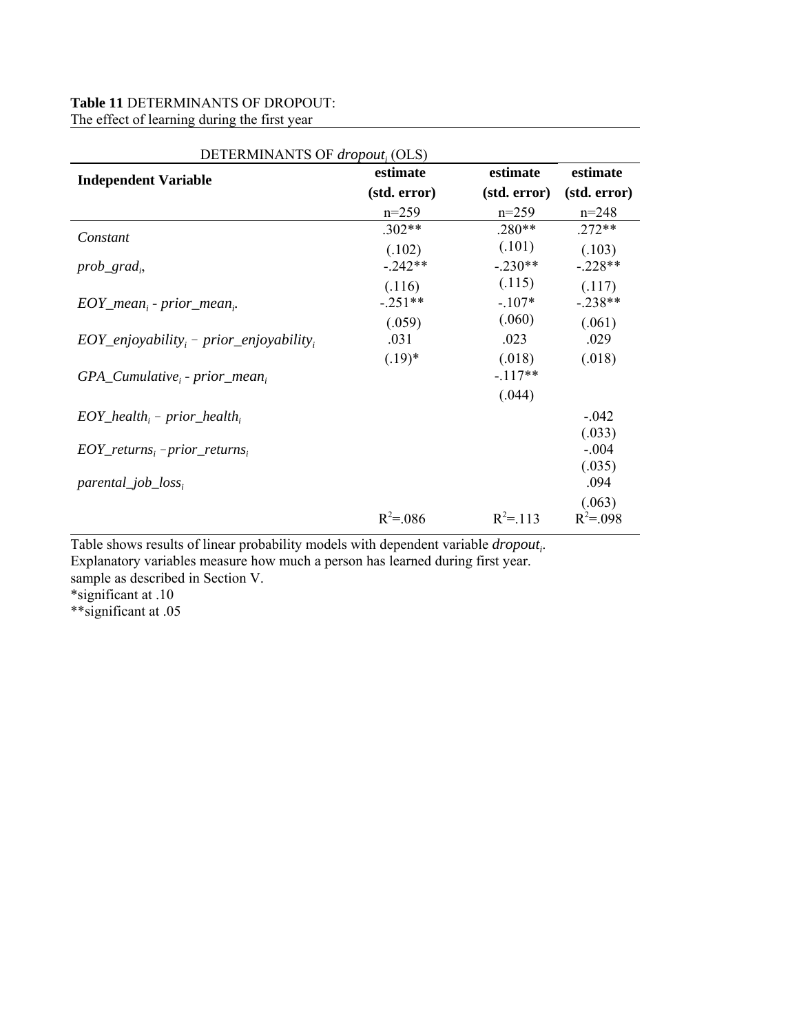**Table 11** DETERMINANTS OF DROPOUT:
The effect of learning during the first year

| DETERMINANTS OF *dropout*$_i$ (OLS) | | | |
|---|---|---|---|
| **Independent Variable** | **estimate (std. error)** n=259 | **estimate (std. error)** n=259 | **estimate (std. error)** n=248 |
| *Constant* | .302** (.102) | .280** (.101) | .272** (.103) |
| $prob\_grad_i$, | -.242** (.116) | -.230** (.115) | -.228** (.117) |
| $EOY\_mean_i$ - $prior\_mean_i$. | -.251** (.059) | -.107* (.060) | -.238** (.061) |
| $EOY\_enjoyability_i$ – $prior\_enjoyability_i$ | .031 (.19)* | .023 (.018) | .029 (.018) |
| $GPA\_Cumulative_i$ - $prior\_mean_i$ | | -.117** (.044) | |
| $EOY\_health_i$ – $prior\_health_i$ | | | -.042 (.033) |
| $EOY\_returns_i$ – $prior\_returns_i$ | | | -.004 (.035) |
| $parental\_job\_loss_i$ | | | .094 (.063) |
| | $R^2$=.086 | $R^2$=.113 | $R^2$=.098 |

Table shows results of linear probability models with dependent variable *dropout*$_i$.
Explanatory variables measure how much a person has learned during first year.
sample as described in Section V.
*significant at .10
**significant at .05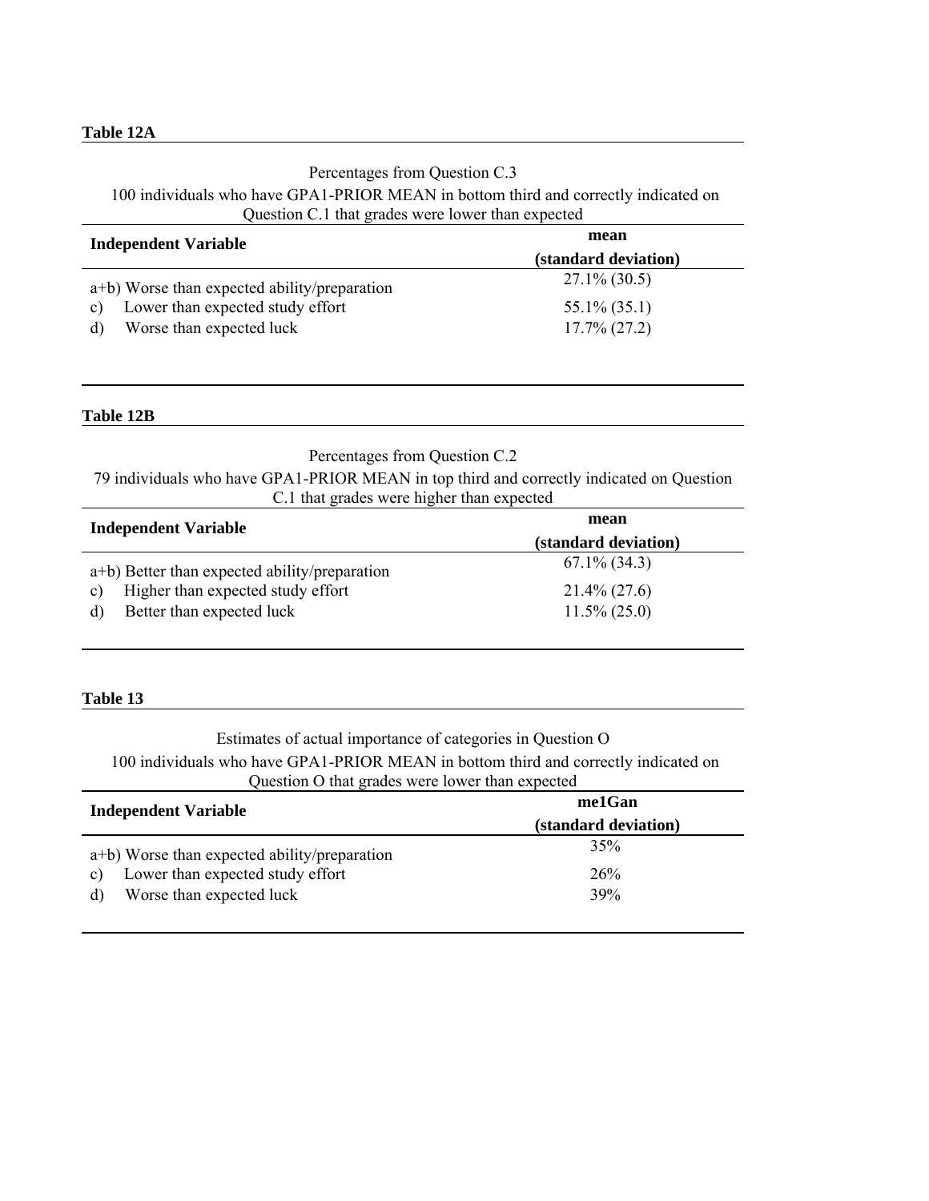**Table 12A**

Percentages from Question C.3

100 individuals who have GPA1-PRIOR MEAN in bottom third and correctly indicated on Question C.1 that grades were lower than expected

| Independent Variable | mean (standard deviation) |
|---|---|
| a+b) Worse than expected ability/preparation | 27.1% (30.5) |
| c) Lower than expected study effort | 55.1% (35.1) |
| d) Worse than expected luck | 17.7% (27.2) |

**Table 12B**

Percentages from Question C.2

79 individuals who have GPA1-PRIOR MEAN in top third and correctly indicated on Question C.1 that grades were higher than expected

| Independent Variable | mean (standard deviation) |
|---|---|
| a+b) Better than expected ability/preparation | 67.1% (34.3) |
| c) Higher than expected study effort | 21.4% (27.6) |
| d) Better than expected luck | 11.5% (25.0) |

**Table 13**

Estimates of actual importance of categories in Question O

100 individuals who have GPA1-PRIOR MEAN in bottom third and correctly indicated on Question O that grades were lower than expected

| Independent Variable | me1Gan (standard deviation) |
|---|---|
| a+b) Worse than expected ability/preparation | 35% |
| c) Lower than expected study effort | 26% |
| d) Worse than expected luck | 39% |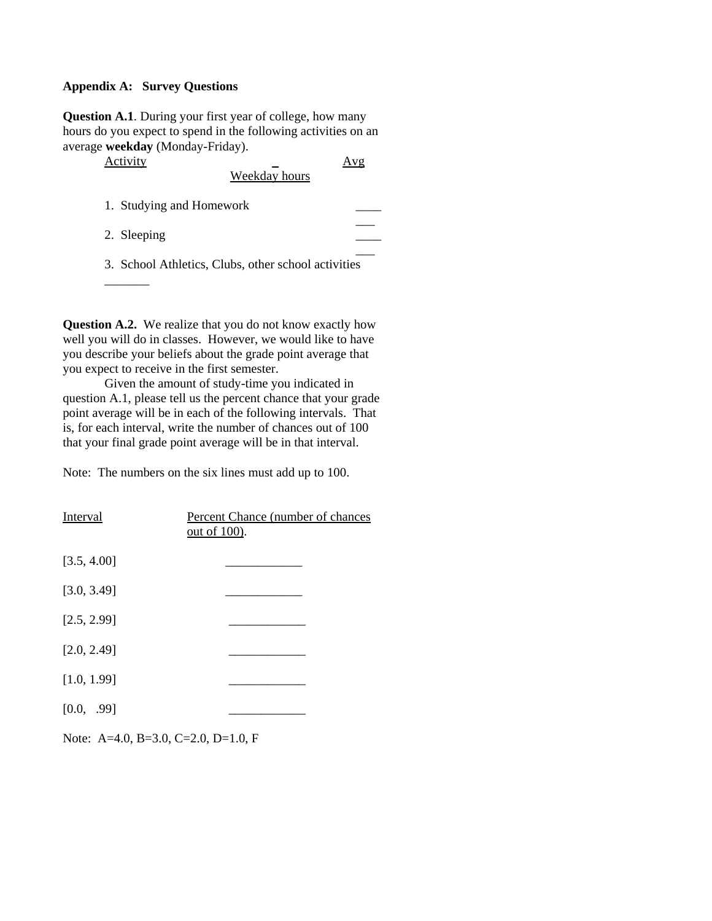**Appendix A: Survey Questions**

**Question A.1**. During your first year of college, how many hours do you expect to spend in the following activities on an average **weekday** (Monday-Friday).

| Activity | Avg Weekday hours |
|---|---|
| 1. Studying and Homework | _______ |
| 2. Sleeping | _______ |
| 3. School Athletics, Clubs, other school activities | _______ |

**Question A.2.** We realize that you do not know exactly how well you will do in classes. However, we would like to have you describe your beliefs about the grade point average that you expect to receive in the first semester.

Given the amount of study-time you indicated in question A.1, please tell us the percent chance that your grade point average will be in each of the following intervals. That is, for each interval, write the number of chances out of 100 that your final grade point average will be in that interval.

Note: The numbers on the six lines must add up to 100.

| Interval | Percent Chance (number of chances out of 100). |
|---|---|
| [3.5, 4.00] | ____________ |
| [3.0, 3.49] | ____________ |
| [2.5, 2.99] | ____________ |
| [2.0, 2.49] | ____________ |
| [1.0, 1.99] | ____________ |
| [0.0, .99] | ____________ |

Note: A=4.0, B=3.0, C=2.0, D=1.0, F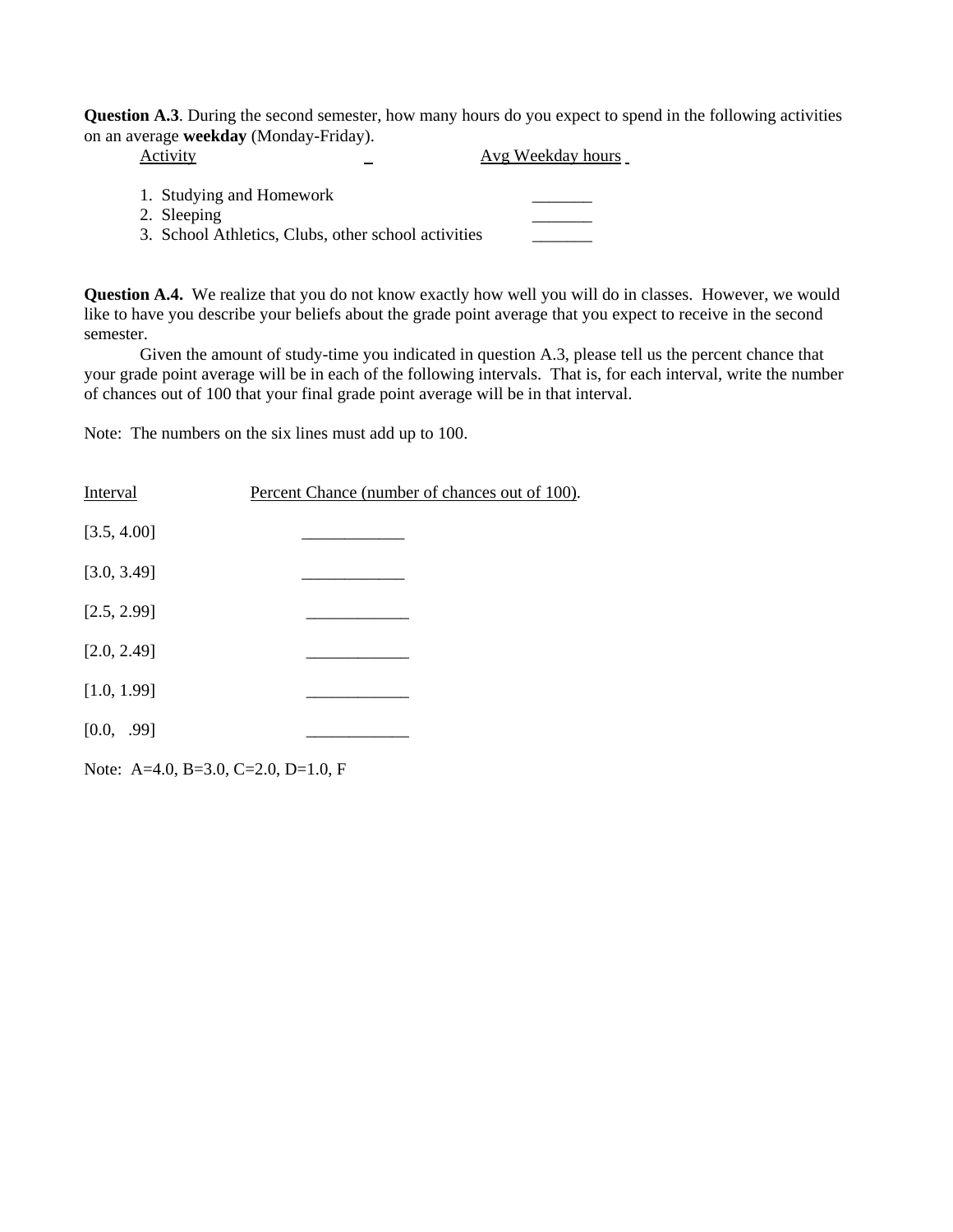**Question A.3**. During the second semester, how many hours do you expect to spend in the following activities on an average **weekday** (Monday-Friday).

| Activity | Avg Weekday hours |
|---|---|
| 1. Studying and Homework | _______ |
| 2. Sleeping | _______ |
| 3. School Athletics, Clubs, other school activities | _______ |

**Question A.4.** We realize that you do not know exactly how well you will do in classes. However, we would like to have you describe your beliefs about the grade point average that you expect to receive in the second semester.

Given the amount of study-time you indicated in question A.3, please tell us the percent chance that your grade point average will be in each of the following intervals. That is, for each interval, write the number of chances out of 100 that your final grade point average will be in that interval.

Note: The numbers on the six lines must add up to 100.

| Interval | Percent Chance (number of chances out of 100). |
|---|---|
| [3.5, 4.00] | ____________ |
| [3.0, 3.49] | ____________ |
| [2.5, 2.99] | ____________ |
| [2.0, 2.49] | ____________ |
| [1.0, 1.99] | ____________ |
| [0.0, .99] | ____________ |

Note: A=4.0, B=3.0, C=2.0, D=1.0, F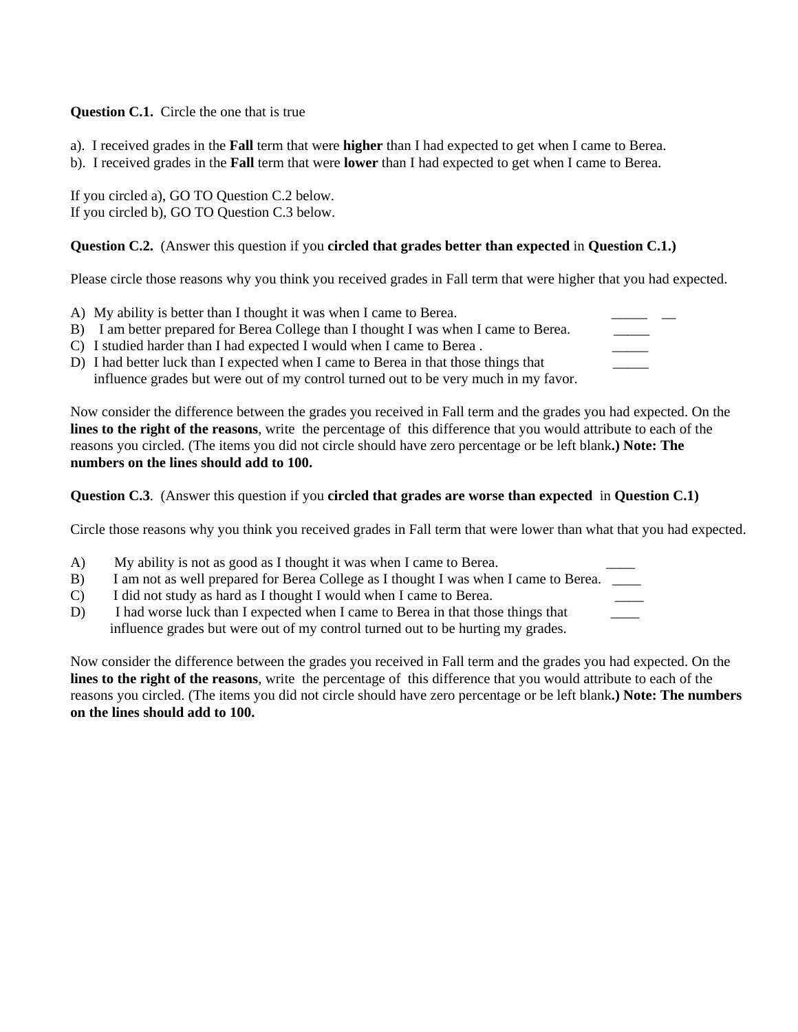**Question C.1.** Circle the one that is true

a). I received grades in the **Fall** term that were **higher** than I had expected to get when I came to Berea.
b). I received grades in the **Fall** term that were **lower** than I had expected to get when I came to Berea.

If you circled a), GO TO Question C.2 below.
If you circled b), GO TO Question C.3 below.

**Question C.2.** (Answer this question if you **circled that grades better than expected** in **Question C.1.)**

Please circle those reasons why you think you received grades in Fall term that were higher that you had expected.

A) My ability is better than I thought it was when I came to Berea. _____ __
B) I am better prepared for Berea College than I thought I was when I came to Berea. _____
C) I studied harder than I had expected I would when I came to Berea . _____
D) I had better luck than I expected when I came to Berea in that those things that influence grades but were out of my control turned out to be very much in my favor. _____

Now consider the difference between the grades you received in Fall term and the grades you had expected. On the **lines to the right of the reasons**, write the percentage of this difference that you would attribute to each of the reasons you circled. (The items you did not circle should have zero percentage or be left blank**.) Note: The numbers on the lines should add to 100.**

**Question C.3**. (Answer this question if you **circled that grades are worse than expected** in **Question C.1)**

Circle those reasons why you think you received grades in Fall term that were lower than what that you had expected.

A) My ability is not as good as I thought it was when I came to Berea. ____
B) I am not as well prepared for Berea College as I thought I was when I came to Berea. ____
C) I did not study as hard as I thought I would when I came to Berea. ____
D) I had worse luck than I expected when I came to Berea in that those things that influence grades but were out of my control turned out to be hurting my grades. ____

Now consider the difference between the grades you received in Fall term and the grades you had expected. On the **lines to the right of the reasons**, write the percentage of this difference that you would attribute to each of the reasons you circled. (The items you did not circle should have zero percentage or be left blank**.) Note: The numbers on the lines should add to 100.**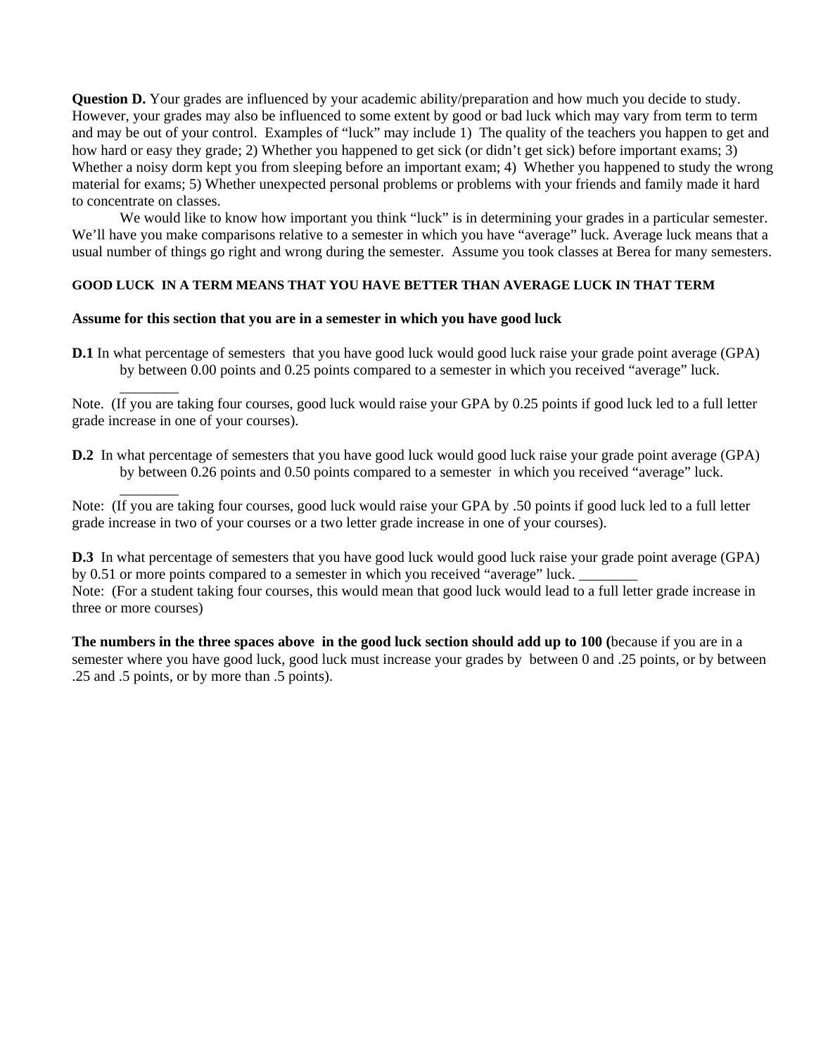**Question D.** Your grades are influenced by your academic ability/preparation and how much you decide to study. However, your grades may also be influenced to some extent by good or bad luck which may vary from term to term and may be out of your control. Examples of "luck" may include 1) The quality of the teachers you happen to get and how hard or easy they grade; 2) Whether you happened to get sick (or didn't get sick) before important exams; 3) Whether a noisy dorm kept you from sleeping before an important exam; 4) Whether you happened to study the wrong material for exams; 5) Whether unexpected personal problems or problems with your friends and family made it hard to concentrate on classes.

We would like to know how important you think "luck" is in determining your grades in a particular semester. We'll have you make comparisons relative to a semester in which you have "average" luck. Average luck means that a usual number of things go right and wrong during the semester. Assume you took classes at Berea for many semesters.

**GOOD LUCK IN A TERM MEANS THAT YOU HAVE BETTER THAN AVERAGE LUCK IN THAT TERM**

**Assume for this section that you are in a semester in which you have good luck**

**D.1** In what percentage of semesters that you have good luck would good luck raise your grade point average (GPA) by between 0.00 points and 0.25 points compared to a semester in which you received "average" luck. ________

Note. (If you are taking four courses, good luck would raise your GPA by 0.25 points if good luck led to a full letter grade increase in one of your courses).

**D.2** In what percentage of semesters that you have good luck would good luck raise your grade point average (GPA) by between 0.26 points and 0.50 points compared to a semester in which you received "average" luck. ________

Note: (If you are taking four courses, good luck would raise your GPA by .50 points if good luck led to a full letter grade increase in two of your courses or a two letter grade increase in one of your courses).

**D.3** In what percentage of semesters that you have good luck would good luck raise your grade point average (GPA) by 0.51 or more points compared to a semester in which you received "average" luck. ________

Note: (For a student taking four courses, this would mean that good luck would lead to a full letter grade increase in three or more courses)

**The numbers in the three spaces above in the good luck section should add up to 100 (**because if you are in a semester where you have good luck, good luck must increase your grades by between 0 and .25 points, or by between .25 and .5 points, or by more than .5 points).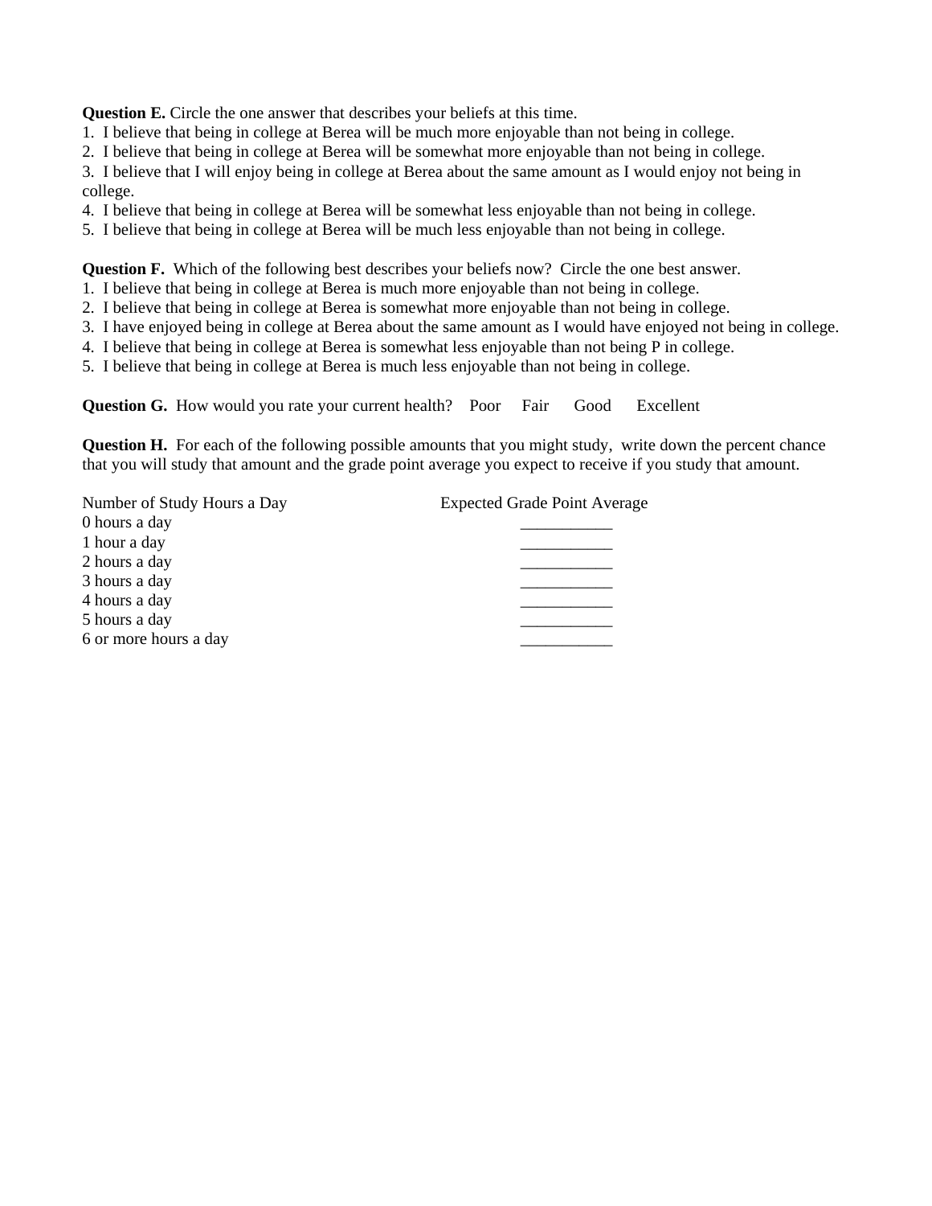**Question E.** Circle the one answer that describes your beliefs at this time.
1. I believe that being in college at Berea will be much more enjoyable than not being in college.
2. I believe that being in college at Berea will be somewhat more enjoyable than not being in college.
3. I believe that I will enjoy being in college at Berea about the same amount as I would enjoy not being in college.
4. I believe that being in college at Berea will be somewhat less enjoyable than not being in college.
5. I believe that being in college at Berea will be much less enjoyable than not being in college.

**Question F.** Which of the following best describes your beliefs now? Circle the one best answer.
1. I believe that being in college at Berea is much more enjoyable than not being in college.
2. I believe that being in college at Berea is somewhat more enjoyable than not being in college.
3. I have enjoyed being in college at Berea about the same amount as I would have enjoyed not being in college.
4. I believe that being in college at Berea is somewhat less enjoyable than not being P in college.
5. I believe that being in college at Berea is much less enjoyable than not being in college.

**Question G.** How would you rate your current health? Poor Fair Good Excellent

**Question H.** For each of the following possible amounts that you might study, write down the percent chance that you will study that amount and the grade point average you expect to receive if you study that amount.

| Number of Study Hours a Day | Expected Grade Point Average |
| --- | --- |
| 0 hours a day | ___________ |
| 1 hour a day | ___________ |
| 2 hours a day | ___________ |
| 3 hours a day | ___________ |
| 4 hours a day | ___________ |
| 5 hours a day | ___________ |
| 6 or more hours a day | ___________ |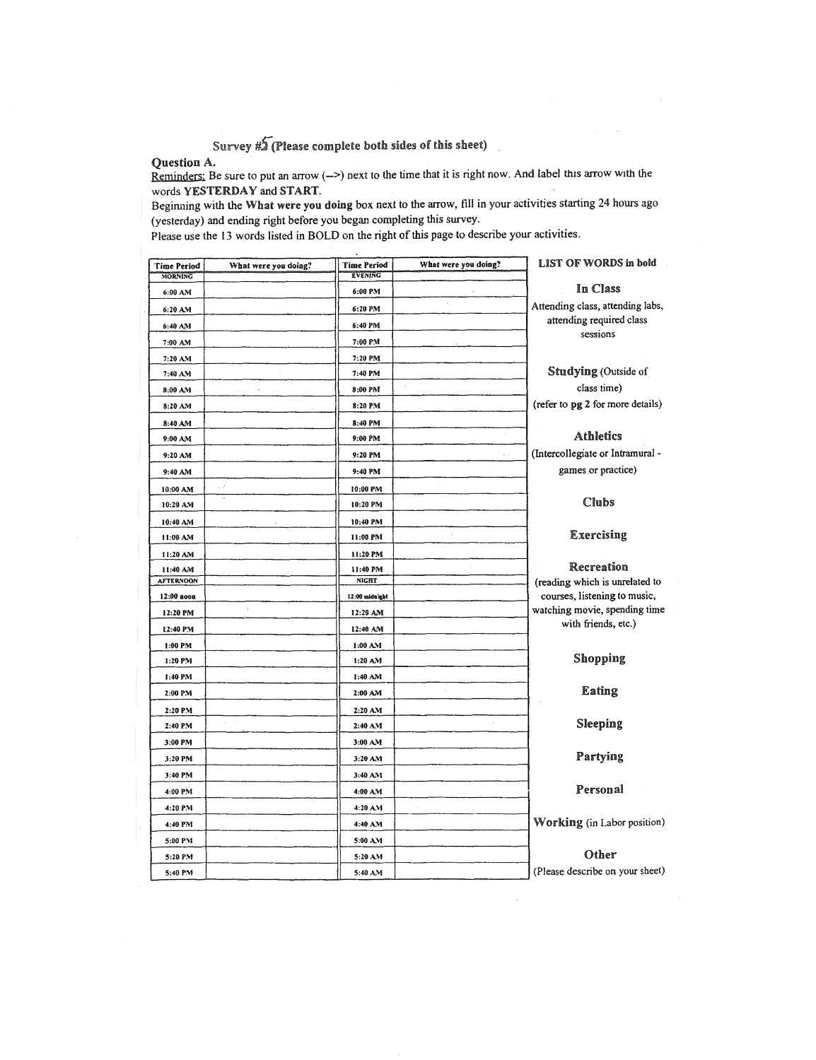## Survey #5 (Please complete both sides of this sheet)

**Question A.**

Reminders: Be sure to put an arrow (-->) next to the time that it is right now. And label this arrow with the words **YESTERDAY** and **START.**

Beginning with the **What were you doing** box next to the arrow, fill in your activities starting 24 hours ago (yesterday) and ending right before you began completing this survey.

Please use the 13 words listed in BOLD on the right of this page to describe your activities.

| Time Period | What were you doing? | Time Period | What were you doing? |
|---|---|---|---|
| MORNING | | EVENING | |
| 6:00 AM | | 6:00 PM | |
| 6:20 AM | | 6:20 PM | |
| 6:40 AM | | 6:40 PM | |
| 7:00 AM | | 7:00 PM | |
| 7:20 AM | | 7:20 PM | |
| 7:40 AM | | 7:40 PM | |
| 8:00 AM | | 8:00 PM | |
| 8:20 AM | | 8:20 PM | |
| 8:40 AM | | 8:40 PM | |
| 9:00 AM | | 9:00 PM | |
| 9:20 AM | | 9:20 PM | |
| 9:40 AM | | 9:40 PM | |
| 10:00 AM | | 10:00 PM | |
| 10:20 AM | | 10:20 PM | |
| 10:40 AM | | 10:40 PM | |
| 11:00 AM | | 11:00 PM | |
| 11:20 AM | | 11:20 PM | |
| 11:40 AM | | 11:40 PM | |
| AFTERNOON | | NIGHT | |
| 12:00 noon | | 12:00 midnight | |
| 12:20 PM | | 12:20 AM | |
| 12:40 PM | | 12:40 AM | |
| 1:00 PM | | 1:00 AM | |
| 1:20 PM | | 1:20 AM | |
| 1:40 PM | | 1:40 AM | |
| 2:00 PM | | 2:00 AM | |
| 2:20 PM | | 2:20 AM | |
| 2:40 PM | | 2:40 AM | |
| 3:00 PM | | 3:00 AM | |
| 3:20 PM | | 3:20 AM | |
| 3:40 PM | | 3:40 AM | |
| 4:00 PM | | 4:00 AM | |
| 4:20 PM | | 4:20 AM | |
| 4:40 PM | | 4:40 AM | |
| 5:00 PM | | 5:00 AM | |
| 5:20 PM | | 5:20 AM | |
| 5:40 PM | | 5:40 AM | |

**LIST OF WORDS in bold**

**In Class**
Attending class, attending labs, attending required class sessions

**Studying** (Outside of class time)
(refer to **pg 2** for more details)

**Athletics**
(Intercollegiate or Intramural - games or practice)

**Clubs**

**Exercising**

**Recreation**
(reading which is unrelated to courses, listening to music, watching movie, spending time with friends, etc.)

**Shopping**

**Eating**

**Sleeping**

**Partying**

**Personal**

**Working** (in Labor position)

**Other**
(Please describe on your sheet)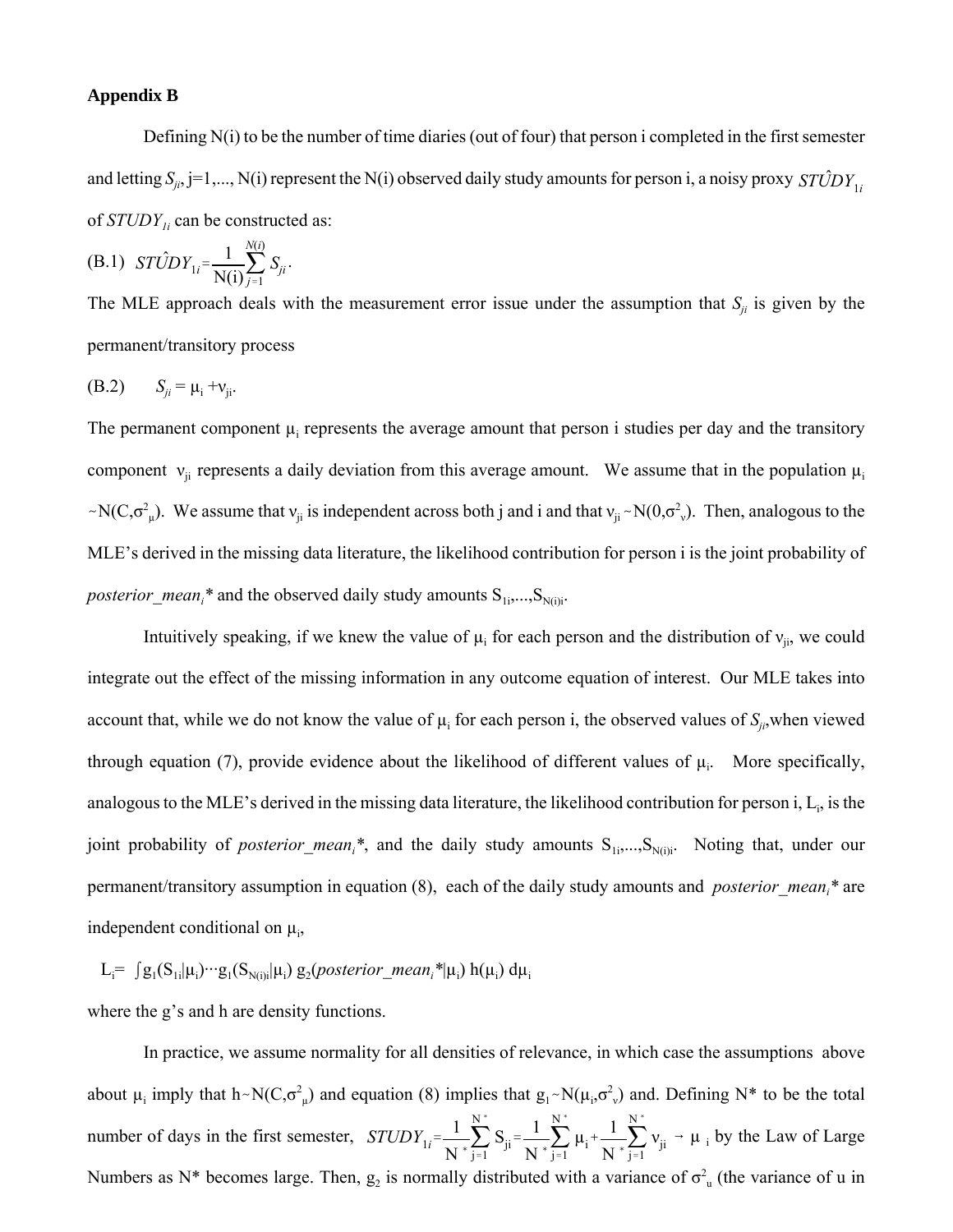**Appendix B**

Defining N(i) to be the number of time diaries (out of four) that person i completed in the first semester and letting $S_{ji}$, j=1,..., N(i) represent the N(i) observed daily study amounts for person i, a noisy proxy $ST\hat{U}DY_{1i}$ of $STUDY_{1i}$ can be constructed as:

(B.1) $$ST\hat{U}DY_{1i} = \frac{1}{\mathrm{N(i)}} \sum_{j=1}^{N(i)} S_{ji}.$$

The MLE approach deals with the measurement error issue under the assumption that $S_{ji}$ is given by the permanent/transitory process

(B.2) $$S_{ji} = \mu_i + \nu_{ji}.$$

The permanent component $\mu_i$ represents the average amount that person i studies per day and the transitory component $\nu_{ji}$ represents a daily deviation from this average amount. We assume that in the population $\mu_i \sim N(C,\sigma^2_\mu)$. We assume that $\nu_{ji}$ is independent across both j and i and that $\nu_{ji} \sim N(0,\sigma^2_\nu)$. Then, analogous to the MLE's derived in the missing data literature, the likelihood contribution for person i is the joint probability of *posterior_mean$_i$\** and the observed daily study amounts $S_{1i},...,S_{N(i)i}$.

Intuitively speaking, if we knew the value of $\mu_i$ for each person and the distribution of $\nu_{ji}$, we could integrate out the effect of the missing information in any outcome equation of interest. Our MLE takes into account that, while we do not know the value of $\mu_i$ for each person i, the observed values of $S_{ji}$, when viewed through equation (7), provide evidence about the likelihood of different values of $\mu_i$. More specifically, analogous to the MLE's derived in the missing data literature, the likelihood contribution for person i, $L_i$, is the joint probability of *posterior_mean$_i$\**, and the daily study amounts $S_{1i},...,S_{N(i)i}$. Noting that, under our permanent/transitory assumption in equation (8), each of the daily study amounts and *posterior_mean$_i$\** are independent conditional on $\mu_i$,

$$L_i = \int g_1(S_{1i}|\mu_i)\cdots g_1(S_{N(i)i}|\mu_i)\, g_2(posterior\_mean_i^*|\mu_i)\, h(\mu_i)\, d\mu_i$$

where the g's and h are density functions.

In practice, we assume normality for all densities of relevance, in which case the assumptions above about $\mu_i$ imply that $h \sim N(C,\sigma^2_\mu)$ and equation (8) implies that $g_1 \sim N(\mu_i,\sigma^2_\nu)$ and. Defining N\* to be the total number of days in the first semester, $STUDY_{1i} = \frac{1}{N^*}\sum_{j=1}^{N^*} S_{ji} = \frac{1}{N^*}\sum_{j=1}^{N^*} \mu_i + \frac{1}{N^*}\sum_{j=1}^{N^*} \nu_{ji} \rightarrow \mu_i$ by the Law of Large Numbers as N\* becomes large. Then, $g_2$ is normally distributed with a variance of $\sigma^2_u$ (the variance of u in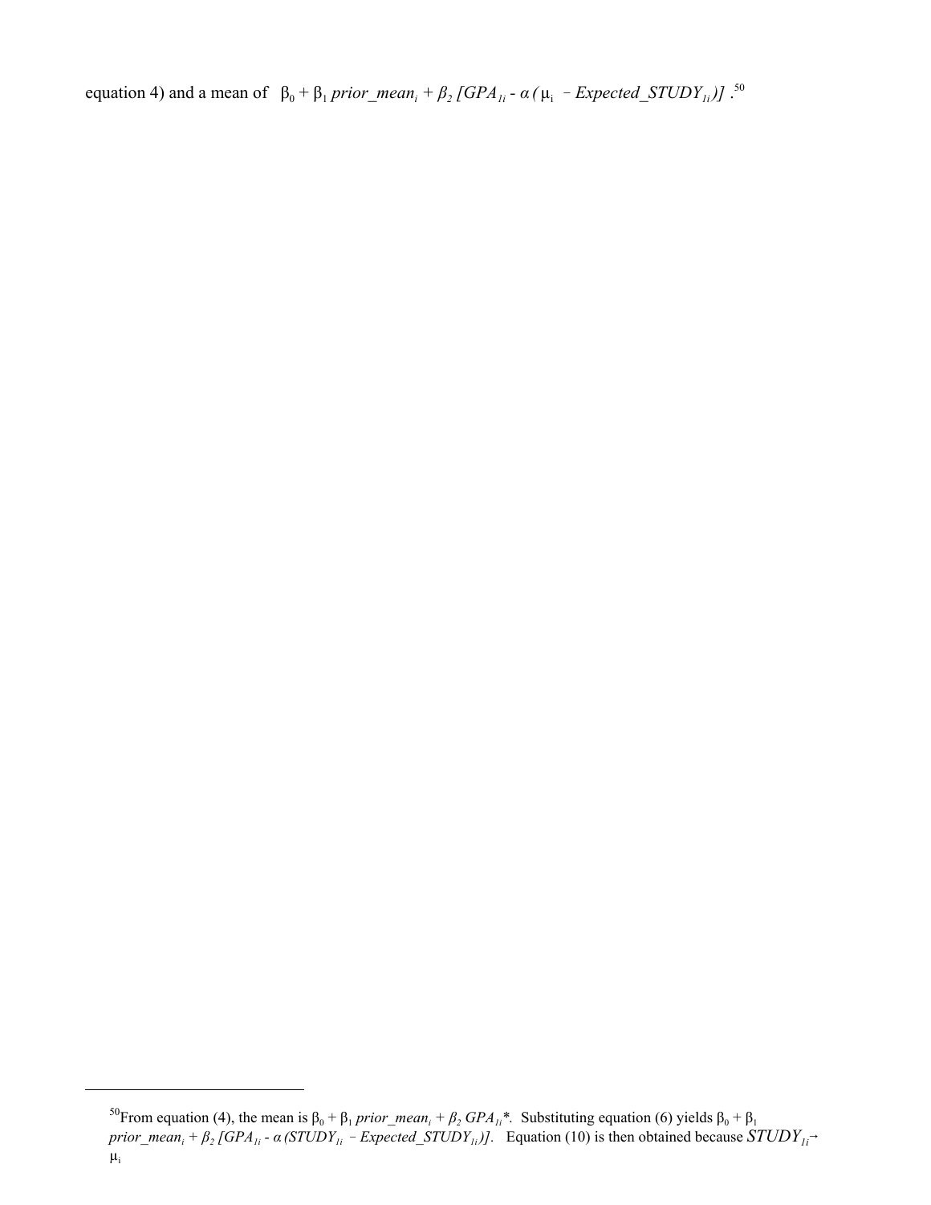equation 4) and a mean of $\beta_0 + \beta_1$ *prior_mean*$_i$ + $\beta_2$ [$GPA_{1i}$ - $\alpha$ ($\mu_i$ – *Expected_STUDY*$_{1i}$)] .[50]

---

[50]From equation (4), the mean is $\beta_0 + \beta_1$ *prior_mean*$_i$ + $\beta_2$ $GPA_{1i}$*. Substituting equation (6) yields $\beta_0 + \beta_1$ *prior_mean*$_i$ + $\beta_2$ [$GPA_{1i}$ - $\alpha$ ($STUDY_{1i}$ – *Expected_STUDY*$_{1i}$)]. Equation (10) is then obtained because $STUDY_{1i} \rightarrow \mu_i$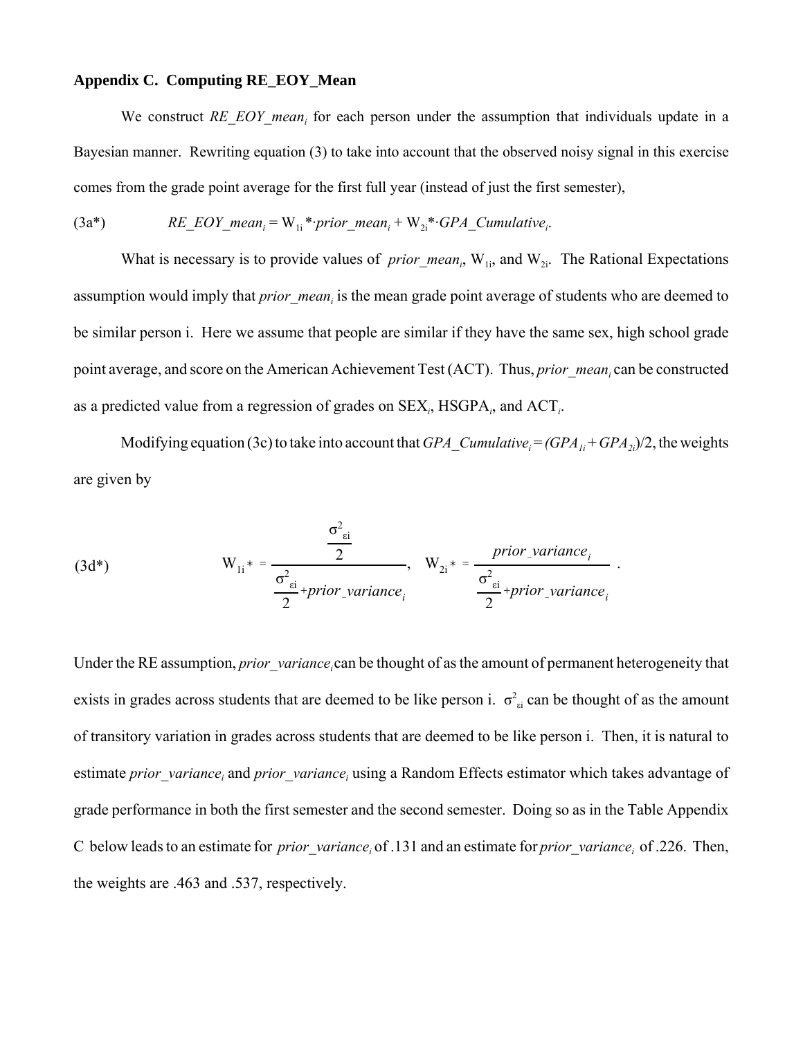## Appendix C. Computing RE_EOY_Mean

We construct $RE\_EOY\_mean_i$ for each person under the assumption that individuals update in a Bayesian manner. Rewriting equation (3) to take into account that the observed noisy signal in this exercise comes from the grade point average for the first full year (instead of just the first semester),

$$RE\_EOY\_mean_i = W_{1i}{*}\cdot prior\_mean_i + W_{2i}{*}\cdot GPA\_Cumulative_i. \tag{3a*}$$

What is necessary is to provide values of $prior\_mean_i$, $W_{1i}$, and $W_{2i}$. The Rational Expectations assumption would imply that $prior\_mean_i$ is the mean grade point average of students who are deemed to be similar person i. Here we assume that people are similar if they have the same sex, high school grade point average, and score on the American Achievement Test (ACT). Thus, $prior\_mean_i$ can be constructed as a predicted value from a regression of grades on $SEX_i$, $HSGPA_i$, and $ACT_i$.

Modifying equation (3c) to take into account that $GPA\_Cumulative_i = (GPA_{1i} + GPA_{2i})/2$, the weights are given by

$$W_{1i}{*} = \frac{\frac{\sigma^2_{\varepsilon i}}{2}}{\frac{\sigma^2_{\varepsilon i}}{2} + prior\_variance_i}, \quad W_{2i}{*} = \frac{prior\_variance_i}{\frac{\sigma^2_{\varepsilon i}}{2} + prior\_variance_i}. \tag{3d*}$$

Under the RE assumption, $prior\_variance_i$ can be thought of as the amount of permanent heterogeneity that exists in grades across students that are deemed to be like person i. $\sigma^2_{\varepsilon i}$ can be thought of as the amount of transitory variation in grades across students that are deemed to be like person i. Then, it is natural to estimate $prior\_variance_i$ and $prior\_variance_i$ using a Random Effects estimator which takes advantage of grade performance in both the first semester and the second semester. Doing so as in the Table Appendix C below leads to an estimate for $prior\_variance_i$ of .131 and an estimate for $prior\_variance_i$ of .226. Then, the weights are .463 and .537, respectively.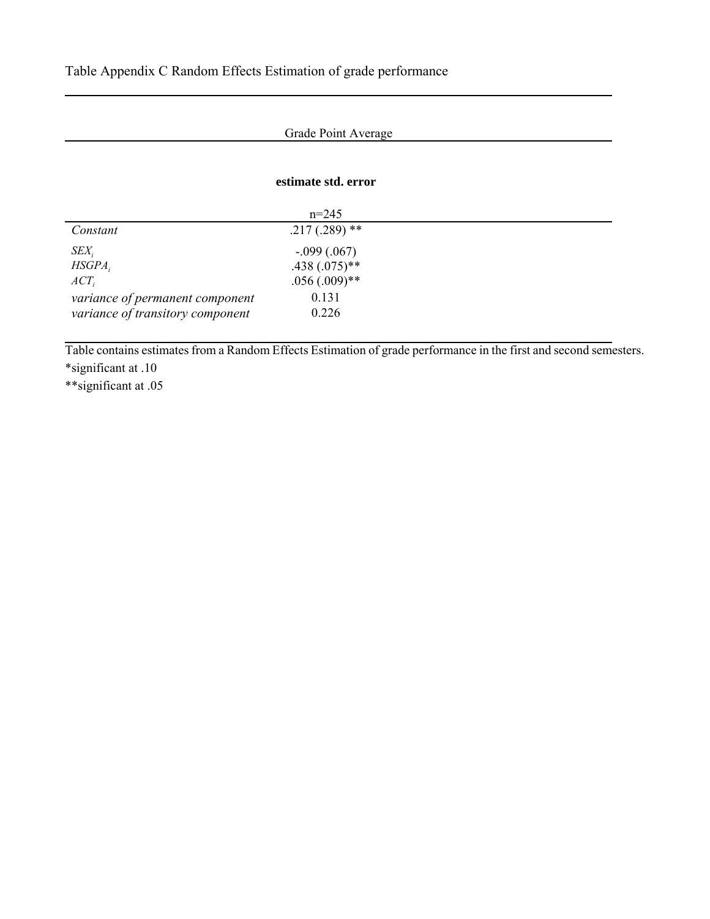Table Appendix C Random Effects Estimation of grade performance

| | Grade Point Average |
|---|---|
| | **estimate std. error** |
| | n=245 |
| *Constant* | .217 (.289) ** |
| $SEX_i$ | -.099 (.067) |
| $HSGPA_i$ | .438 (.075)** |
| $ACT_i$ | .056 (.009)** |
| *variance of permanent component* | 0.131 |
| *variance of transitory component* | 0.226 |

Table contains estimates from a Random Effects Estimation of grade performance in the first and second semesters.

*significant at .10

**significant at .05